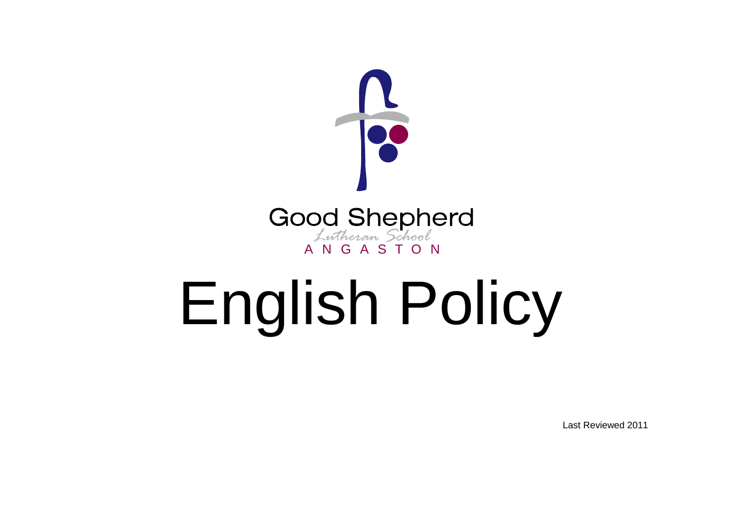Good Shepherd

Lutheran School

ANGASTON

# English Policy

Last Reviewed 2011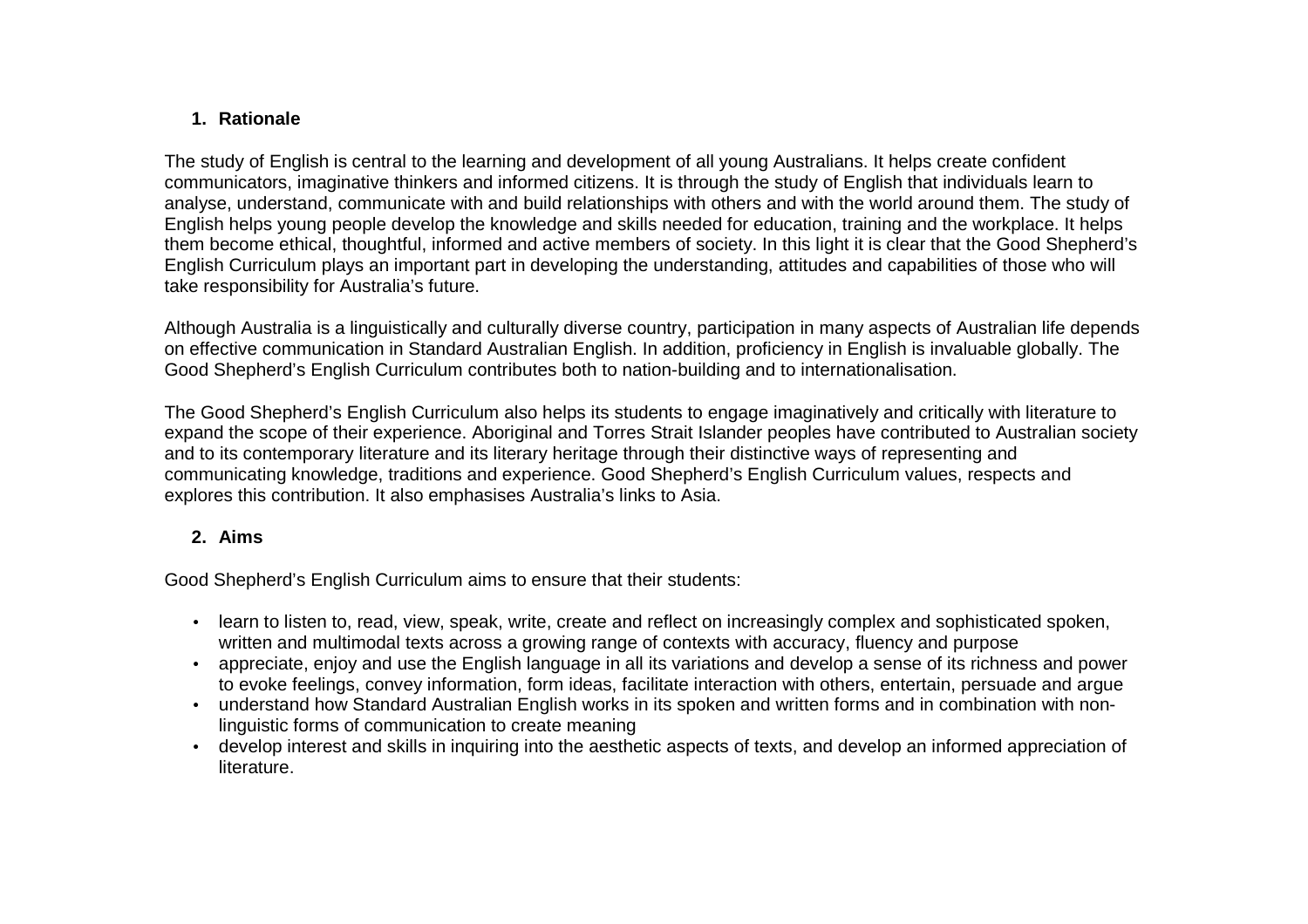## 1. Rationale

The study of English is central to the learning and development of all young Australians. It helps create confident communicators, imaginative thinkers and informed citizens. It is through the study of English that individuals learn to analyse, understand, communicate with and build relationships with others and with the world around them. The study of English helps young people develop the knowledge and skills needed for education, training and the workplace. It helps them become ethical, thoughtful, informed and active members of society. In this light it is clear that the Good Shepherd's English Curriculum plays an important part in developing the understanding, attitudes and capabilities of those who will take responsibility for Australia's future.

Although Australia is a linguistically and culturally diverse country, participation in many aspects of Australian life depends on effective communication in Standard Australian English. In addition, proficiency in English is invaluable globally. The Good Shepherd's English Curriculum contributes both to nation-building and to internationalisation.

The Good Shepherd's English Curriculum also helps its students to engage imaginatively and critically with literature to expand the scope of their experience. Aboriginal and Torres Strait Islander peoples have contributed to Australian society and to its contemporary literature and its literary heritage through their distinctive ways of representing and communicating knowledge, traditions and experience. Good Shepherd's English Curriculum values, respects and explores this contribution. It also emphasises Australia's links to Asia.

## 2. Aims

Good Shepherd's English Curriculum aims to ensure that their students:

- learn to listen to, read, view, speak, write, create and reflect on increasingly complex and sophisticated spoken, written and multimodal texts across a growing range of contexts with accuracy, fluency and purpose
- appreciate, enjoy and use the English language in all its variations and develop a sense of its richness and power to evoke feelings, convey information, form ideas, facilitate interaction with others, entertain, persuade and argue
- understand how Standard Australian English works in its spoken and written forms and in combination with non-linguistic forms of communication to create meaning
- develop interest and skills in inquiring into the aesthetic aspects of texts, and develop an informed appreciation of literature.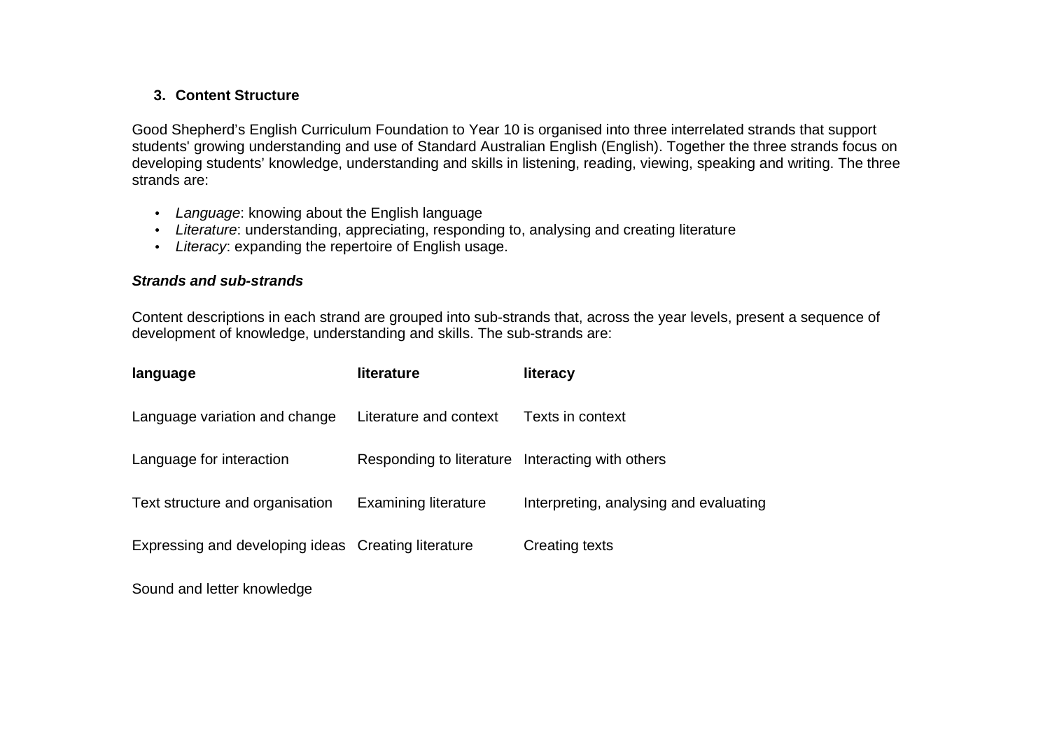## 3. Content Structure

Good Shepherd's English Curriculum Foundation to Year 10 is organised into three interrelated strands that support students' growing understanding and use of Standard Australian English (English). Together the three strands focus on developing students' knowledge, understanding and skills in listening, reading, viewing, speaking and writing. The three strands are:

- *Language*: knowing about the English language
- *Literature*: understanding, appreciating, responding to, analysing and creating literature
- *Literacy*: expanding the repertoire of English usage.

***Strands and sub-strands***

Content descriptions in each strand are grouped into sub-strands that, across the year levels, present a sequence of development of knowledge, understanding and skills. The sub-strands are:

| language | literature | literacy |
|---|---|---|
| Language variation and change | Literature and context | Texts in context |
| Language for interaction | Responding to literature | Interacting with others |
| Text structure and organisation | Examining literature | Interpreting, analysing and evaluating |
| Expressing and developing ideas | Creating literature | Creating texts |
| Sound and letter knowledge | | |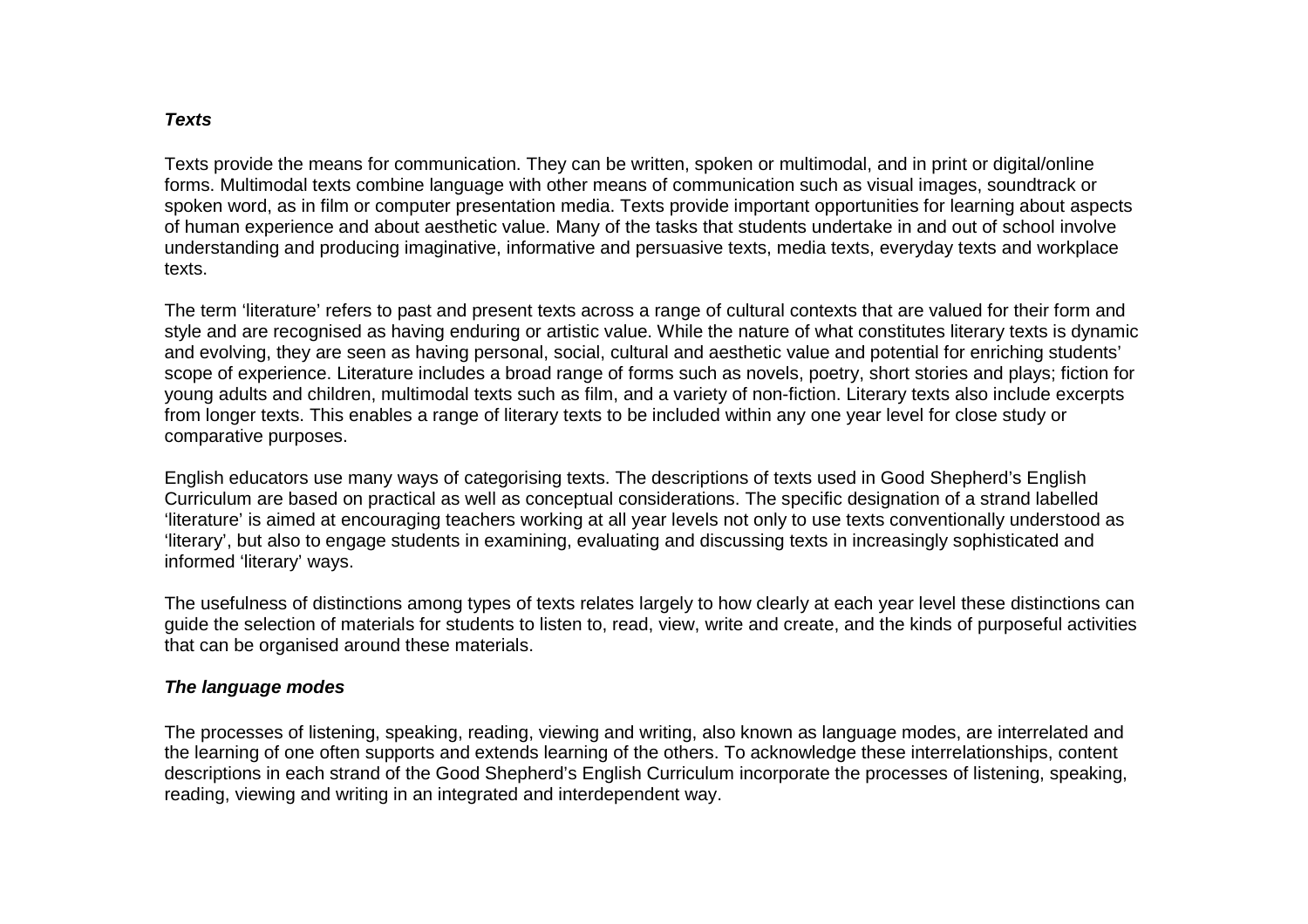***Texts***

Texts provide the means for communication. They can be written, spoken or multimodal, and in print or digital/online forms. Multimodal texts combine language with other means of communication such as visual images, soundtrack or spoken word, as in film or computer presentation media. Texts provide important opportunities for learning about aspects of human experience and about aesthetic value. Many of the tasks that students undertake in and out of school involve understanding and producing imaginative, informative and persuasive texts, media texts, everyday texts and workplace texts.

The term 'literature' refers to past and present texts across a range of cultural contexts that are valued for their form and style and are recognised as having enduring or artistic value. While the nature of what constitutes literary texts is dynamic and evolving, they are seen as having personal, social, cultural and aesthetic value and potential for enriching students' scope of experience. Literature includes a broad range of forms such as novels, poetry, short stories and plays; fiction for young adults and children, multimodal texts such as film, and a variety of non-fiction. Literary texts also include excerpts from longer texts. This enables a range of literary texts to be included within any one year level for close study or comparative purposes.

English educators use many ways of categorising texts. The descriptions of texts used in Good Shepherd's English Curriculum are based on practical as well as conceptual considerations. The specific designation of a strand labelled 'literature' is aimed at encouraging teachers working at all year levels not only to use texts conventionally understood as 'literary', but also to engage students in examining, evaluating and discussing texts in increasingly sophisticated and informed 'literary' ways.

The usefulness of distinctions among types of texts relates largely to how clearly at each year level these distinctions can guide the selection of materials for students to listen to, read, view, write and create, and the kinds of purposeful activities that can be organised around these materials.

***The language modes***

The processes of listening, speaking, reading, viewing and writing, also known as language modes, are interrelated and the learning of one often supports and extends learning of the others. To acknowledge these interrelationships, content descriptions in each strand of the Good Shepherd's English Curriculum incorporate the processes of listening, speaking, reading, viewing and writing in an integrated and interdependent way.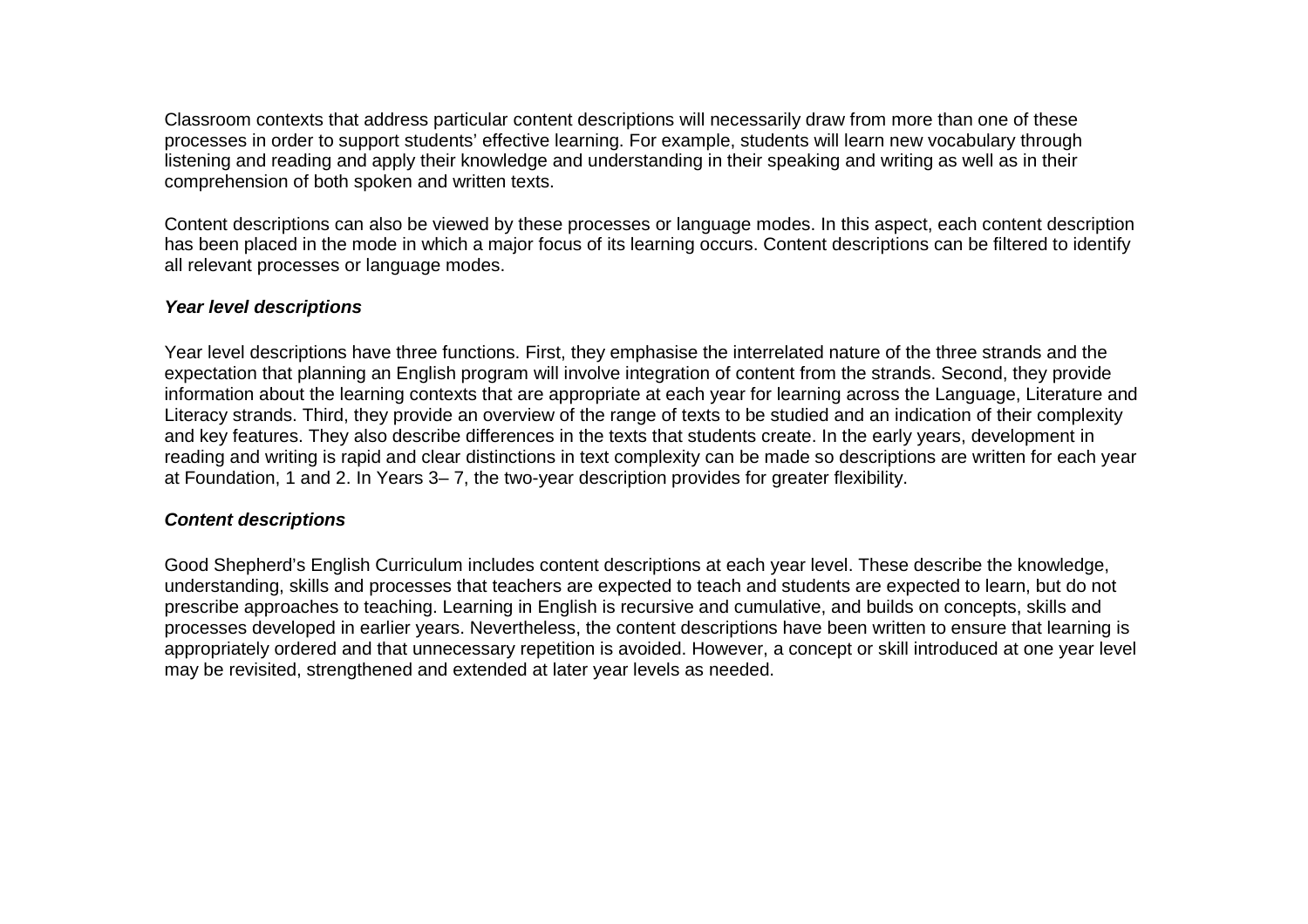Classroom contexts that address particular content descriptions will necessarily draw from more than one of these processes in order to support students' effective learning. For example, students will learn new vocabulary through listening and reading and apply their knowledge and understanding in their speaking and writing as well as in their comprehension of both spoken and written texts.

Content descriptions can also be viewed by these processes or language modes. In this aspect, each content description has been placed in the mode in which a major focus of its learning occurs. Content descriptions can be filtered to identify all relevant processes or language modes.

***Year level descriptions***

Year level descriptions have three functions. First, they emphasise the interrelated nature of the three strands and the expectation that planning an English program will involve integration of content from the strands. Second, they provide information about the learning contexts that are appropriate at each year for learning across the Language, Literature and Literacy strands. Third, they provide an overview of the range of texts to be studied and an indication of their complexity and key features. They also describe differences in the texts that students create. In the early years, development in reading and writing is rapid and clear distinctions in text complexity can be made so descriptions are written for each year at Foundation, 1 and 2. In Years 3– 7, the two-year description provides for greater flexibility.

***Content descriptions***

Good Shepherd's English Curriculum includes content descriptions at each year level. These describe the knowledge, understanding, skills and processes that teachers are expected to teach and students are expected to learn, but do not prescribe approaches to teaching. Learning in English is recursive and cumulative, and builds on concepts, skills and processes developed in earlier years. Nevertheless, the content descriptions have been written to ensure that learning is appropriately ordered and that unnecessary repetition is avoided. However, a concept or skill introduced at one year level may be revisited, strengthened and extended at later year levels as needed.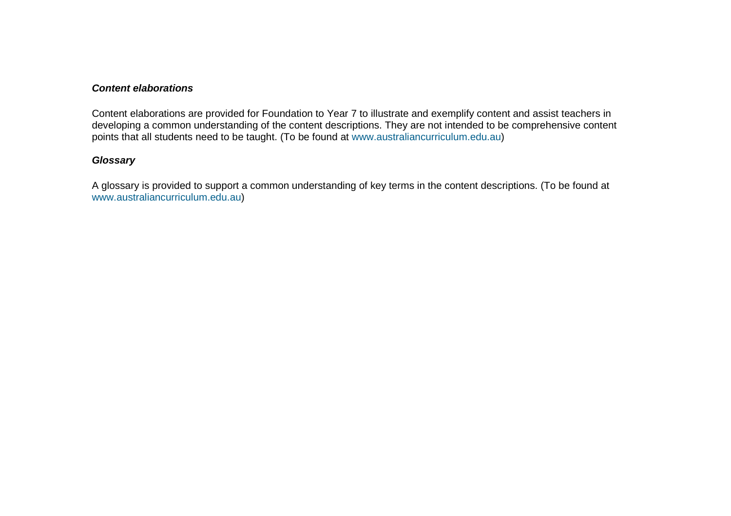### *Content elaborations*

Content elaborations are provided for Foundation to Year 7 to illustrate and exemplify content and assist teachers in developing a common understanding of the content descriptions. They are not intended to be comprehensive content points that all students need to be taught. (To be found at www.australiancurriculum.edu.au)

### *Glossary*

A glossary is provided to support a common understanding of key terms in the content descriptions. (To be found at www.australiancurriculum.edu.au)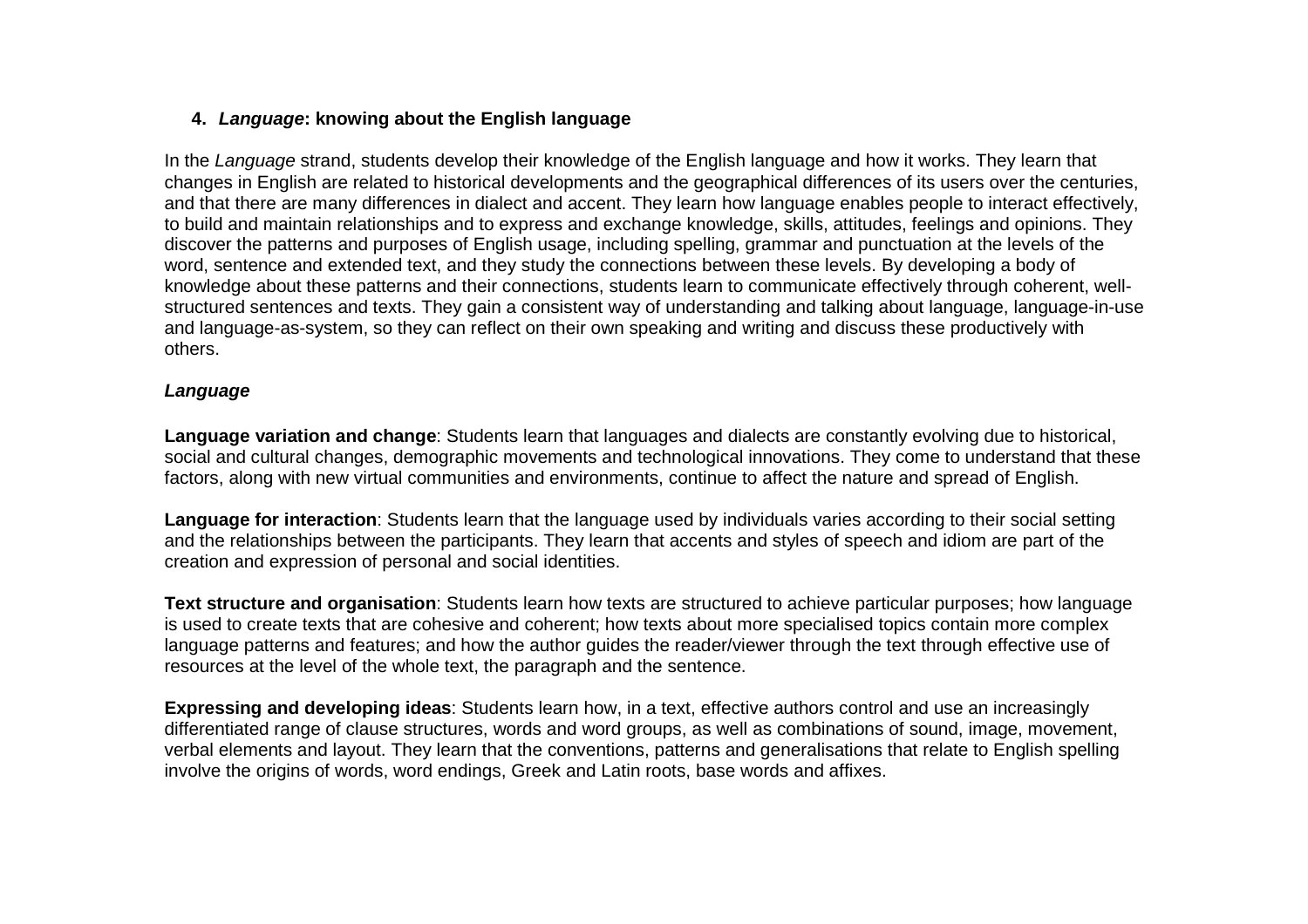## 4. *Language*: knowing about the English language

In the *Language* strand, students develop their knowledge of the English language and how it works. They learn that changes in English are related to historical developments and the geographical differences of its users over the centuries, and that there are many differences in dialect and accent. They learn how language enables people to interact effectively, to build and maintain relationships and to express and exchange knowledge, skills, attitudes, feelings and opinions. They discover the patterns and purposes of English usage, including spelling, grammar and punctuation at the levels of the word, sentence and extended text, and they study the connections between these levels. By developing a body of knowledge about these patterns and their connections, students learn to communicate effectively through coherent, well-structured sentences and texts. They gain a consistent way of understanding and talking about language, language-in-use and language-as-system, so they can reflect on their own speaking and writing and discuss these productively with others.

***Language***

**Language variation and change**: Students learn that languages and dialects are constantly evolving due to historical, social and cultural changes, demographic movements and technological innovations. They come to understand that these factors, along with new virtual communities and environments, continue to affect the nature and spread of English.

**Language for interaction**: Students learn that the language used by individuals varies according to their social setting and the relationships between the participants. They learn that accents and styles of speech and idiom are part of the creation and expression of personal and social identities.

**Text structure and organisation**: Students learn how texts are structured to achieve particular purposes; how language is used to create texts that are cohesive and coherent; how texts about more specialised topics contain more complex language patterns and features; and how the author guides the reader/viewer through the text through effective use of resources at the level of the whole text, the paragraph and the sentence.

**Expressing and developing ideas**: Students learn how, in a text, effective authors control and use an increasingly differentiated range of clause structures, words and word groups, as well as combinations of sound, image, movement, verbal elements and layout. They learn that the conventions, patterns and generalisations that relate to English spelling involve the origins of words, word endings, Greek and Latin roots, base words and affixes.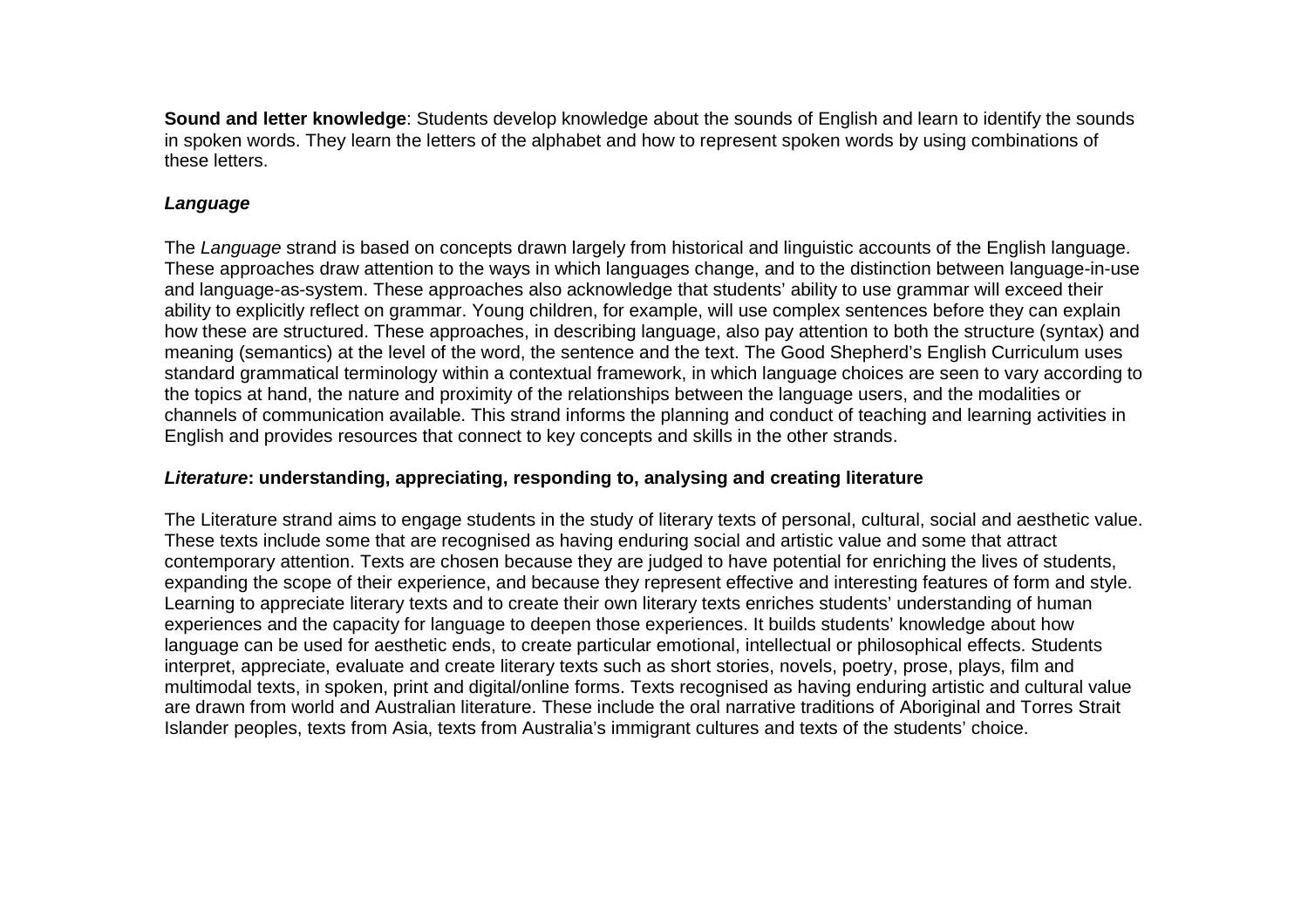**Sound and letter knowledge**: Students develop knowledge about the sounds of English and learn to identify the sounds in spoken words. They learn the letters of the alphabet and how to represent spoken words by using combinations of these letters.

### ***Language***

The *Language* strand is based on concepts drawn largely from historical and linguistic accounts of the English language. These approaches draw attention to the ways in which languages change, and to the distinction between language-in-use and language-as-system. These approaches also acknowledge that students' ability to use grammar will exceed their ability to explicitly reflect on grammar. Young children, for example, will use complex sentences before they can explain how these are structured. These approaches, in describing language, also pay attention to both the structure (syntax) and meaning (semantics) at the level of the word, the sentence and the text. The Good Shepherd's English Curriculum uses standard grammatical terminology within a contextual framework, in which language choices are seen to vary according to the topics at hand, the nature and proximity of the relationships between the language users, and the modalities or channels of communication available. This strand informs the planning and conduct of teaching and learning activities in English and provides resources that connect to key concepts and skills in the other strands.

### ***Literature*: understanding, appreciating, responding to, analysing and creating literature**

The Literature strand aims to engage students in the study of literary texts of personal, cultural, social and aesthetic value. These texts include some that are recognised as having enduring social and artistic value and some that attract contemporary attention. Texts are chosen because they are judged to have potential for enriching the lives of students, expanding the scope of their experience, and because they represent effective and interesting features of form and style. Learning to appreciate literary texts and to create their own literary texts enriches students' understanding of human experiences and the capacity for language to deepen those experiences. It builds students' knowledge about how language can be used for aesthetic ends, to create particular emotional, intellectual or philosophical effects. Students interpret, appreciate, evaluate and create literary texts such as short stories, novels, poetry, prose, plays, film and multimodal texts, in spoken, print and digital/online forms. Texts recognised as having enduring artistic and cultural value are drawn from world and Australian literature. These include the oral narrative traditions of Aboriginal and Torres Strait Islander peoples, texts from Asia, texts from Australia's immigrant cultures and texts of the students' choice.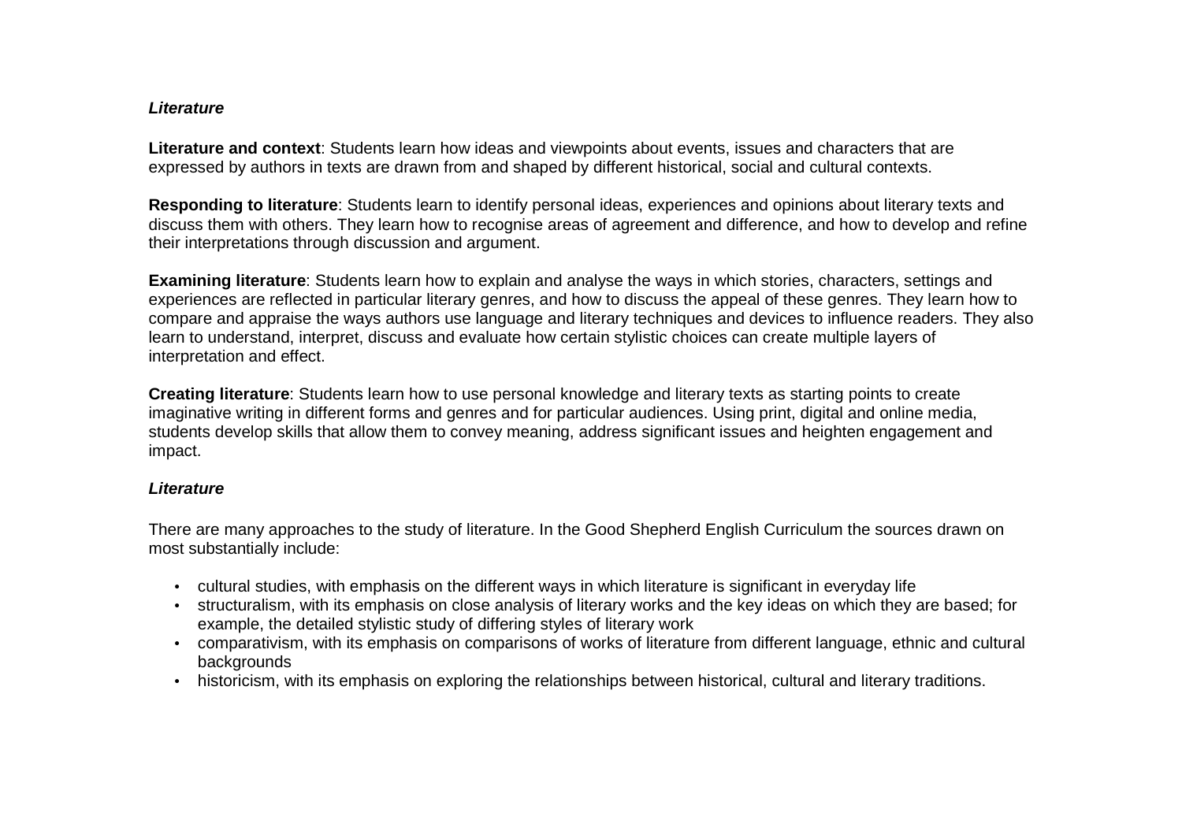***Literature***

**Literature and context**: Students learn how ideas and viewpoints about events, issues and characters that are expressed by authors in texts are drawn from and shaped by different historical, social and cultural contexts.

**Responding to literature**: Students learn to identify personal ideas, experiences and opinions about literary texts and discuss them with others. They learn how to recognise areas of agreement and difference, and how to develop and refine their interpretations through discussion and argument.

**Examining literature**: Students learn how to explain and analyse the ways in which stories, characters, settings and experiences are reflected in particular literary genres, and how to discuss the appeal of these genres. They learn how to compare and appraise the ways authors use language and literary techniques and devices to influence readers. They also learn to understand, interpret, discuss and evaluate how certain stylistic choices can create multiple layers of interpretation and effect.

**Creating literature**: Students learn how to use personal knowledge and literary texts as starting points to create imaginative writing in different forms and genres and for particular audiences. Using print, digital and online media, students develop skills that allow them to convey meaning, address significant issues and heighten engagement and impact.

***Literature***

There are many approaches to the study of literature. In the Good Shepherd English Curriculum the sources drawn on most substantially include:

- cultural studies, with emphasis on the different ways in which literature is significant in everyday life
- structuralism, with its emphasis on close analysis of literary works and the key ideas on which they are based; for example, the detailed stylistic study of differing styles of literary work
- comparativism, with its emphasis on comparisons of works of literature from different language, ethnic and cultural backgrounds
- historicism, with its emphasis on exploring the relationships between historical, cultural and literary traditions.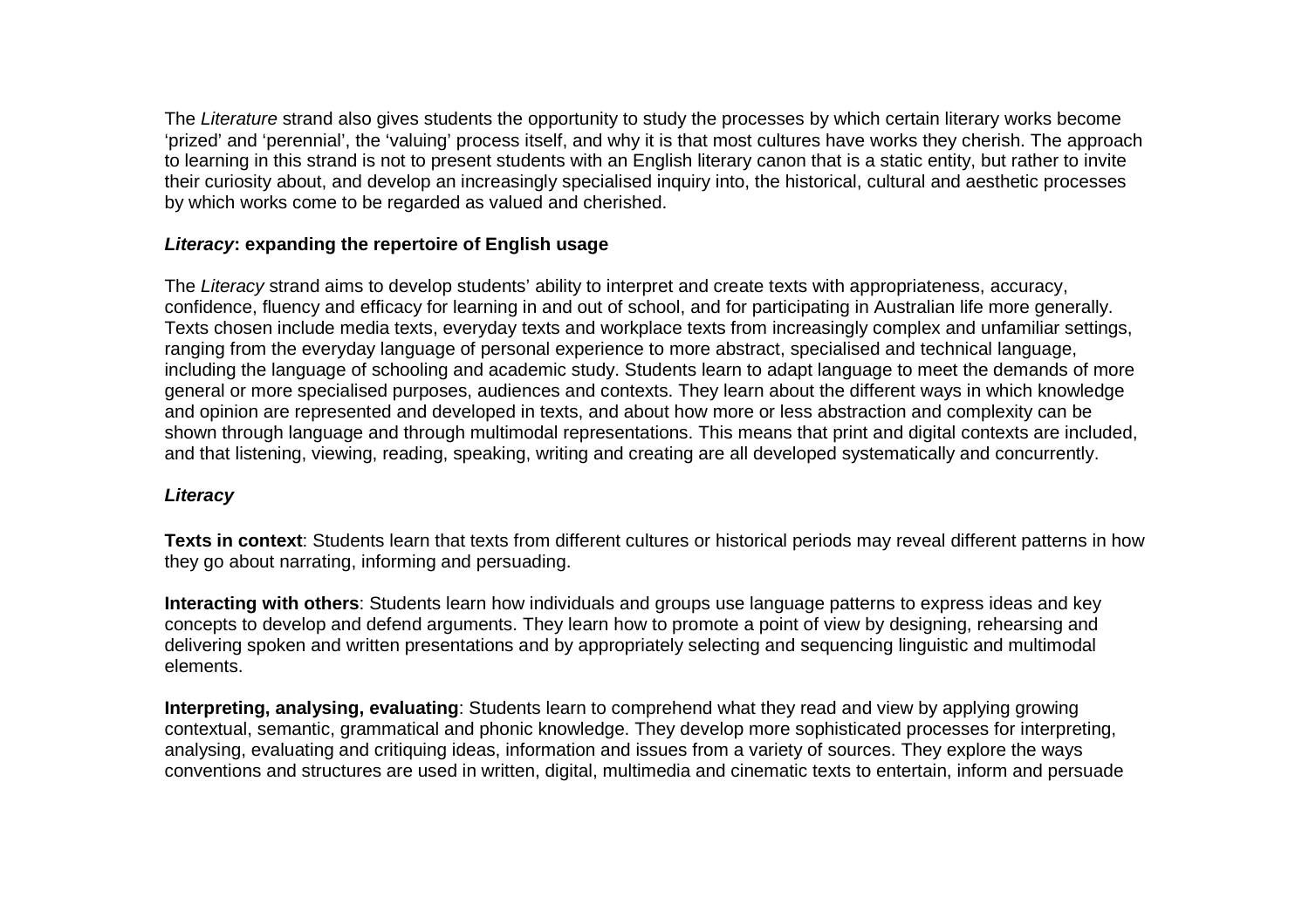The *Literature* strand also gives students the opportunity to study the processes by which certain literary works become 'prized' and 'perennial', the 'valuing' process itself, and why it is that most cultures have works they cherish. The approach to learning in this strand is not to present students with an English literary canon that is a static entity, but rather to invite their curiosity about, and develop an increasingly specialised inquiry into, the historical, cultural and aesthetic processes by which works come to be regarded as valued and cherished.

**_Literacy_: expanding the repertoire of English usage**

The *Literacy* strand aims to develop students' ability to interpret and create texts with appropriateness, accuracy, confidence, fluency and efficacy for learning in and out of school, and for participating in Australian life more generally. Texts chosen include media texts, everyday texts and workplace texts from increasingly complex and unfamiliar settings, ranging from the everyday language of personal experience to more abstract, specialised and technical language, including the language of schooling and academic study. Students learn to adapt language to meet the demands of more general or more specialised purposes, audiences and contexts. They learn about the different ways in which knowledge and opinion are represented and developed in texts, and about how more or less abstraction and complexity can be shown through language and through multimodal representations. This means that print and digital contexts are included, and that listening, viewing, reading, speaking, writing and creating are all developed systematically and concurrently.

***Literacy***

**Texts in context**: Students learn that texts from different cultures or historical periods may reveal different patterns in how they go about narrating, informing and persuading.

**Interacting with others**: Students learn how individuals and groups use language patterns to express ideas and key concepts to develop and defend arguments. They learn how to promote a point of view by designing, rehearsing and delivering spoken and written presentations and by appropriately selecting and sequencing linguistic and multimodal elements.

**Interpreting, analysing, evaluating**: Students learn to comprehend what they read and view by applying growing contextual, semantic, grammatical and phonic knowledge. They develop more sophisticated processes for interpreting, analysing, evaluating and critiquing ideas, information and issues from a variety of sources. They explore the ways conventions and structures are used in written, digital, multimedia and cinematic texts to entertain, inform and persuade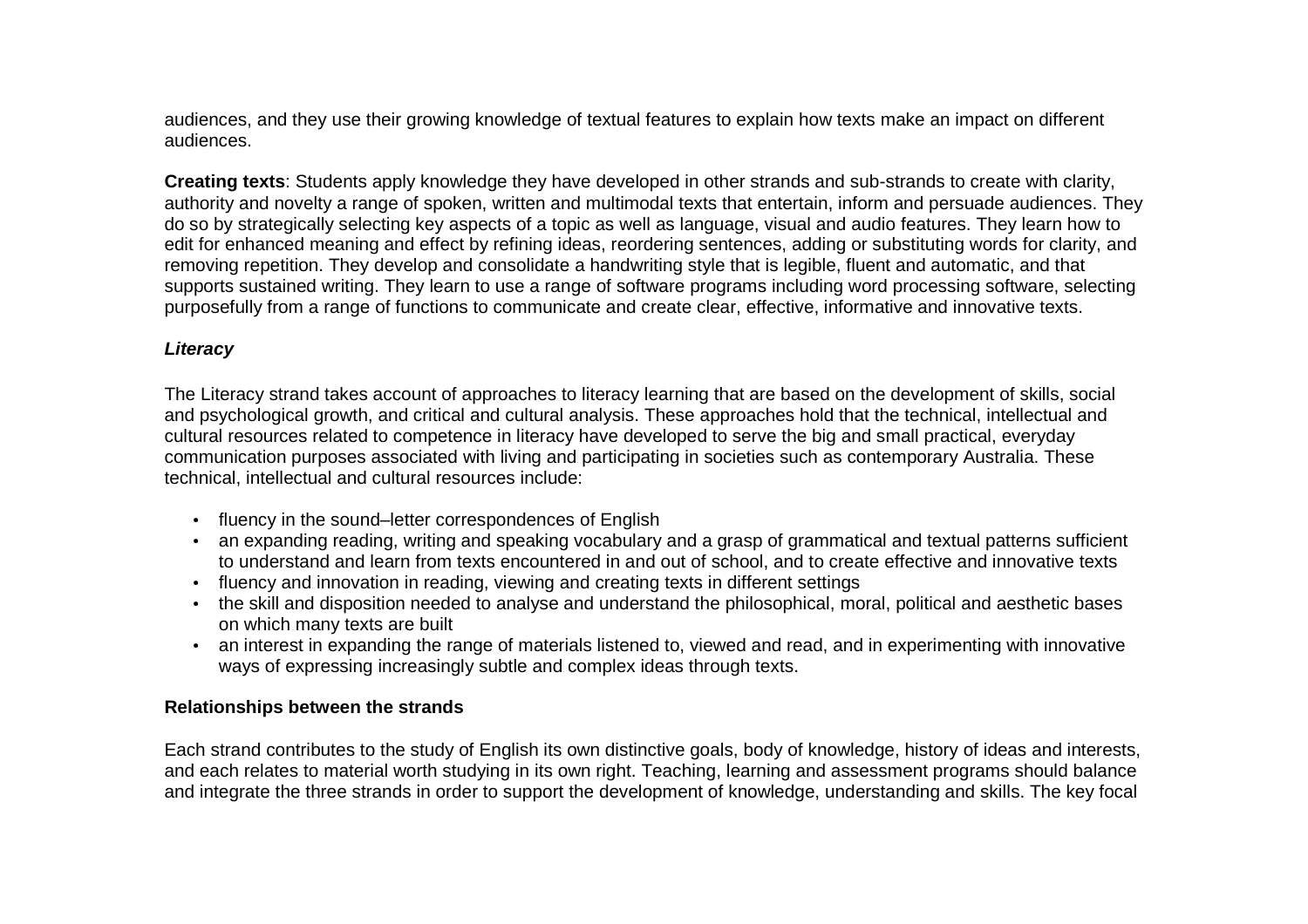audiences, and they use their growing knowledge of textual features to explain how texts make an impact on different audiences.

**Creating texts**: Students apply knowledge they have developed in other strands and sub-strands to create with clarity, authority and novelty a range of spoken, written and multimodal texts that entertain, inform and persuade audiences. They do so by strategically selecting key aspects of a topic as well as language, visual and audio features. They learn how to edit for enhanced meaning and effect by refining ideas, reordering sentences, adding or substituting words for clarity, and removing repetition. They develop and consolidate a handwriting style that is legible, fluent and automatic, and that supports sustained writing. They learn to use a range of software programs including word processing software, selecting purposefully from a range of functions to communicate and create clear, effective, informative and innovative texts.

***Literacy***

The Literacy strand takes account of approaches to literacy learning that are based on the development of skills, social and psychological growth, and critical and cultural analysis. These approaches hold that the technical, intellectual and cultural resources related to competence in literacy have developed to serve the big and small practical, everyday communication purposes associated with living and participating in societies such as contemporary Australia. These technical, intellectual and cultural resources include:

- fluency in the sound–letter correspondences of English
- an expanding reading, writing and speaking vocabulary and a grasp of grammatical and textual patterns sufficient to understand and learn from texts encountered in and out of school, and to create effective and innovative texts
- fluency and innovation in reading, viewing and creating texts in different settings
- the skill and disposition needed to analyse and understand the philosophical, moral, political and aesthetic bases on which many texts are built
- an interest in expanding the range of materials listened to, viewed and read, and in experimenting with innovative ways of expressing increasingly subtle and complex ideas through texts.

**Relationships between the strands**

Each strand contributes to the study of English its own distinctive goals, body of knowledge, history of ideas and interests, and each relates to material worth studying in its own right. Teaching, learning and assessment programs should balance and integrate the three strands in order to support the development of knowledge, understanding and skills. The key focal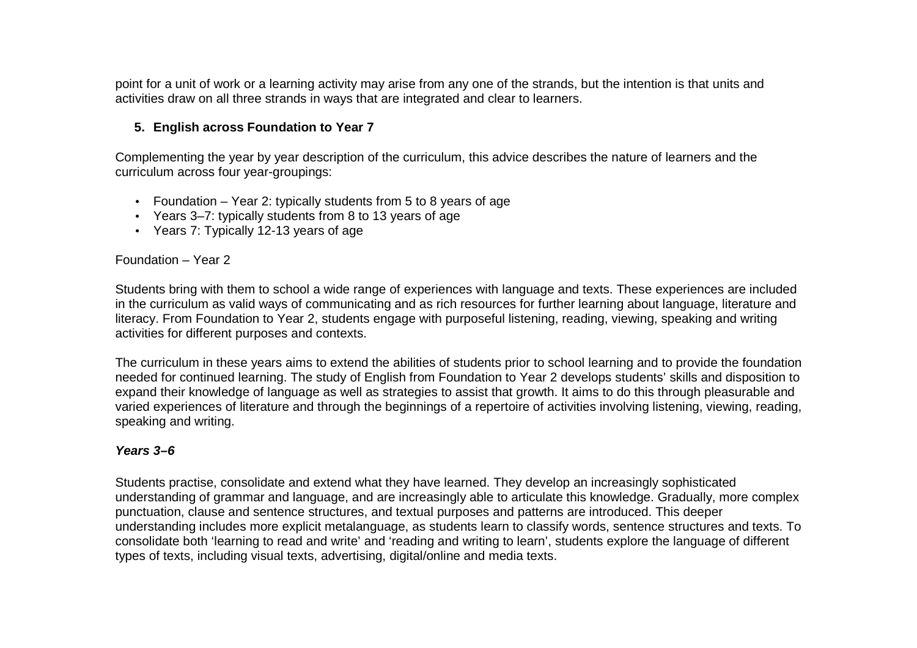point for a unit of work or a learning activity may arise from any one of the strands, but the intention is that units and activities draw on all three strands in ways that are integrated and clear to learners.

## 5. English across Foundation to Year 7

Complementing the year by year description of the curriculum, this advice describes the nature of learners and the curriculum across four year-groupings:

- Foundation – Year 2: typically students from 5 to 8 years of age
- Years 3–7: typically students from 8 to 13 years of age
- Years 7: Typically 12-13 years of age

Foundation – Year 2

Students bring with them to school a wide range of experiences with language and texts. These experiences are included in the curriculum as valid ways of communicating and as rich resources for further learning about language, literature and literacy. From Foundation to Year 2, students engage with purposeful listening, reading, viewing, speaking and writing activities for different purposes and contexts.

The curriculum in these years aims to extend the abilities of students prior to school learning and to provide the foundation needed for continued learning. The study of English from Foundation to Year 2 develops students' skills and disposition to expand their knowledge of language as well as strategies to assist that growth. It aims to do this through pleasurable and varied experiences of literature and through the beginnings of a repertoire of activities involving listening, viewing, reading, speaking and writing.

***Years 3–6***

Students practise, consolidate and extend what they have learned. They develop an increasingly sophisticated understanding of grammar and language, and are increasingly able to articulate this knowledge. Gradually, more complex punctuation, clause and sentence structures, and textual purposes and patterns are introduced. This deeper understanding includes more explicit metalanguage, as students learn to classify words, sentence structures and texts. To consolidate both 'learning to read and write' and 'reading and writing to learn', students explore the language of different types of texts, including visual texts, advertising, digital/online and media texts.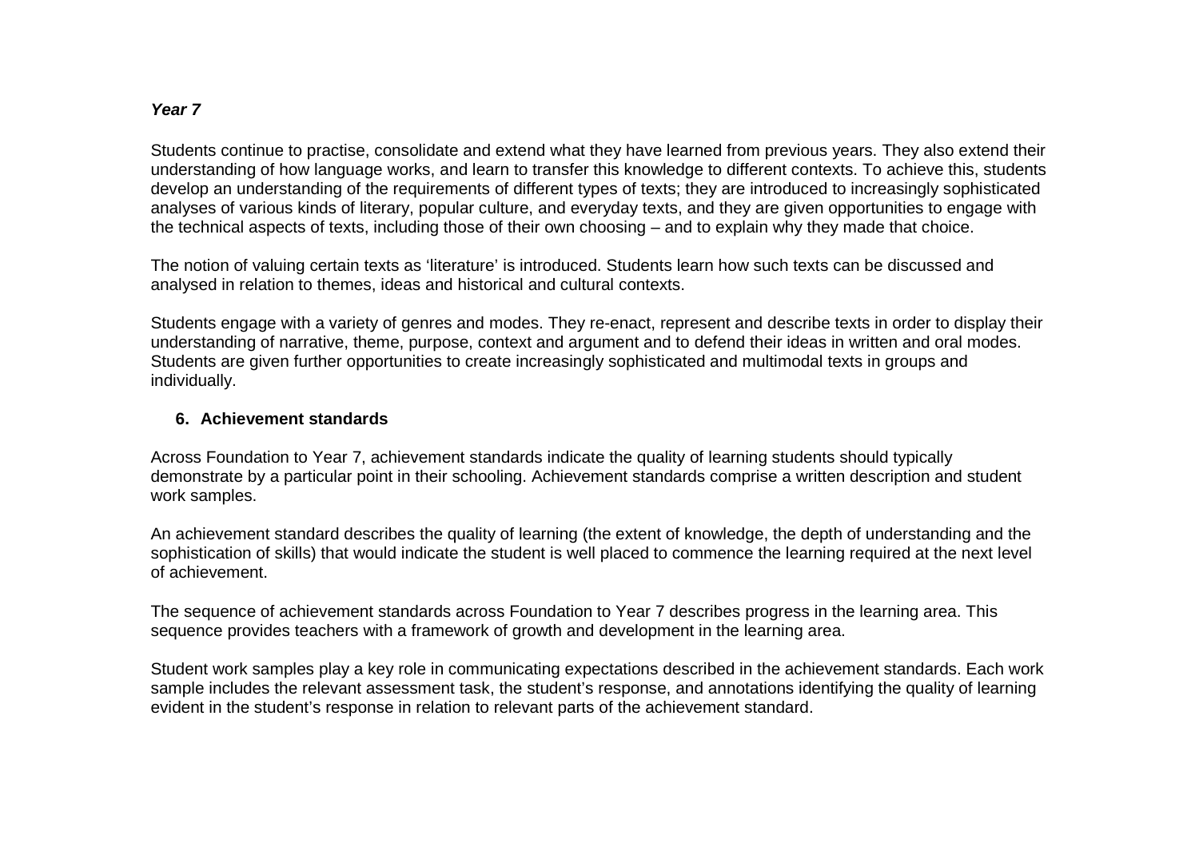***Year 7***

Students continue to practise, consolidate and extend what they have learned from previous years. They also extend their understanding of how language works, and learn to transfer this knowledge to different contexts. To achieve this, students develop an understanding of the requirements of different types of texts; they are introduced to increasingly sophisticated analyses of various kinds of literary, popular culture, and everyday texts, and they are given opportunities to engage with the technical aspects of texts, including those of their own choosing – and to explain why they made that choice.

The notion of valuing certain texts as 'literature' is introduced. Students learn how such texts can be discussed and analysed in relation to themes, ideas and historical and cultural contexts.

Students engage with a variety of genres and modes. They re-enact, represent and describe texts in order to display their understanding of narrative, theme, purpose, context and argument and to defend their ideas in written and oral modes. Students are given further opportunities to create increasingly sophisticated and multimodal texts in groups and individually.

## 6. Achievement standards

Across Foundation to Year 7, achievement standards indicate the quality of learning students should typically demonstrate by a particular point in their schooling. Achievement standards comprise a written description and student work samples.

An achievement standard describes the quality of learning (the extent of knowledge, the depth of understanding and the sophistication of skills) that would indicate the student is well placed to commence the learning required at the next level of achievement.

The sequence of achievement standards across Foundation to Year 7 describes progress in the learning area. This sequence provides teachers with a framework of growth and development in the learning area.

Student work samples play a key role in communicating expectations described in the achievement standards. Each work sample includes the relevant assessment task, the student's response, and annotations identifying the quality of learning evident in the student's response in relation to relevant parts of the achievement standard.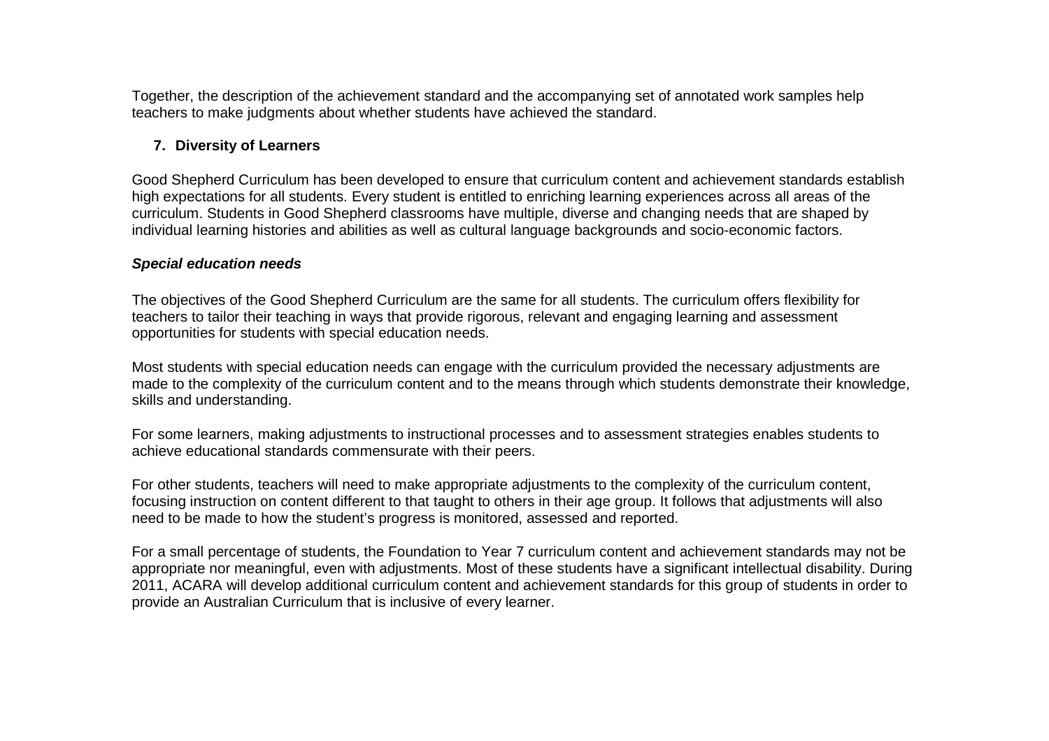Together, the description of the achievement standard and the accompanying set of annotated work samples help teachers to make judgments about whether students have achieved the standard.

## 7. Diversity of Learners

Good Shepherd Curriculum has been developed to ensure that curriculum content and achievement standards establish high expectations for all students. Every student is entitled to enriching learning experiences across all areas of the curriculum. Students in Good Shepherd classrooms have multiple, diverse and changing needs that are shaped by individual learning histories and abilities as well as cultural language backgrounds and socio-economic factors.

***Special education needs***

The objectives of the Good Shepherd Curriculum are the same for all students. The curriculum offers flexibility for teachers to tailor their teaching in ways that provide rigorous, relevant and engaging learning and assessment opportunities for students with special education needs.

Most students with special education needs can engage with the curriculum provided the necessary adjustments are made to the complexity of the curriculum content and to the means through which students demonstrate their knowledge, skills and understanding.

For some learners, making adjustments to instructional processes and to assessment strategies enables students to achieve educational standards commensurate with their peers.

For other students, teachers will need to make appropriate adjustments to the complexity of the curriculum content, focusing instruction on content different to that taught to others in their age group. It follows that adjustments will also need to be made to how the student's progress is monitored, assessed and reported.

For a small percentage of students, the Foundation to Year 7 curriculum content and achievement standards may not be appropriate nor meaningful, even with adjustments. Most of these students have a significant intellectual disability. During 2011, ACARA will develop additional curriculum content and achievement standards for this group of students in order to provide an Australian Curriculum that is inclusive of every learner.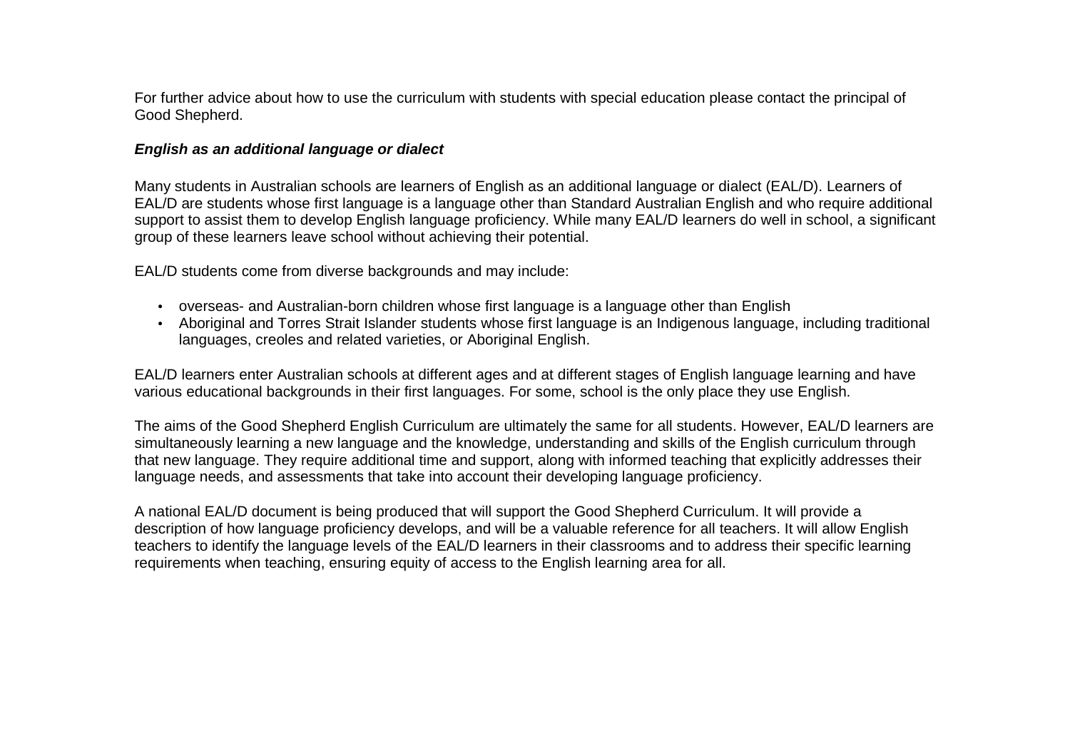For further advice about how to use the curriculum with students with special education please contact the principal of Good Shepherd.

***English as an additional language or dialect***

Many students in Australian schools are learners of English as an additional language or dialect (EAL/D). Learners of EAL/D are students whose first language is a language other than Standard Australian English and who require additional support to assist them to develop English language proficiency. While many EAL/D learners do well in school, a significant group of these learners leave school without achieving their potential.

EAL/D students come from diverse backgrounds and may include:

- overseas- and Australian-born children whose first language is a language other than English
- Aboriginal and Torres Strait Islander students whose first language is an Indigenous language, including traditional languages, creoles and related varieties, or Aboriginal English.

EAL/D learners enter Australian schools at different ages and at different stages of English language learning and have various educational backgrounds in their first languages. For some, school is the only place they use English.

The aims of the Good Shepherd English Curriculum are ultimately the same for all students. However, EAL/D learners are simultaneously learning a new language and the knowledge, understanding and skills of the English curriculum through that new language. They require additional time and support, along with informed teaching that explicitly addresses their language needs, and assessments that take into account their developing language proficiency.

A national EAL/D document is being produced that will support the Good Shepherd Curriculum. It will provide a description of how language proficiency develops, and will be a valuable reference for all teachers. It will allow English teachers to identify the language levels of the EAL/D learners in their classrooms and to address their specific learning requirements when teaching, ensuring equity of access to the English learning area for all.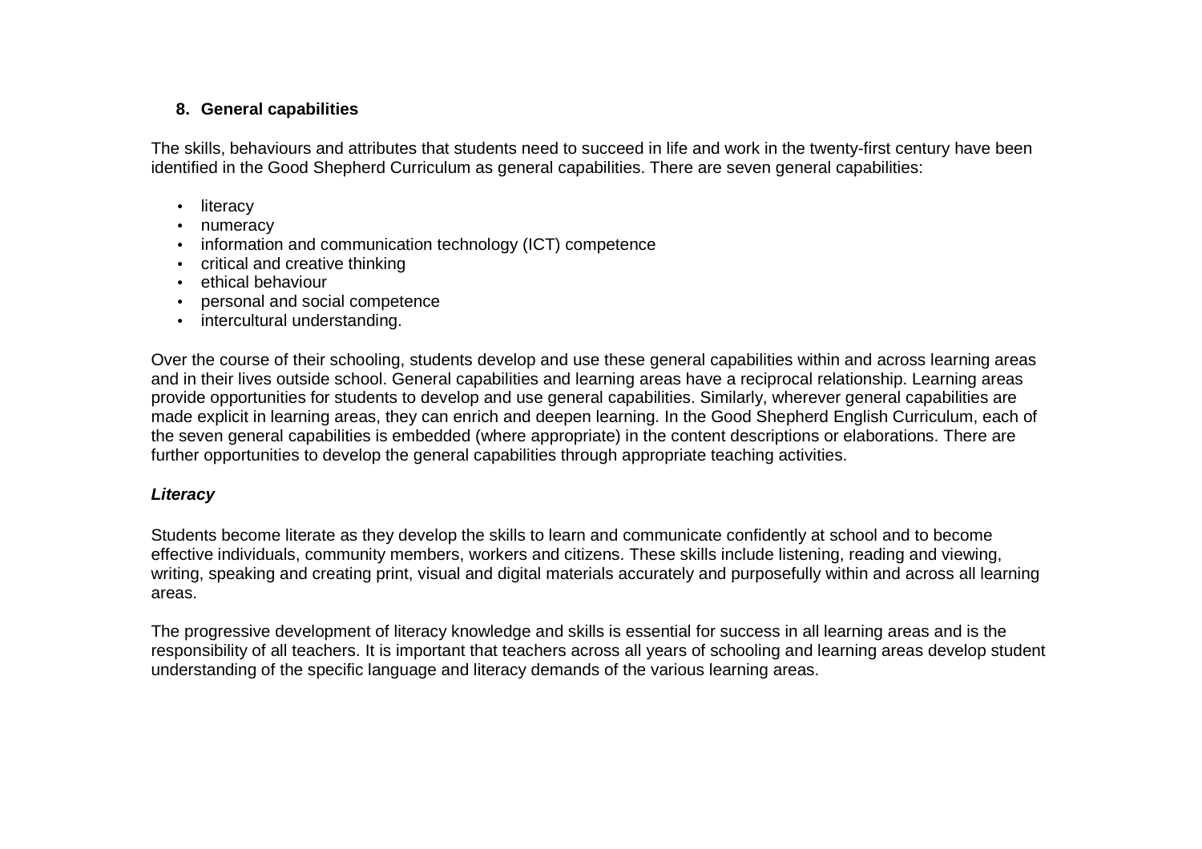## 8. General capabilities

The skills, behaviours and attributes that students need to succeed in life and work in the twenty-first century have been identified in the Good Shepherd Curriculum as general capabilities. There are seven general capabilities:

- literacy
- numeracy
- information and communication technology (ICT) competence
- critical and creative thinking
- ethical behaviour
- personal and social competence
- intercultural understanding.

Over the course of their schooling, students develop and use these general capabilities within and across learning areas and in their lives outside school. General capabilities and learning areas have a reciprocal relationship. Learning areas provide opportunities for students to develop and use general capabilities. Similarly, wherever general capabilities are made explicit in learning areas, they can enrich and deepen learning. In the Good Shepherd English Curriculum, each of the seven general capabilities is embedded (where appropriate) in the content descriptions or elaborations. There are further opportunities to develop the general capabilities through appropriate teaching activities.

***Literacy***

Students become literate as they develop the skills to learn and communicate confidently at school and to become effective individuals, community members, workers and citizens. These skills include listening, reading and viewing, writing, speaking and creating print, visual and digital materials accurately and purposefully within and across all learning areas.

The progressive development of literacy knowledge and skills is essential for success in all learning areas and is the responsibility of all teachers. It is important that teachers across all years of schooling and learning areas develop student understanding of the specific language and literacy demands of the various learning areas.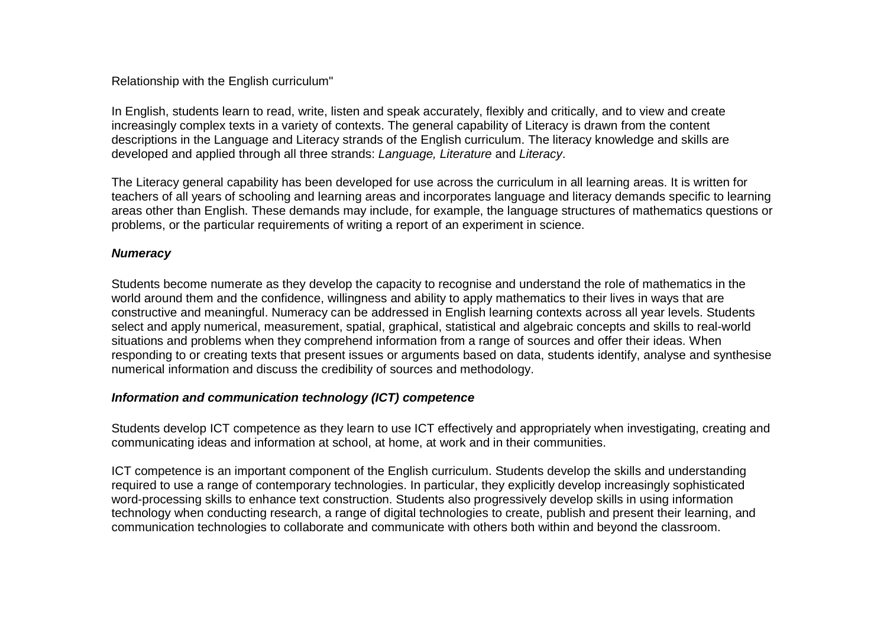Relationship with the English curriculum"

In English, students learn to read, write, listen and speak accurately, flexibly and critically, and to view and create increasingly complex texts in a variety of contexts. The general capability of Literacy is drawn from the content descriptions in the Language and Literacy strands of the English curriculum. The literacy knowledge and skills are developed and applied through all three strands: *Language, Literature* and *Literacy*.

The Literacy general capability has been developed for use across the curriculum in all learning areas. It is written for teachers of all years of schooling and learning areas and incorporates language and literacy demands specific to learning areas other than English. These demands may include, for example, the language structures of mathematics questions or problems, or the particular requirements of writing a report of an experiment in science.

***Numeracy***

Students become numerate as they develop the capacity to recognise and understand the role of mathematics in the world around them and the confidence, willingness and ability to apply mathematics to their lives in ways that are constructive and meaningful. Numeracy can be addressed in English learning contexts across all year levels. Students select and apply numerical, measurement, spatial, graphical, statistical and algebraic concepts and skills to real-world situations and problems when they comprehend information from a range of sources and offer their ideas. When responding to or creating texts that present issues or arguments based on data, students identify, analyse and synthesise numerical information and discuss the credibility of sources and methodology.

***Information and communication technology (ICT) competence***

Students develop ICT competence as they learn to use ICT effectively and appropriately when investigating, creating and communicating ideas and information at school, at home, at work and in their communities.

ICT competence is an important component of the English curriculum. Students develop the skills and understanding required to use a range of contemporary technologies. In particular, they explicitly develop increasingly sophisticated word-processing skills to enhance text construction. Students also progressively develop skills in using information technology when conducting research, a range of digital technologies to create, publish and present their learning, and communication technologies to collaborate and communicate with others both within and beyond the classroom.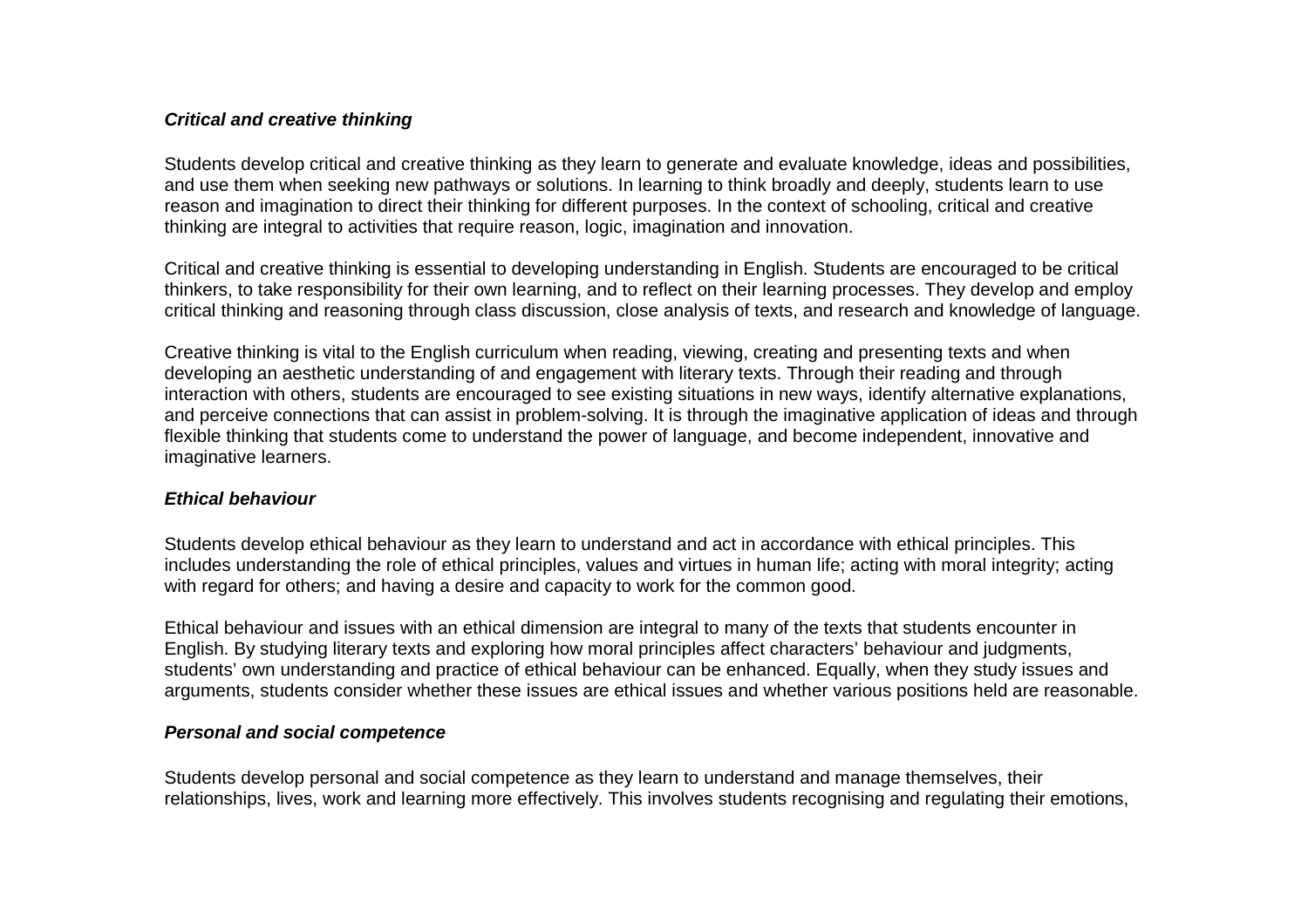***Critical and creative thinking***

Students develop critical and creative thinking as they learn to generate and evaluate knowledge, ideas and possibilities, and use them when seeking new pathways or solutions. In learning to think broadly and deeply, students learn to use reason and imagination to direct their thinking for different purposes. In the context of schooling, critical and creative thinking are integral to activities that require reason, logic, imagination and innovation.

Critical and creative thinking is essential to developing understanding in English. Students are encouraged to be critical thinkers, to take responsibility for their own learning, and to reflect on their learning processes. They develop and employ critical thinking and reasoning through class discussion, close analysis of texts, and research and knowledge of language.

Creative thinking is vital to the English curriculum when reading, viewing, creating and presenting texts and when developing an aesthetic understanding of and engagement with literary texts. Through their reading and through interaction with others, students are encouraged to see existing situations in new ways, identify alternative explanations, and perceive connections that can assist in problem-solving. It is through the imaginative application of ideas and through flexible thinking that students come to understand the power of language, and become independent, innovative and imaginative learners.

***Ethical behaviour***

Students develop ethical behaviour as they learn to understand and act in accordance with ethical principles. This includes understanding the role of ethical principles, values and virtues in human life; acting with moral integrity; acting with regard for others; and having a desire and capacity to work for the common good.

Ethical behaviour and issues with an ethical dimension are integral to many of the texts that students encounter in English. By studying literary texts and exploring how moral principles affect characters' behaviour and judgments, students' own understanding and practice of ethical behaviour can be enhanced. Equally, when they study issues and arguments, students consider whether these issues are ethical issues and whether various positions held are reasonable.

***Personal and social competence***

Students develop personal and social competence as they learn to understand and manage themselves, their relationships, lives, work and learning more effectively. This involves students recognising and regulating their emotions,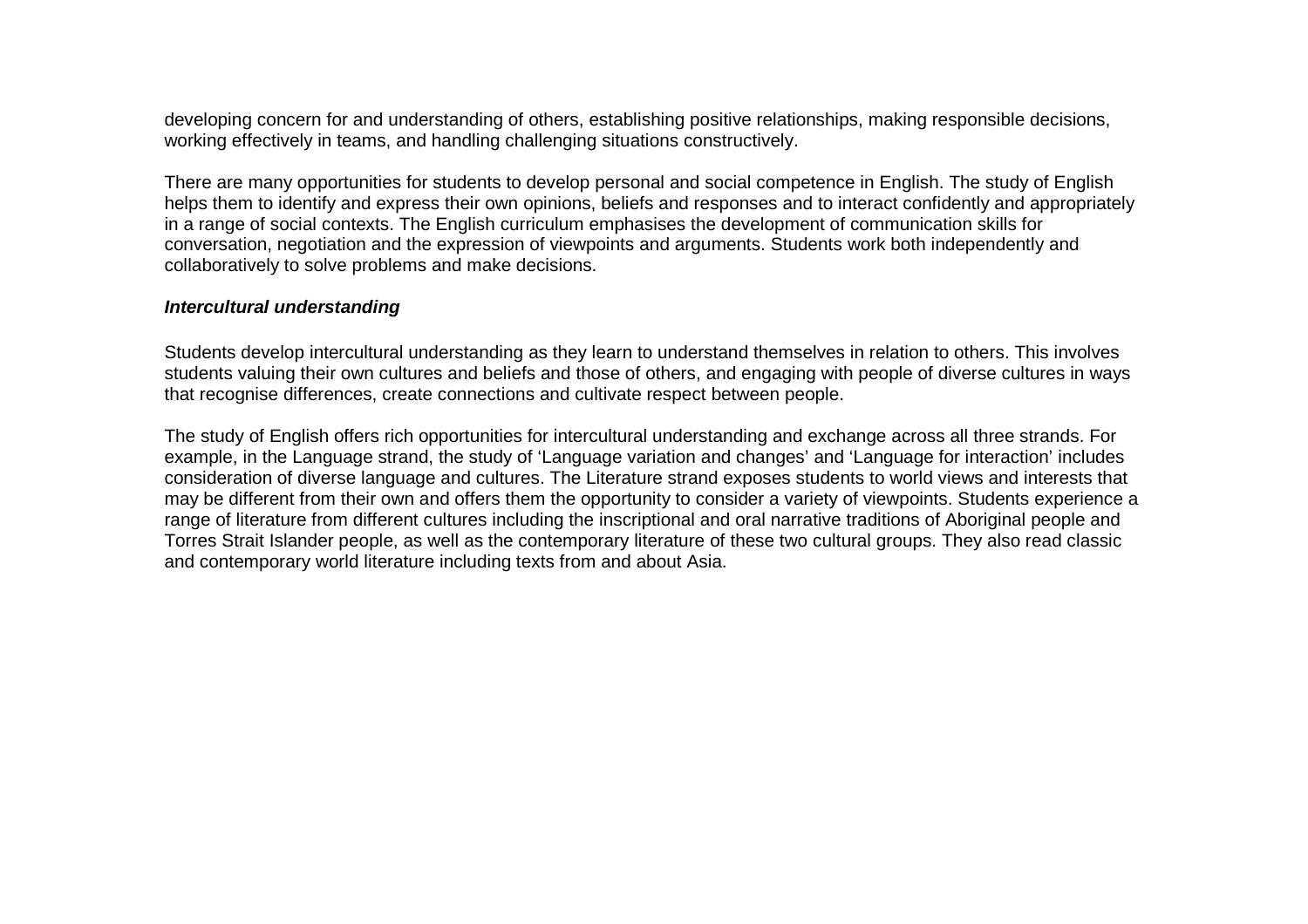developing concern for and understanding of others, establishing positive relationships, making responsible decisions, working effectively in teams, and handling challenging situations constructively.

There are many opportunities for students to develop personal and social competence in English. The study of English helps them to identify and express their own opinions, beliefs and responses and to interact confidently and appropriately in a range of social contexts. The English curriculum emphasises the development of communication skills for conversation, negotiation and the expression of viewpoints and arguments. Students work both independently and collaboratively to solve problems and make decisions.

***Intercultural understanding***

Students develop intercultural understanding as they learn to understand themselves in relation to others. This involves students valuing their own cultures and beliefs and those of others, and engaging with people of diverse cultures in ways that recognise differences, create connections and cultivate respect between people.

The study of English offers rich opportunities for intercultural understanding and exchange across all three strands. For example, in the Language strand, the study of 'Language variation and changes' and 'Language for interaction' includes consideration of diverse language and cultures. The Literature strand exposes students to world views and interests that may be different from their own and offers them the opportunity to consider a variety of viewpoints. Students experience a range of literature from different cultures including the inscriptional and oral narrative traditions of Aboriginal people and Torres Strait Islander people, as well as the contemporary literature of these two cultural groups. They also read classic and contemporary world literature including texts from and about Asia.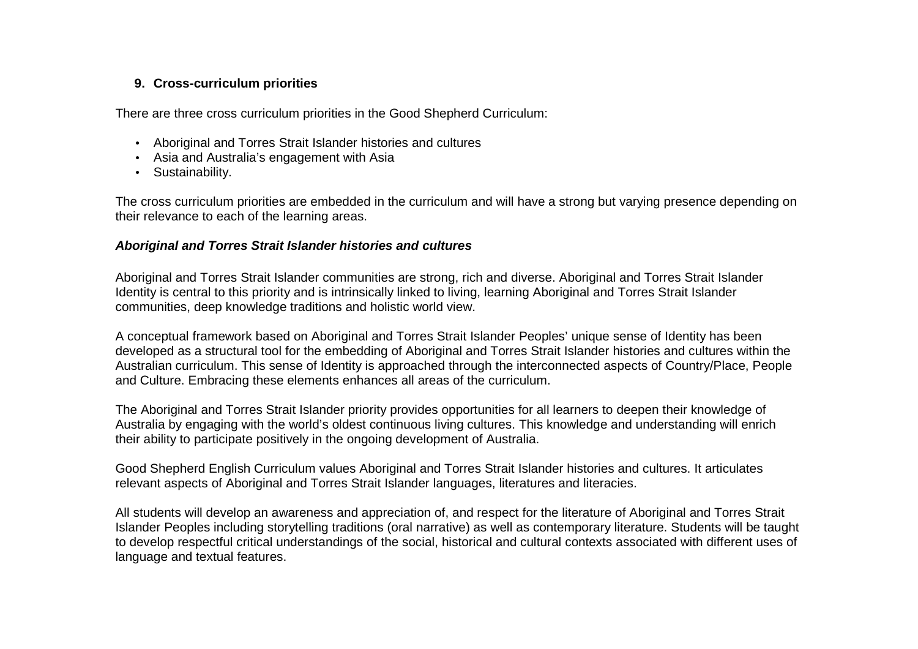## 9. Cross-curriculum priorities

There are three cross curriculum priorities in the Good Shepherd Curriculum:

- Aboriginal and Torres Strait Islander histories and cultures
- Asia and Australia's engagement with Asia
- Sustainability.

The cross curriculum priorities are embedded in the curriculum and will have a strong but varying presence depending on their relevance to each of the learning areas.

***Aboriginal and Torres Strait Islander histories and cultures***

Aboriginal and Torres Strait Islander communities are strong, rich and diverse. Aboriginal and Torres Strait Islander Identity is central to this priority and is intrinsically linked to living, learning Aboriginal and Torres Strait Islander communities, deep knowledge traditions and holistic world view.

A conceptual framework based on Aboriginal and Torres Strait Islander Peoples' unique sense of Identity has been developed as a structural tool for the embedding of Aboriginal and Torres Strait Islander histories and cultures within the Australian curriculum. This sense of Identity is approached through the interconnected aspects of Country/Place, People and Culture. Embracing these elements enhances all areas of the curriculum.

The Aboriginal and Torres Strait Islander priority provides opportunities for all learners to deepen their knowledge of Australia by engaging with the world's oldest continuous living cultures. This knowledge and understanding will enrich their ability to participate positively in the ongoing development of Australia.

Good Shepherd English Curriculum values Aboriginal and Torres Strait Islander histories and cultures. It articulates relevant aspects of Aboriginal and Torres Strait Islander languages, literatures and literacies.

All students will develop an awareness and appreciation of, and respect for the literature of Aboriginal and Torres Strait Islander Peoples including storytelling traditions (oral narrative) as well as contemporary literature. Students will be taught to develop respectful critical understandings of the social, historical and cultural contexts associated with different uses of language and textual features.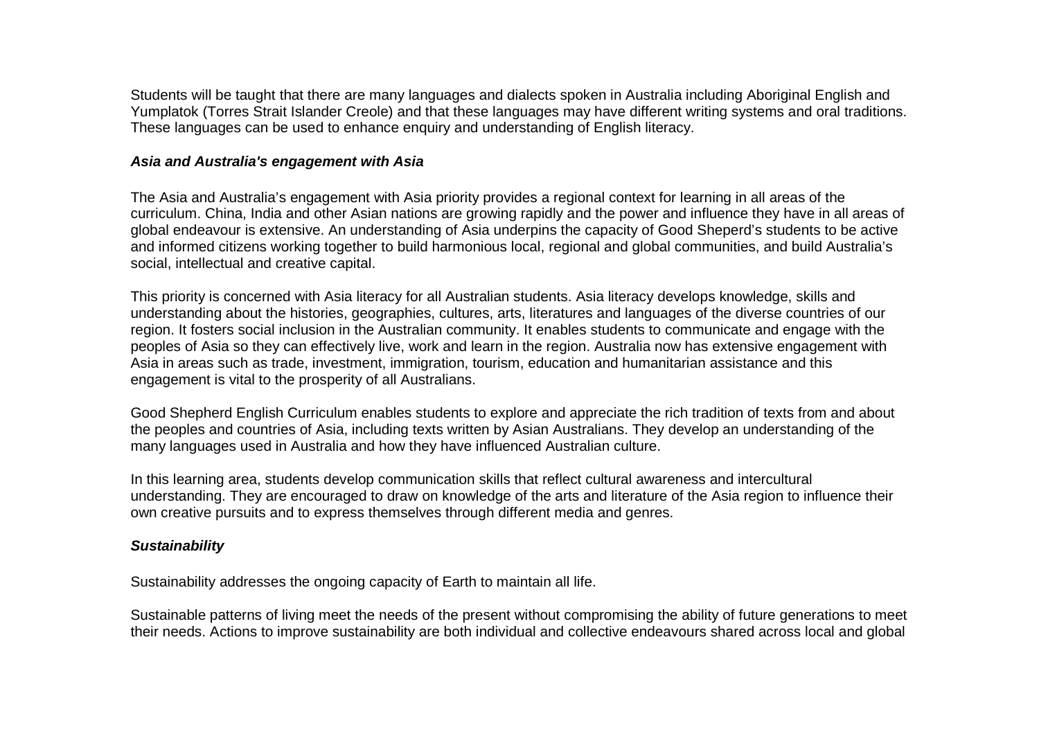Students will be taught that there are many languages and dialects spoken in Australia including Aboriginal English and Yumplatok (Torres Strait Islander Creole) and that these languages may have different writing systems and oral traditions. These languages can be used to enhance enquiry and understanding of English literacy.

***Asia and Australia's engagement with Asia***

The Asia and Australia's engagement with Asia priority provides a regional context for learning in all areas of the curriculum. China, India and other Asian nations are growing rapidly and the power and influence they have in all areas of global endeavour is extensive. An understanding of Asia underpins the capacity of Good Sheperd's students to be active and informed citizens working together to build harmonious local, regional and global communities, and build Australia's social, intellectual and creative capital.

This priority is concerned with Asia literacy for all Australian students. Asia literacy develops knowledge, skills and understanding about the histories, geographies, cultures, arts, literatures and languages of the diverse countries of our region. It fosters social inclusion in the Australian community. It enables students to communicate and engage with the peoples of Asia so they can effectively live, work and learn in the region. Australia now has extensive engagement with Asia in areas such as trade, investment, immigration, tourism, education and humanitarian assistance and this engagement is vital to the prosperity of all Australians.

Good Shepherd English Curriculum enables students to explore and appreciate the rich tradition of texts from and about the peoples and countries of Asia, including texts written by Asian Australians. They develop an understanding of the many languages used in Australia and how they have influenced Australian culture.

In this learning area, students develop communication skills that reflect cultural awareness and intercultural understanding. They are encouraged to draw on knowledge of the arts and literature of the Asia region to influence their own creative pursuits and to express themselves through different media and genres.

***Sustainability***

Sustainability addresses the ongoing capacity of Earth to maintain all life.

Sustainable patterns of living meet the needs of the present without compromising the ability of future generations to meet their needs. Actions to improve sustainability are both individual and collective endeavours shared across local and global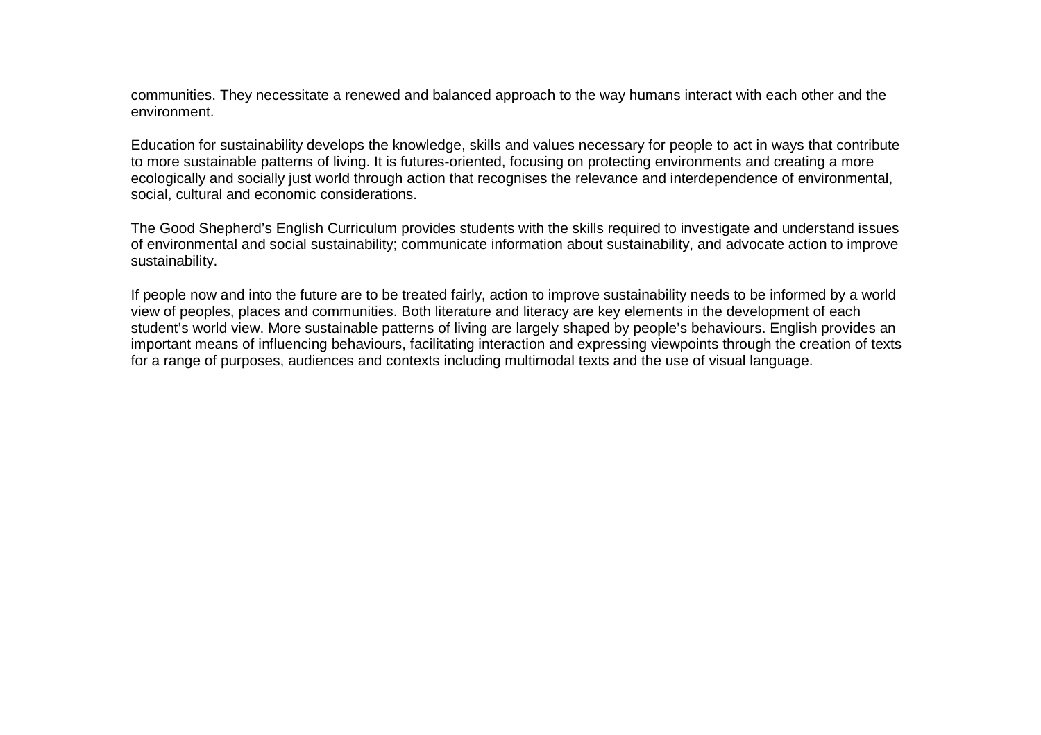communities. They necessitate a renewed and balanced approach to the way humans interact with each other and the environment.

Education for sustainability develops the knowledge, skills and values necessary for people to act in ways that contribute to more sustainable patterns of living. It is futures-oriented, focusing on protecting environments and creating a more ecologically and socially just world through action that recognises the relevance and interdependence of environmental, social, cultural and economic considerations.

The Good Shepherd's English Curriculum provides students with the skills required to investigate and understand issues of environmental and social sustainability; communicate information about sustainability, and advocate action to improve sustainability.

If people now and into the future are to be treated fairly, action to improve sustainability needs to be informed by a world view of peoples, places and communities. Both literature and literacy are key elements in the development of each student's world view. More sustainable patterns of living are largely shaped by people's behaviours. English provides an important means of influencing behaviours, facilitating interaction and expressing viewpoints through the creation of texts for a range of purposes, audiences and contexts including multimodal texts and the use of visual language.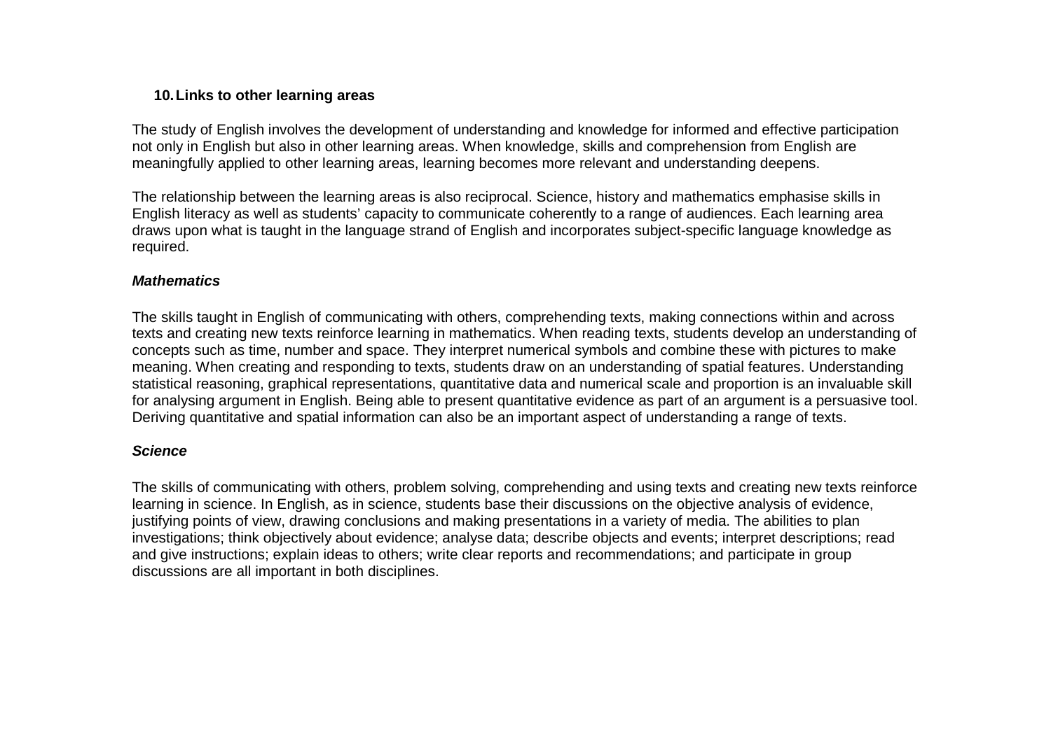## 10. Links to other learning areas

The study of English involves the development of understanding and knowledge for informed and effective participation not only in English but also in other learning areas. When knowledge, skills and comprehension from English are meaningfully applied to other learning areas, learning becomes more relevant and understanding deepens.

The relationship between the learning areas is also reciprocal. Science, history and mathematics emphasise skills in English literacy as well as students' capacity to communicate coherently to a range of audiences. Each learning area draws upon what is taught in the language strand of English and incorporates subject-specific language knowledge as required.

***Mathematics***

The skills taught in English of communicating with others, comprehending texts, making connections within and across texts and creating new texts reinforce learning in mathematics. When reading texts, students develop an understanding of concepts such as time, number and space. They interpret numerical symbols and combine these with pictures to make meaning. When creating and responding to texts, students draw on an understanding of spatial features. Understanding statistical reasoning, graphical representations, quantitative data and numerical scale and proportion is an invaluable skill for analysing argument in English. Being able to present quantitative evidence as part of an argument is a persuasive tool. Deriving quantitative and spatial information can also be an important aspect of understanding a range of texts.

***Science***

The skills of communicating with others, problem solving, comprehending and using texts and creating new texts reinforce learning in science. In English, as in science, students base their discussions on the objective analysis of evidence, justifying points of view, drawing conclusions and making presentations in a variety of media. The abilities to plan investigations; think objectively about evidence; analyse data; describe objects and events; interpret descriptions; read and give instructions; explain ideas to others; write clear reports and recommendations; and participate in group discussions are all important in both disciplines.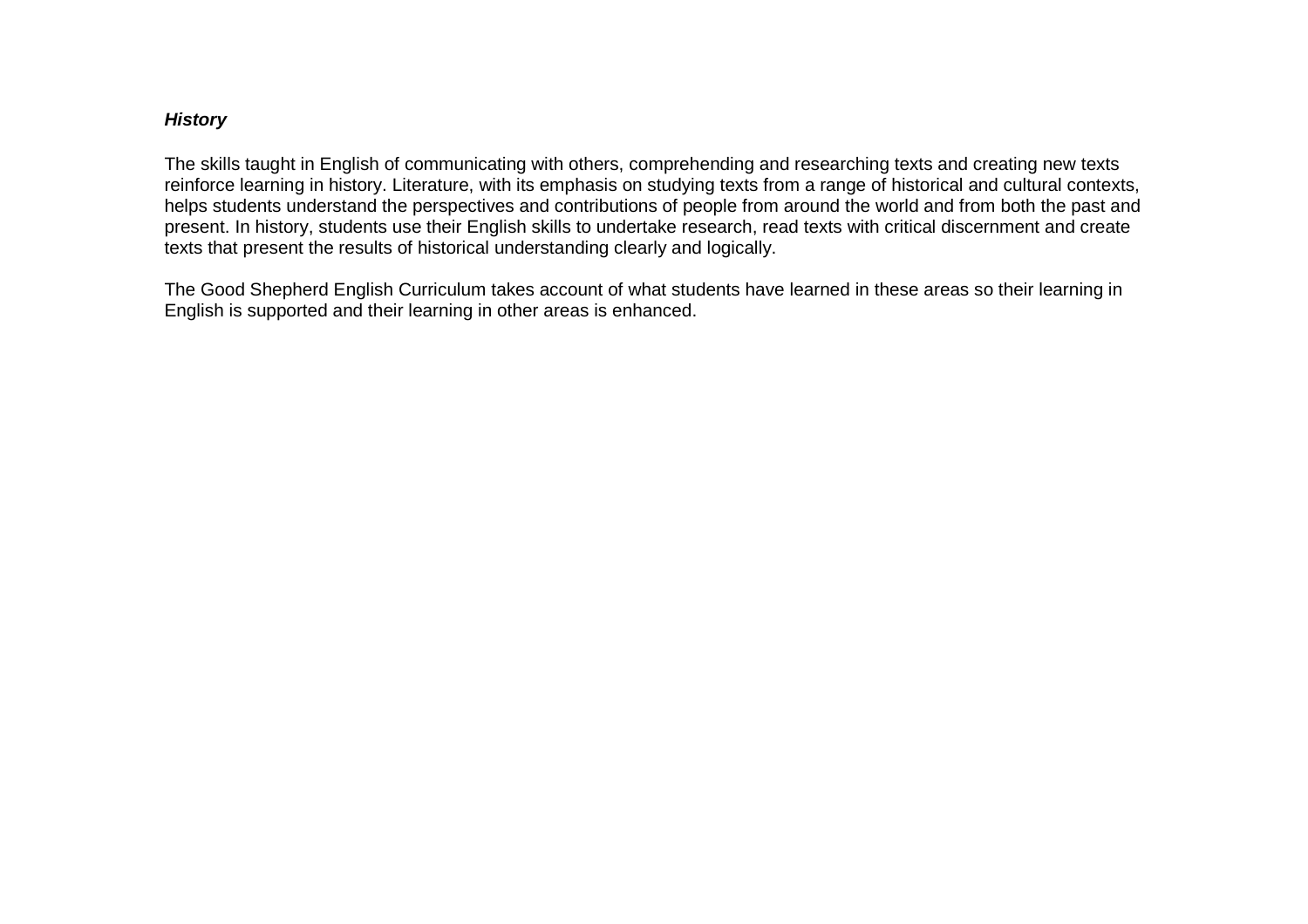***History***

The skills taught in English of communicating with others, comprehending and researching texts and creating new texts reinforce learning in history. Literature, with its emphasis on studying texts from a range of historical and cultural contexts, helps students understand the perspectives and contributions of people from around the world and from both the past and present. In history, students use their English skills to undertake research, read texts with critical discernment and create texts that present the results of historical understanding clearly and logically.

The Good Shepherd English Curriculum takes account of what students have learned in these areas so their learning in English is supported and their learning in other areas is enhanced.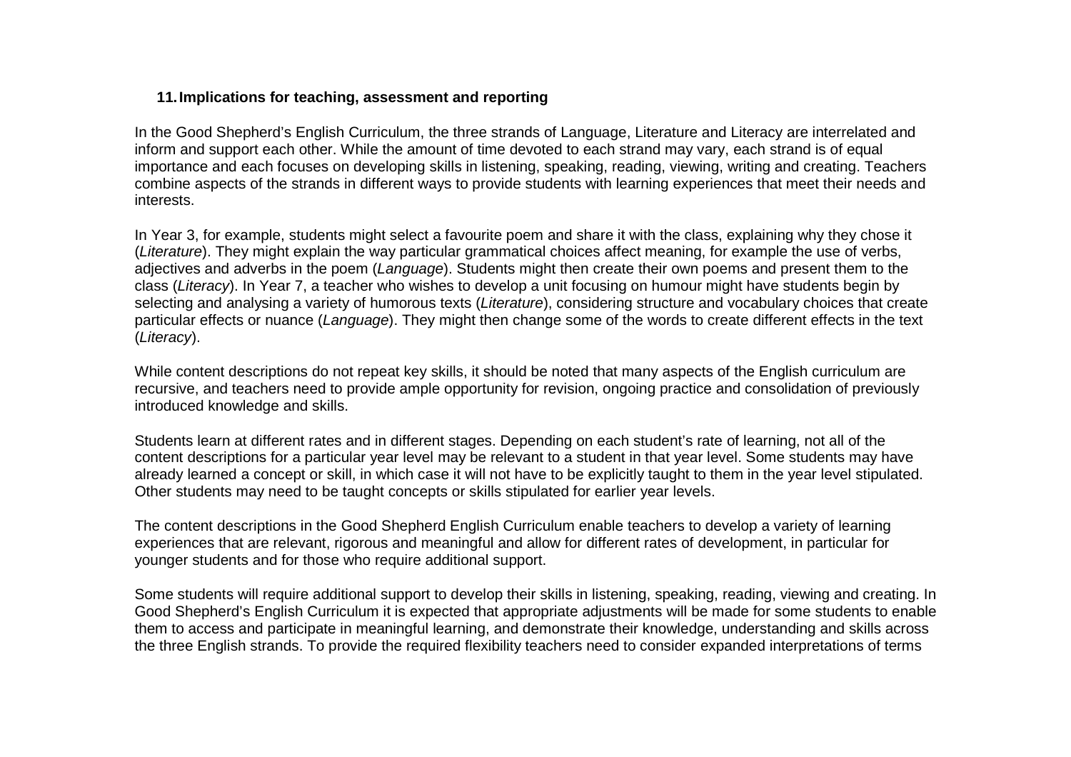## 11. Implications for teaching, assessment and reporting

In the Good Shepherd's English Curriculum, the three strands of Language, Literature and Literacy are interrelated and inform and support each other. While the amount of time devoted to each strand may vary, each strand is of equal importance and each focuses on developing skills in listening, speaking, reading, viewing, writing and creating. Teachers combine aspects of the strands in different ways to provide students with learning experiences that meet their needs and interests.

In Year 3, for example, students might select a favourite poem and share it with the class, explaining why they chose it (*Literature*). They might explain the way particular grammatical choices affect meaning, for example the use of verbs, adjectives and adverbs in the poem (*Language*). Students might then create their own poems and present them to the class (*Literacy*). In Year 7, a teacher who wishes to develop a unit focusing on humour might have students begin by selecting and analysing a variety of humorous texts (*Literature*), considering structure and vocabulary choices that create particular effects or nuance (*Language*). They might then change some of the words to create different effects in the text (*Literacy*).

While content descriptions do not repeat key skills, it should be noted that many aspects of the English curriculum are recursive, and teachers need to provide ample opportunity for revision, ongoing practice and consolidation of previously introduced knowledge and skills.

Students learn at different rates and in different stages. Depending on each student's rate of learning, not all of the content descriptions for a particular year level may be relevant to a student in that year level. Some students may have already learned a concept or skill, in which case it will not have to be explicitly taught to them in the year level stipulated. Other students may need to be taught concepts or skills stipulated for earlier year levels.

The content descriptions in the Good Shepherd English Curriculum enable teachers to develop a variety of learning experiences that are relevant, rigorous and meaningful and allow for different rates of development, in particular for younger students and for those who require additional support.

Some students will require additional support to develop their skills in listening, speaking, reading, viewing and creating. In Good Shepherd's English Curriculum it is expected that appropriate adjustments will be made for some students to enable them to access and participate in meaningful learning, and demonstrate their knowledge, understanding and skills across the three English strands. To provide the required flexibility teachers need to consider expanded interpretations of terms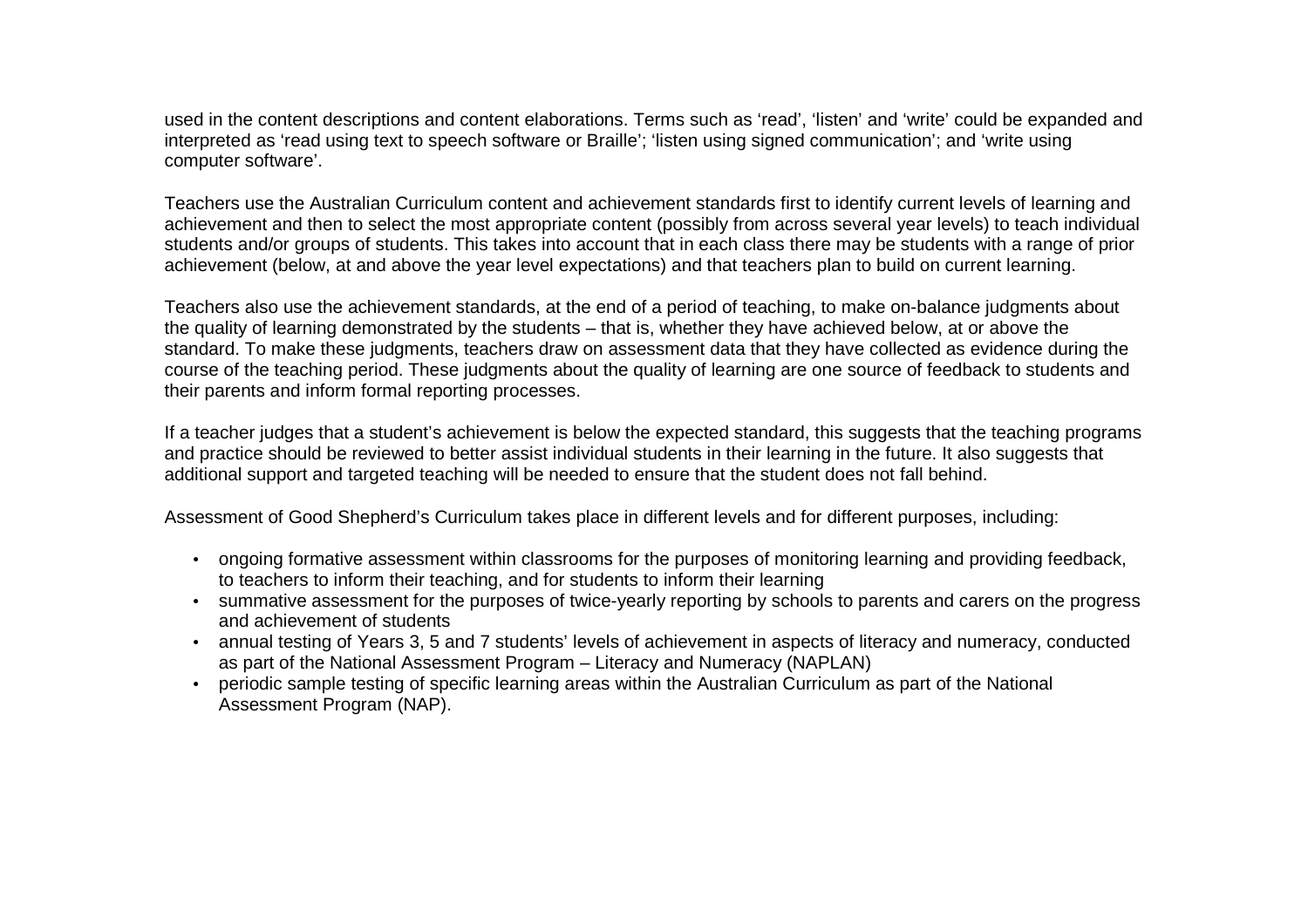used in the content descriptions and content elaborations. Terms such as ‘read’, ‘listen’ and ‘write’ could be expanded and interpreted as ‘read using text to speech software or Braille’; ‘listen using signed communication’; and ‘write using computer software’.

Teachers use the Australian Curriculum content and achievement standards first to identify current levels of learning and achievement and then to select the most appropriate content (possibly from across several year levels) to teach individual students and/or groups of students. This takes into account that in each class there may be students with a range of prior achievement (below, at and above the year level expectations) and that teachers plan to build on current learning.

Teachers also use the achievement standards, at the end of a period of teaching, to make on-balance judgments about the quality of learning demonstrated by the students – that is, whether they have achieved below, at or above the standard. To make these judgments, teachers draw on assessment data that they have collected as evidence during the course of the teaching period. These judgments about the quality of learning are one source of feedback to students and their parents and inform formal reporting processes.

If a teacher judges that a student’s achievement is below the expected standard, this suggests that the teaching programs and practice should be reviewed to better assist individual students in their learning in the future. It also suggests that additional support and targeted teaching will be needed to ensure that the student does not fall behind.

Assessment of Good Shepherd’s Curriculum takes place in different levels and for different purposes, including:

- ongoing formative assessment within classrooms for the purposes of monitoring learning and providing feedback, to teachers to inform their teaching, and for students to inform their learning
- summative assessment for the purposes of twice-yearly reporting by schools to parents and carers on the progress and achievement of students
- annual testing of Years 3, 5 and 7 students’ levels of achievement in aspects of literacy and numeracy, conducted as part of the National Assessment Program – Literacy and Numeracy (NAPLAN)
- periodic sample testing of specific learning areas within the Australian Curriculum as part of the National Assessment Program (NAP).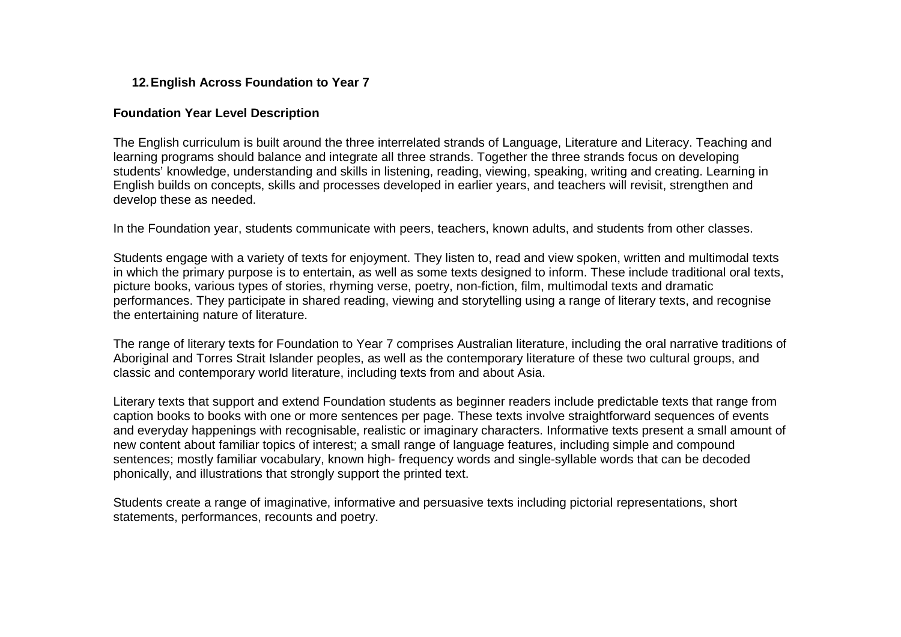## 12. English Across Foundation to Year 7

### Foundation Year Level Description

The English curriculum is built around the three interrelated strands of Language, Literature and Literacy. Teaching and learning programs should balance and integrate all three strands. Together the three strands focus on developing students' knowledge, understanding and skills in listening, reading, viewing, speaking, writing and creating. Learning in English builds on concepts, skills and processes developed in earlier years, and teachers will revisit, strengthen and develop these as needed.

In the Foundation year, students communicate with peers, teachers, known adults, and students from other classes.

Students engage with a variety of texts for enjoyment. They listen to, read and view spoken, written and multimodal texts in which the primary purpose is to entertain, as well as some texts designed to inform. These include traditional oral texts, picture books, various types of stories, rhyming verse, poetry, non-fiction, film, multimodal texts and dramatic performances. They participate in shared reading, viewing and storytelling using a range of literary texts, and recognise the entertaining nature of literature.

The range of literary texts for Foundation to Year 7 comprises Australian literature, including the oral narrative traditions of Aboriginal and Torres Strait Islander peoples, as well as the contemporary literature of these two cultural groups, and classic and contemporary world literature, including texts from and about Asia.

Literary texts that support and extend Foundation students as beginner readers include predictable texts that range from caption books to books with one or more sentences per page. These texts involve straightforward sequences of events and everyday happenings with recognisable, realistic or imaginary characters. Informative texts present a small amount of new content about familiar topics of interest; a small range of language features, including simple and compound sentences; mostly familiar vocabulary, known high- frequency words and single-syllable words that can be decoded phonically, and illustrations that strongly support the printed text.

Students create a range of imaginative, informative and persuasive texts including pictorial representations, short statements, performances, recounts and poetry.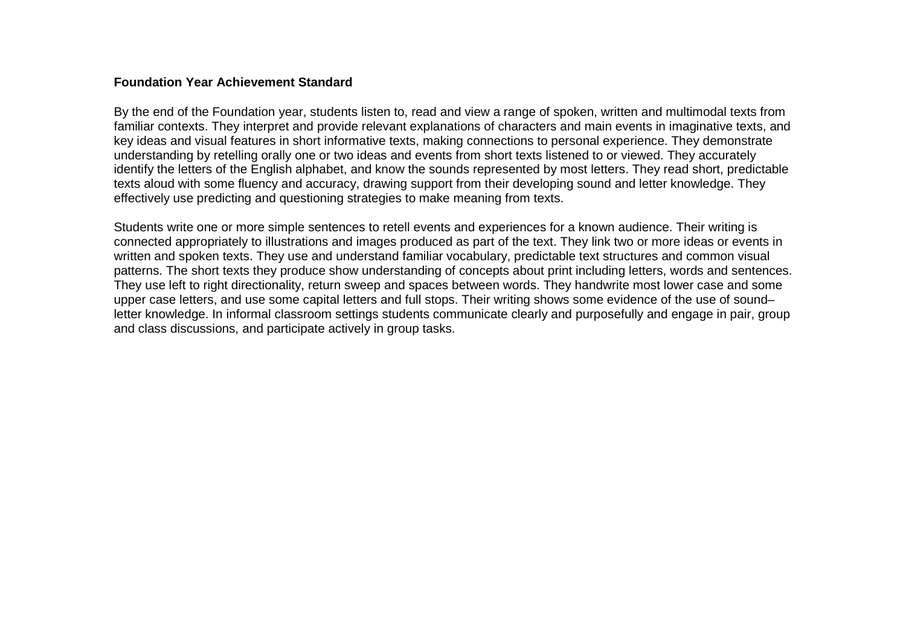**Foundation Year Achievement Standard**

By the end of the Foundation year, students listen to, read and view a range of spoken, written and multimodal texts from familiar contexts. They interpret and provide relevant explanations of characters and main events in imaginative texts, and key ideas and visual features in short informative texts, making connections to personal experience. They demonstrate understanding by retelling orally one or two ideas and events from short texts listened to or viewed. They accurately identify the letters of the English alphabet, and know the sounds represented by most letters. They read short, predictable texts aloud with some fluency and accuracy, drawing support from their developing sound and letter knowledge. They effectively use predicting and questioning strategies to make meaning from texts.

Students write one or more simple sentences to retell events and experiences for a known audience. Their writing is connected appropriately to illustrations and images produced as part of the text. They link two or more ideas or events in written and spoken texts. They use and understand familiar vocabulary, predictable text structures and common visual patterns. The short texts they produce show understanding of concepts about print including letters, words and sentences. They use left to right directionality, return sweep and spaces between words. They handwrite most lower case and some upper case letters, and use some capital letters and full stops. Their writing shows some evidence of the use of sound–letter knowledge. In informal classroom settings students communicate clearly and purposefully and engage in pair, group and class discussions, and participate actively in group tasks.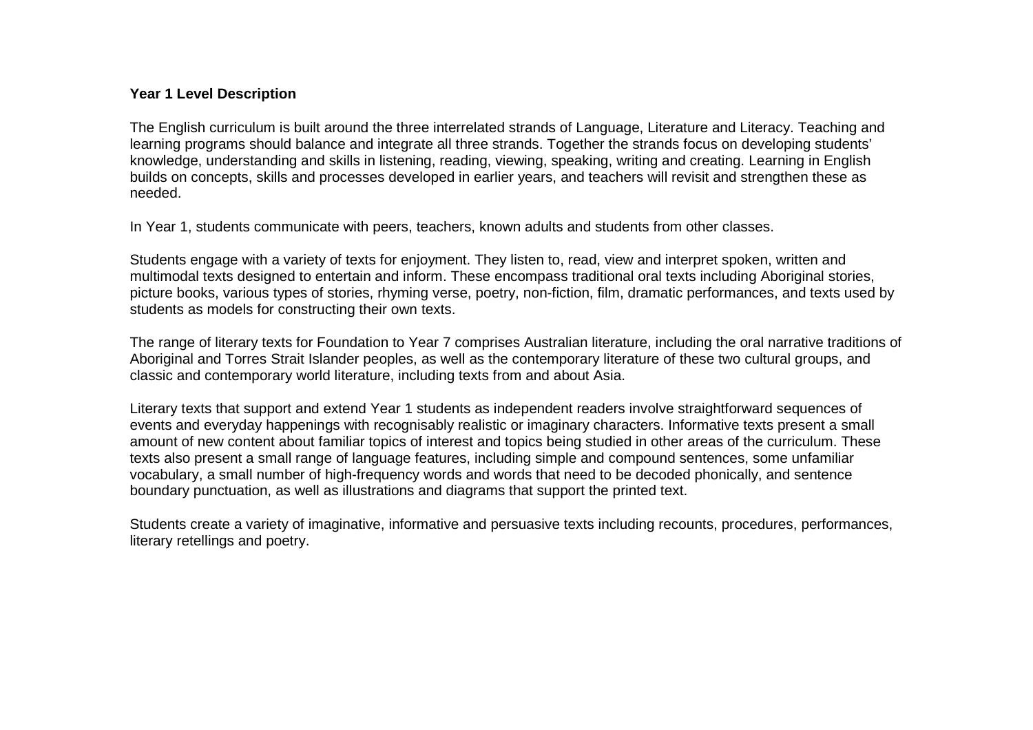**Year 1 Level Description**

The English curriculum is built around the three interrelated strands of Language, Literature and Literacy. Teaching and learning programs should balance and integrate all three strands. Together the strands focus on developing students' knowledge, understanding and skills in listening, reading, viewing, speaking, writing and creating. Learning in English builds on concepts, skills and processes developed in earlier years, and teachers will revisit and strengthen these as needed.

In Year 1, students communicate with peers, teachers, known adults and students from other classes.

Students engage with a variety of texts for enjoyment. They listen to, read, view and interpret spoken, written and multimodal texts designed to entertain and inform. These encompass traditional oral texts including Aboriginal stories, picture books, various types of stories, rhyming verse, poetry, non-fiction, film, dramatic performances, and texts used by students as models for constructing their own texts.

The range of literary texts for Foundation to Year 7 comprises Australian literature, including the oral narrative traditions of Aboriginal and Torres Strait Islander peoples, as well as the contemporary literature of these two cultural groups, and classic and contemporary world literature, including texts from and about Asia.

Literary texts that support and extend Year 1 students as independent readers involve straightforward sequences of events and everyday happenings with recognisably realistic or imaginary characters. Informative texts present a small amount of new content about familiar topics of interest and topics being studied in other areas of the curriculum. These texts also present a small range of language features, including simple and compound sentences, some unfamiliar vocabulary, a small number of high-frequency words and words that need to be decoded phonically, and sentence boundary punctuation, as well as illustrations and diagrams that support the printed text.

Students create a variety of imaginative, informative and persuasive texts including recounts, procedures, performances, literary retellings and poetry.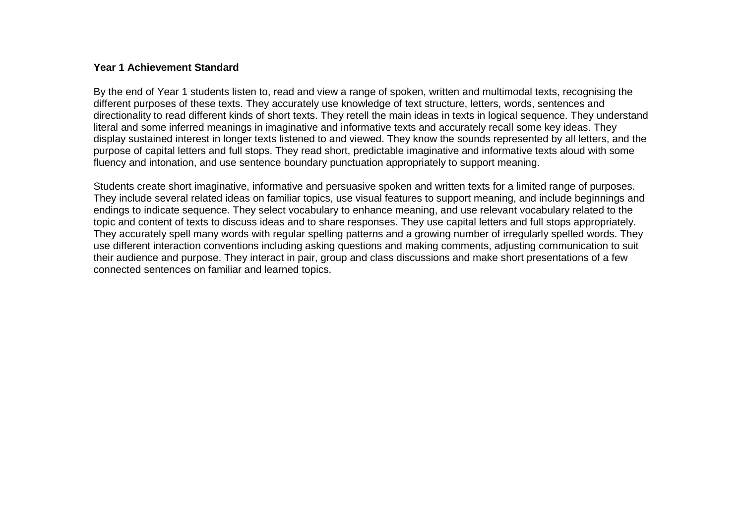**Year 1 Achievement Standard**

By the end of Year 1 students listen to, read and view a range of spoken, written and multimodal texts, recognising the different purposes of these texts. They accurately use knowledge of text structure, letters, words, sentences and directionality to read different kinds of short texts. They retell the main ideas in texts in logical sequence. They understand literal and some inferred meanings in imaginative and informative texts and accurately recall some key ideas. They display sustained interest in longer texts listened to and viewed. They know the sounds represented by all letters, and the purpose of capital letters and full stops. They read short, predictable imaginative and informative texts aloud with some fluency and intonation, and use sentence boundary punctuation appropriately to support meaning.

Students create short imaginative, informative and persuasive spoken and written texts for a limited range of purposes. They include several related ideas on familiar topics, use visual features to support meaning, and include beginnings and endings to indicate sequence. They select vocabulary to enhance meaning, and use relevant vocabulary related to the topic and content of texts to discuss ideas and to share responses. They use capital letters and full stops appropriately. They accurately spell many words with regular spelling patterns and a growing number of irregularly spelled words. They use different interaction conventions including asking questions and making comments, adjusting communication to suit their audience and purpose. They interact in pair, group and class discussions and make short presentations of a few connected sentences on familiar and learned topics.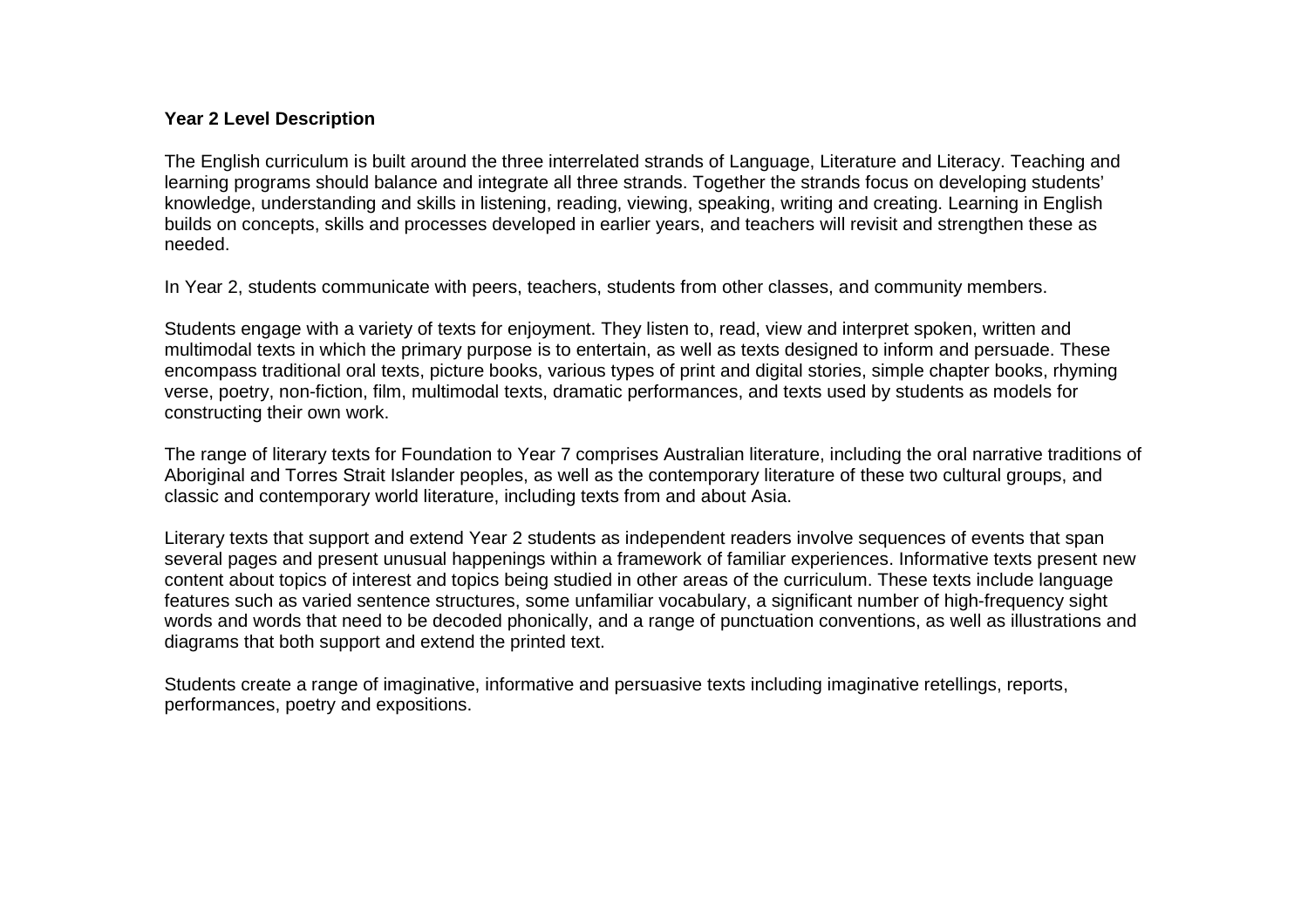**Year 2 Level Description**

The English curriculum is built around the three interrelated strands of Language, Literature and Literacy. Teaching and learning programs should balance and integrate all three strands. Together the strands focus on developing students' knowledge, understanding and skills in listening, reading, viewing, speaking, writing and creating. Learning in English builds on concepts, skills and processes developed in earlier years, and teachers will revisit and strengthen these as needed.

In Year 2, students communicate with peers, teachers, students from other classes, and community members.

Students engage with a variety of texts for enjoyment. They listen to, read, view and interpret spoken, written and multimodal texts in which the primary purpose is to entertain, as well as texts designed to inform and persuade. These encompass traditional oral texts, picture books, various types of print and digital stories, simple chapter books, rhyming verse, poetry, non-fiction, film, multimodal texts, dramatic performances, and texts used by students as models for constructing their own work.

The range of literary texts for Foundation to Year 7 comprises Australian literature, including the oral narrative traditions of Aboriginal and Torres Strait Islander peoples, as well as the contemporary literature of these two cultural groups, and classic and contemporary world literature, including texts from and about Asia.

Literary texts that support and extend Year 2 students as independent readers involve sequences of events that span several pages and present unusual happenings within a framework of familiar experiences. Informative texts present new content about topics of interest and topics being studied in other areas of the curriculum. These texts include language features such as varied sentence structures, some unfamiliar vocabulary, a significant number of high-frequency sight words and words that need to be decoded phonically, and a range of punctuation conventions, as well as illustrations and diagrams that both support and extend the printed text.

Students create a range of imaginative, informative and persuasive texts including imaginative retellings, reports, performances, poetry and expositions.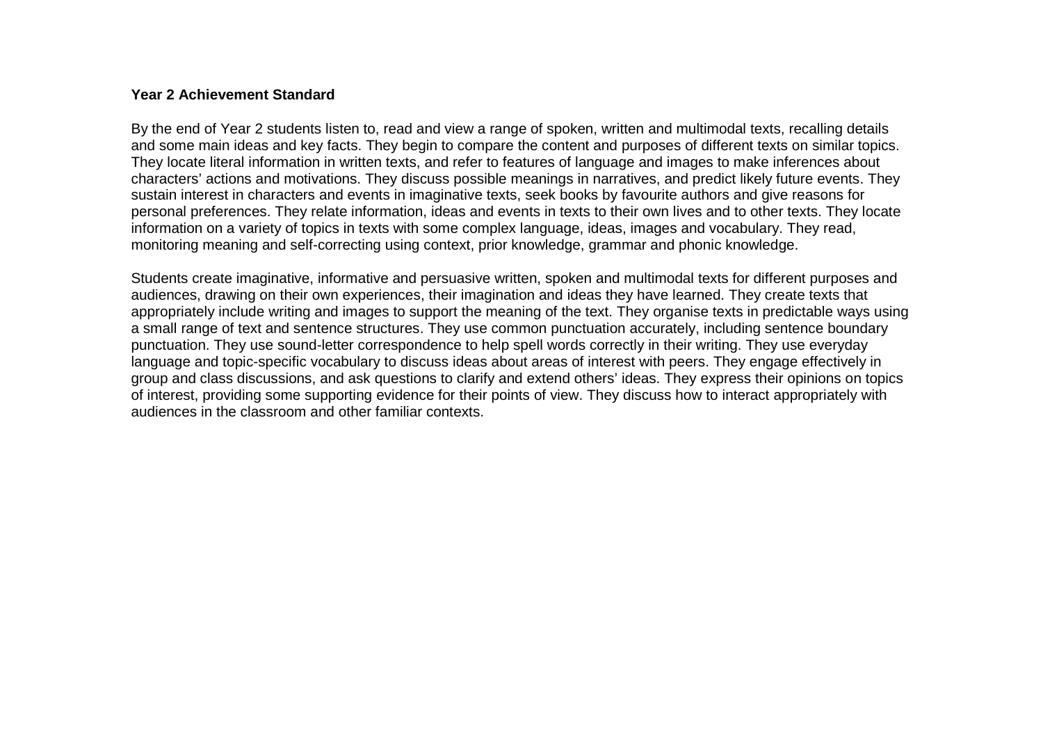**Year 2 Achievement Standard**

By the end of Year 2 students listen to, read and view a range of spoken, written and multimodal texts, recalling details and some main ideas and key facts. They begin to compare the content and purposes of different texts on similar topics. They locate literal information in written texts, and refer to features of language and images to make inferences about characters' actions and motivations. They discuss possible meanings in narratives, and predict likely future events. They sustain interest in characters and events in imaginative texts, seek books by favourite authors and give reasons for personal preferences. They relate information, ideas and events in texts to their own lives and to other texts. They locate information on a variety of topics in texts with some complex language, ideas, images and vocabulary. They read, monitoring meaning and self-correcting using context, prior knowledge, grammar and phonic knowledge.

Students create imaginative, informative and persuasive written, spoken and multimodal texts for different purposes and audiences, drawing on their own experiences, their imagination and ideas they have learned. They create texts that appropriately include writing and images to support the meaning of the text. They organise texts in predictable ways using a small range of text and sentence structures. They use common punctuation accurately, including sentence boundary punctuation. They use sound-letter correspondence to help spell words correctly in their writing. They use everyday language and topic-specific vocabulary to discuss ideas about areas of interest with peers. They engage effectively in group and class discussions, and ask questions to clarify and extend others' ideas. They express their opinions on topics of interest, providing some supporting evidence for their points of view. They discuss how to interact appropriately with audiences in the classroom and other familiar contexts.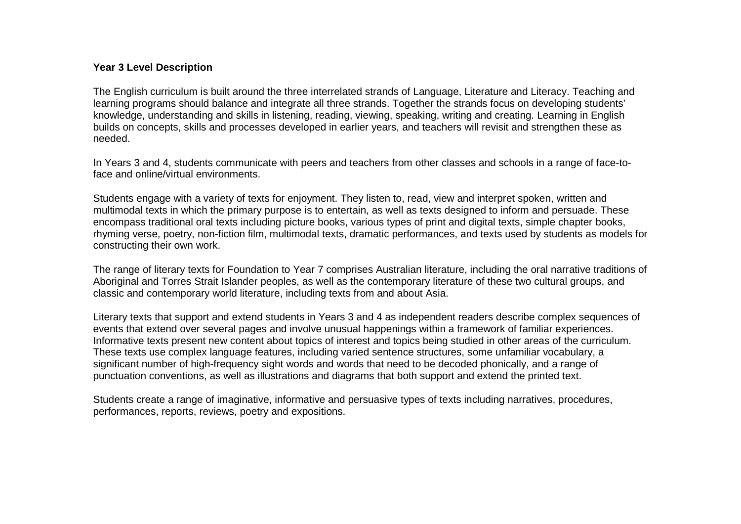**Year 3 Level Description**

The English curriculum is built around the three interrelated strands of Language, Literature and Literacy. Teaching and learning programs should balance and integrate all three strands. Together the strands focus on developing students' knowledge, understanding and skills in listening, reading, viewing, speaking, writing and creating. Learning in English builds on concepts, skills and processes developed in earlier years, and teachers will revisit and strengthen these as needed.

In Years 3 and 4, students communicate with peers and teachers from other classes and schools in a range of face-to-face and online/virtual environments.

Students engage with a variety of texts for enjoyment. They listen to, read, view and interpret spoken, written and multimodal texts in which the primary purpose is to entertain, as well as texts designed to inform and persuade. These encompass traditional oral texts including picture books, various types of print and digital texts, simple chapter books, rhyming verse, poetry, non-fiction film, multimodal texts, dramatic performances, and texts used by students as models for constructing their own work.

The range of literary texts for Foundation to Year 7 comprises Australian literature, including the oral narrative traditions of Aboriginal and Torres Strait Islander peoples, as well as the contemporary literature of these two cultural groups, and classic and contemporary world literature, including texts from and about Asia.

Literary texts that support and extend students in Years 3 and 4 as independent readers describe complex sequences of events that extend over several pages and involve unusual happenings within a framework of familiar experiences. Informative texts present new content about topics of interest and topics being studied in other areas of the curriculum. These texts use complex language features, including varied sentence structures, some unfamiliar vocabulary, a significant number of high-frequency sight words and words that need to be decoded phonically, and a range of punctuation conventions, as well as illustrations and diagrams that both support and extend the printed text.

Students create a range of imaginative, informative and persuasive types of texts including narratives, procedures, performances, reports, reviews, poetry and expositions.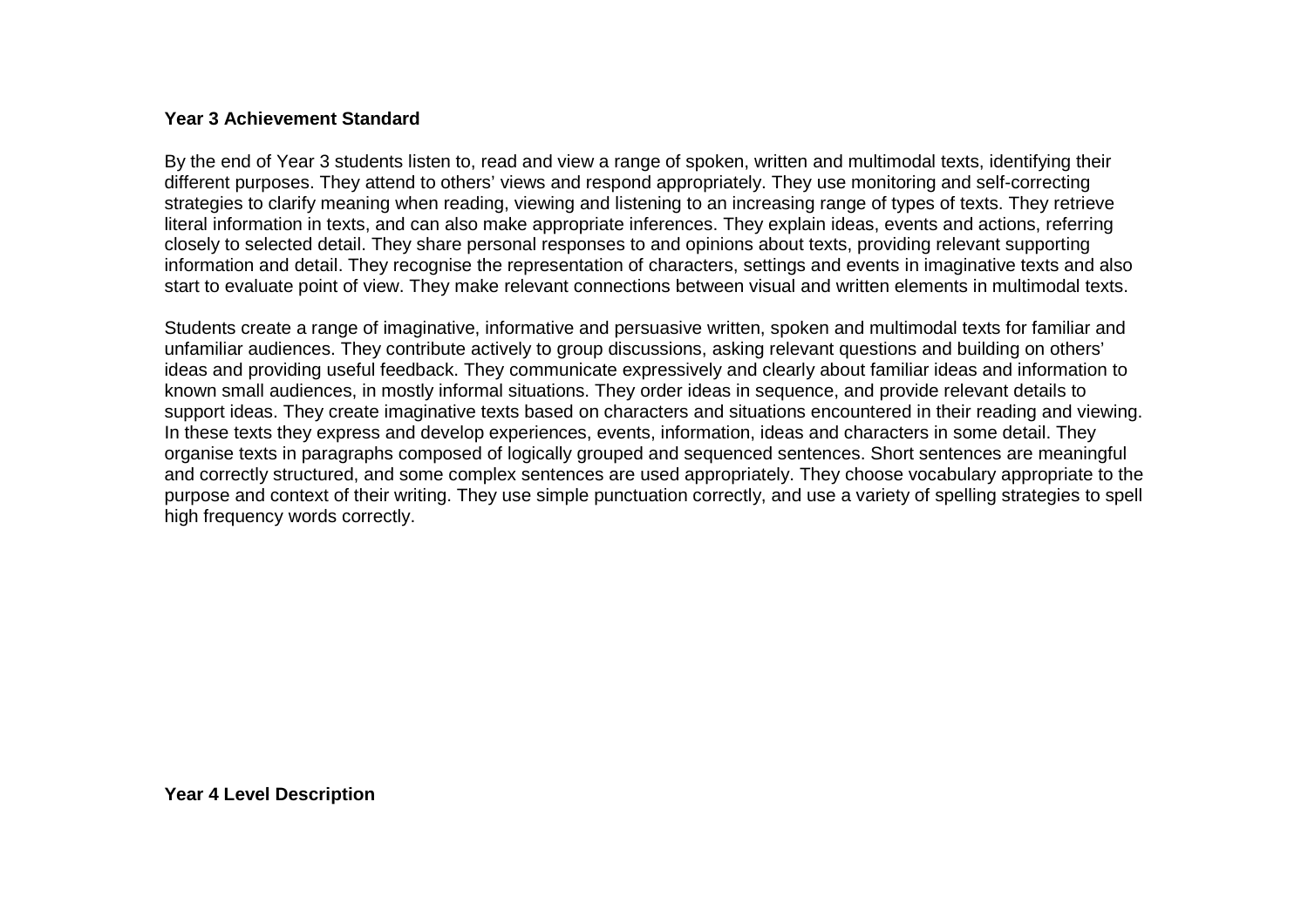**Year 3 Achievement Standard**

By the end of Year 3 students listen to, read and view a range of spoken, written and multimodal texts, identifying their different purposes. They attend to others' views and respond appropriately. They use monitoring and self-correcting strategies to clarify meaning when reading, viewing and listening to an increasing range of types of texts. They retrieve literal information in texts, and can also make appropriate inferences. They explain ideas, events and actions, referring closely to selected detail. They share personal responses to and opinions about texts, providing relevant supporting information and detail. They recognise the representation of characters, settings and events in imaginative texts and also start to evaluate point of view. They make relevant connections between visual and written elements in multimodal texts.

Students create a range of imaginative, informative and persuasive written, spoken and multimodal texts for familiar and unfamiliar audiences. They contribute actively to group discussions, asking relevant questions and building on others' ideas and providing useful feedback. They communicate expressively and clearly about familiar ideas and information to known small audiences, in mostly informal situations. They order ideas in sequence, and provide relevant details to support ideas. They create imaginative texts based on characters and situations encountered in their reading and viewing. In these texts they express and develop experiences, events, information, ideas and characters in some detail. They organise texts in paragraphs composed of logically grouped and sequenced sentences. Short sentences are meaningful and correctly structured, and some complex sentences are used appropriately. They choose vocabulary appropriate to the purpose and context of their writing. They use simple punctuation correctly, and use a variety of spelling strategies to spell high frequency words correctly.

**Year 4 Level Description**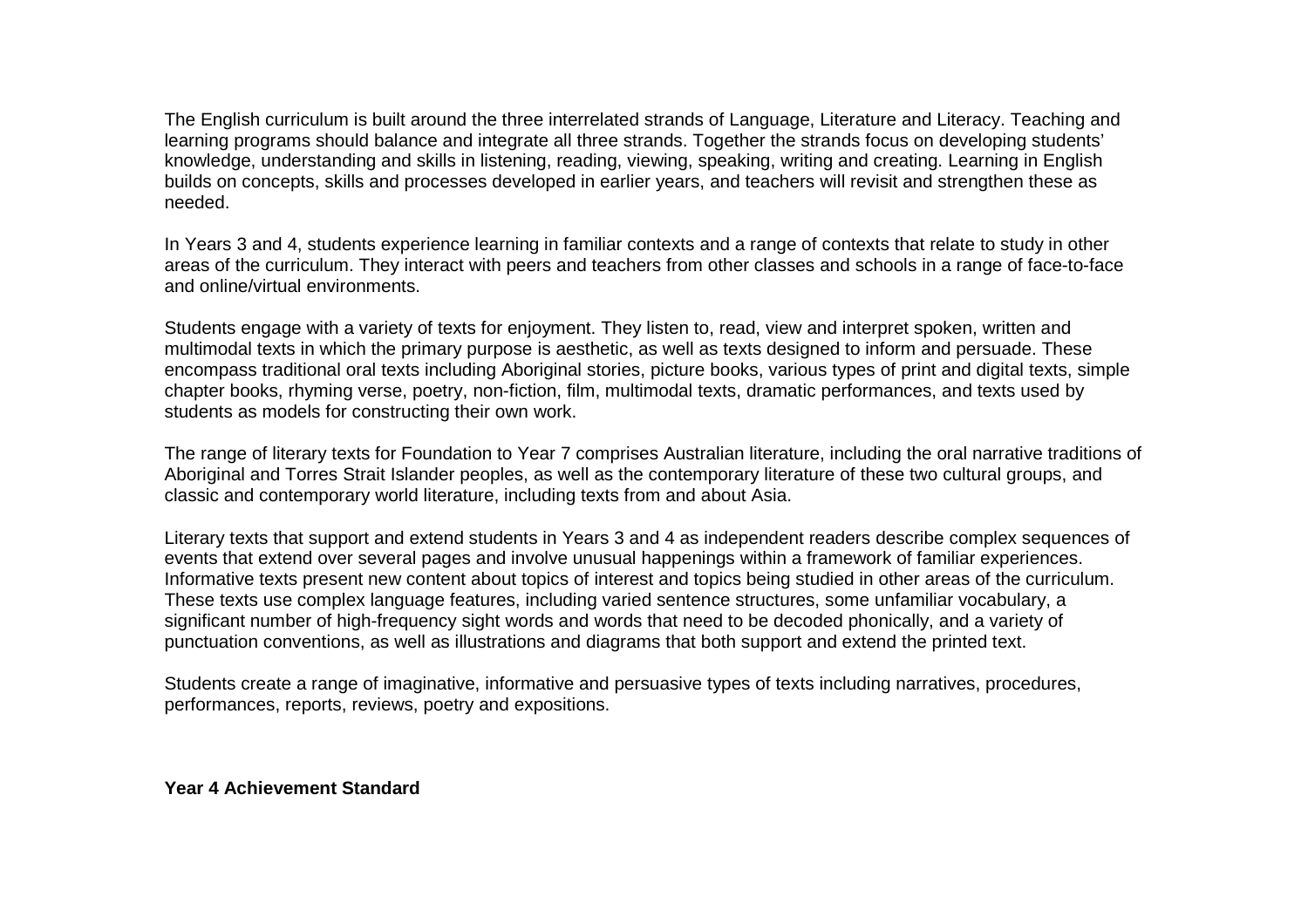The English curriculum is built around the three interrelated strands of Language, Literature and Literacy. Teaching and learning programs should balance and integrate all three strands. Together the strands focus on developing students' knowledge, understanding and skills in listening, reading, viewing, speaking, writing and creating. Learning in English builds on concepts, skills and processes developed in earlier years, and teachers will revisit and strengthen these as needed.

In Years 3 and 4, students experience learning in familiar contexts and a range of contexts that relate to study in other areas of the curriculum. They interact with peers and teachers from other classes and schools in a range of face-to-face and online/virtual environments.

Students engage with a variety of texts for enjoyment. They listen to, read, view and interpret spoken, written and multimodal texts in which the primary purpose is aesthetic, as well as texts designed to inform and persuade. These encompass traditional oral texts including Aboriginal stories, picture books, various types of print and digital texts, simple chapter books, rhyming verse, poetry, non-fiction, film, multimodal texts, dramatic performances, and texts used by students as models for constructing their own work.

The range of literary texts for Foundation to Year 7 comprises Australian literature, including the oral narrative traditions of Aboriginal and Torres Strait Islander peoples, as well as the contemporary literature of these two cultural groups, and classic and contemporary world literature, including texts from and about Asia.

Literary texts that support and extend students in Years 3 and 4 as independent readers describe complex sequences of events that extend over several pages and involve unusual happenings within a framework of familiar experiences. Informative texts present new content about topics of interest and topics being studied in other areas of the curriculum. These texts use complex language features, including varied sentence structures, some unfamiliar vocabulary, a significant number of high-frequency sight words and words that need to be decoded phonically, and a variety of punctuation conventions, as well as illustrations and diagrams that both support and extend the printed text.

Students create a range of imaginative, informative and persuasive types of texts including narratives, procedures, performances, reports, reviews, poetry and expositions.

**Year 4 Achievement Standard**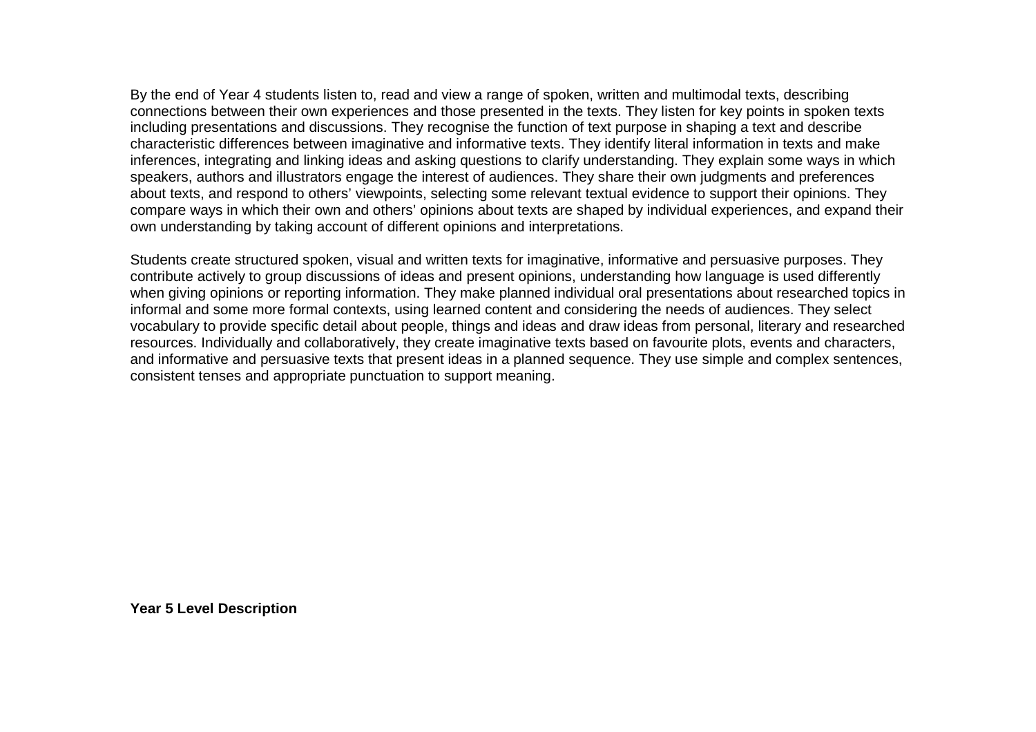By the end of Year 4 students listen to, read and view a range of spoken, written and multimodal texts, describing connections between their own experiences and those presented in the texts. They listen for key points in spoken texts including presentations and discussions. They recognise the function of text purpose in shaping a text and describe characteristic differences between imaginative and informative texts. They identify literal information in texts and make inferences, integrating and linking ideas and asking questions to clarify understanding. They explain some ways in which speakers, authors and illustrators engage the interest of audiences. They share their own judgments and preferences about texts, and respond to others' viewpoints, selecting some relevant textual evidence to support their opinions. They compare ways in which their own and others' opinions about texts are shaped by individual experiences, and expand their own understanding by taking account of different opinions and interpretations.

Students create structured spoken, visual and written texts for imaginative, informative and persuasive purposes. They contribute actively to group discussions of ideas and present opinions, understanding how language is used differently when giving opinions or reporting information. They make planned individual oral presentations about researched topics in informal and some more formal contexts, using learned content and considering the needs of audiences. They select vocabulary to provide specific detail about people, things and ideas and draw ideas from personal, literary and researched resources. Individually and collaboratively, they create imaginative texts based on favourite plots, events and characters, and informative and persuasive texts that present ideas in a planned sequence. They use simple and complex sentences, consistent tenses and appropriate punctuation to support meaning.

**Year 5 Level Description**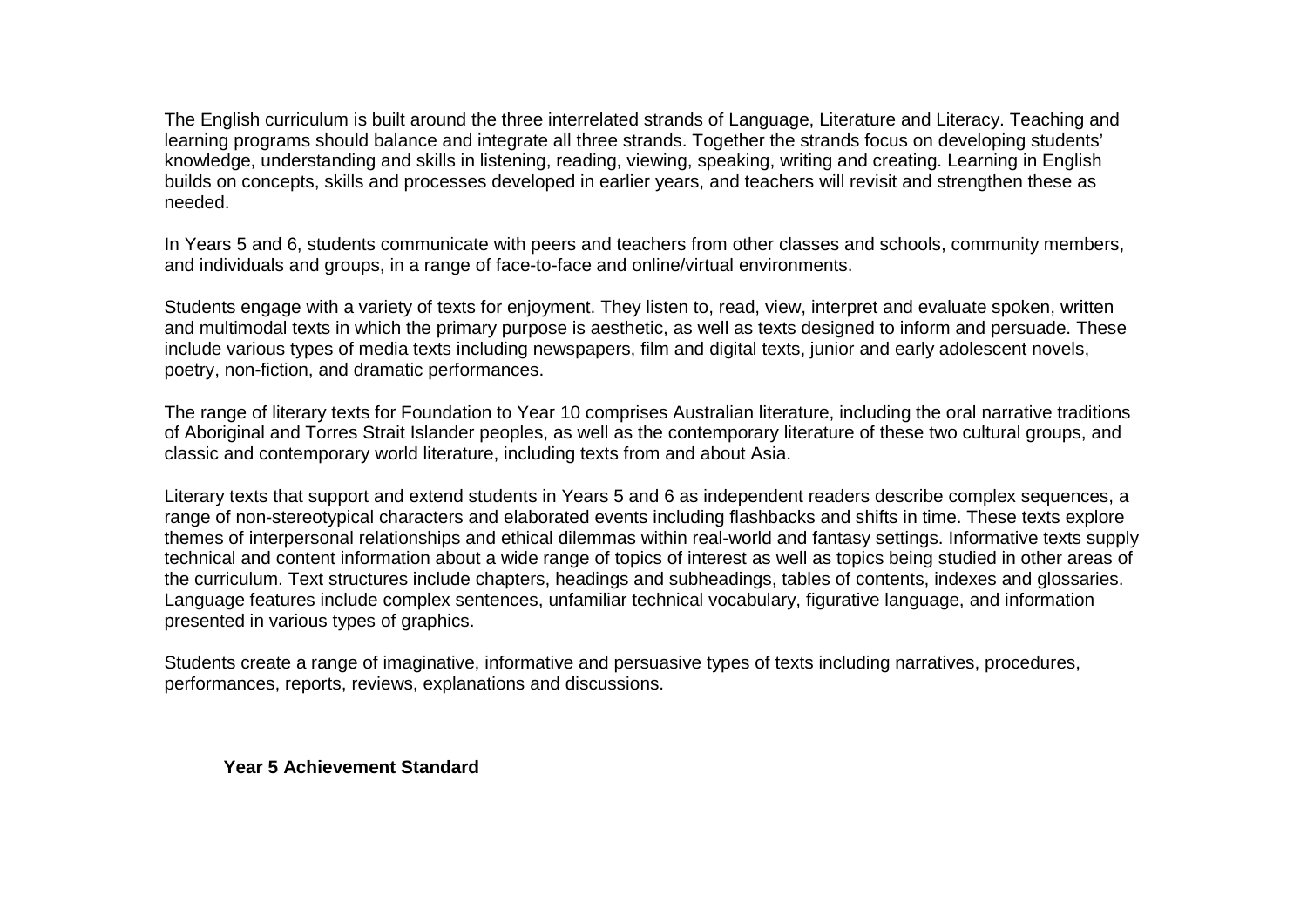The English curriculum is built around the three interrelated strands of Language, Literature and Literacy. Teaching and learning programs should balance and integrate all three strands. Together the strands focus on developing students' knowledge, understanding and skills in listening, reading, viewing, speaking, writing and creating. Learning in English builds on concepts, skills and processes developed in earlier years, and teachers will revisit and strengthen these as needed.

In Years 5 and 6, students communicate with peers and teachers from other classes and schools, community members, and individuals and groups, in a range of face-to-face and online/virtual environments.

Students engage with a variety of texts for enjoyment. They listen to, read, view, interpret and evaluate spoken, written and multimodal texts in which the primary purpose is aesthetic, as well as texts designed to inform and persuade. These include various types of media texts including newspapers, film and digital texts, junior and early adolescent novels, poetry, non-fiction, and dramatic performances.

The range of literary texts for Foundation to Year 10 comprises Australian literature, including the oral narrative traditions of Aboriginal and Torres Strait Islander peoples, as well as the contemporary literature of these two cultural groups, and classic and contemporary world literature, including texts from and about Asia.

Literary texts that support and extend students in Years 5 and 6 as independent readers describe complex sequences, a range of non-stereotypical characters and elaborated events including flashbacks and shifts in time. These texts explore themes of interpersonal relationships and ethical dilemmas within real-world and fantasy settings. Informative texts supply technical and content information about a wide range of topics of interest as well as topics being studied in other areas of the curriculum. Text structures include chapters, headings and subheadings, tables of contents, indexes and glossaries. Language features include complex sentences, unfamiliar technical vocabulary, figurative language, and information presented in various types of graphics.

Students create a range of imaginative, informative and persuasive types of texts including narratives, procedures, performances, reports, reviews, explanations and discussions.

**Year 5 Achievement Standard**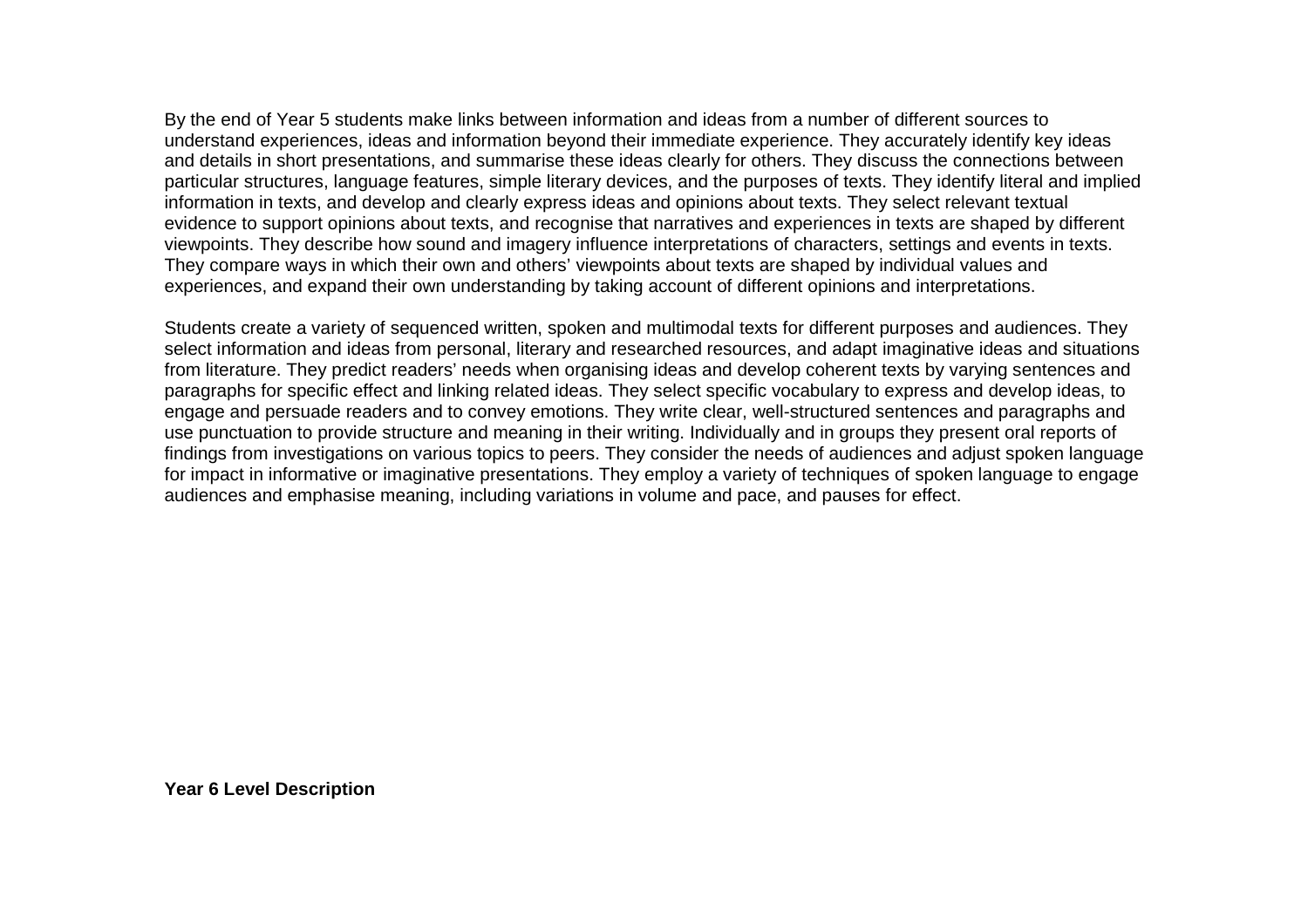By the end of Year 5 students make links between information and ideas from a number of different sources to understand experiences, ideas and information beyond their immediate experience. They accurately identify key ideas and details in short presentations, and summarise these ideas clearly for others. They discuss the connections between particular structures, language features, simple literary devices, and the purposes of texts. They identify literal and implied information in texts, and develop and clearly express ideas and opinions about texts. They select relevant textual evidence to support opinions about texts, and recognise that narratives and experiences in texts are shaped by different viewpoints. They describe how sound and imagery influence interpretations of characters, settings and events in texts. They compare ways in which their own and others' viewpoints about texts are shaped by individual values and experiences, and expand their own understanding by taking account of different opinions and interpretations.

Students create a variety of sequenced written, spoken and multimodal texts for different purposes and audiences. They select information and ideas from personal, literary and researched resources, and adapt imaginative ideas and situations from literature. They predict readers' needs when organising ideas and develop coherent texts by varying sentences and paragraphs for specific effect and linking related ideas. They select specific vocabulary to express and develop ideas, to engage and persuade readers and to convey emotions. They write clear, well-structured sentences and paragraphs and use punctuation to provide structure and meaning in their writing. Individually and in groups they present oral reports of findings from investigations on various topics to peers. They consider the needs of audiences and adjust spoken language for impact in informative or imaginative presentations. They employ a variety of techniques of spoken language to engage audiences and emphasise meaning, including variations in volume and pace, and pauses for effect.

**Year 6 Level Description**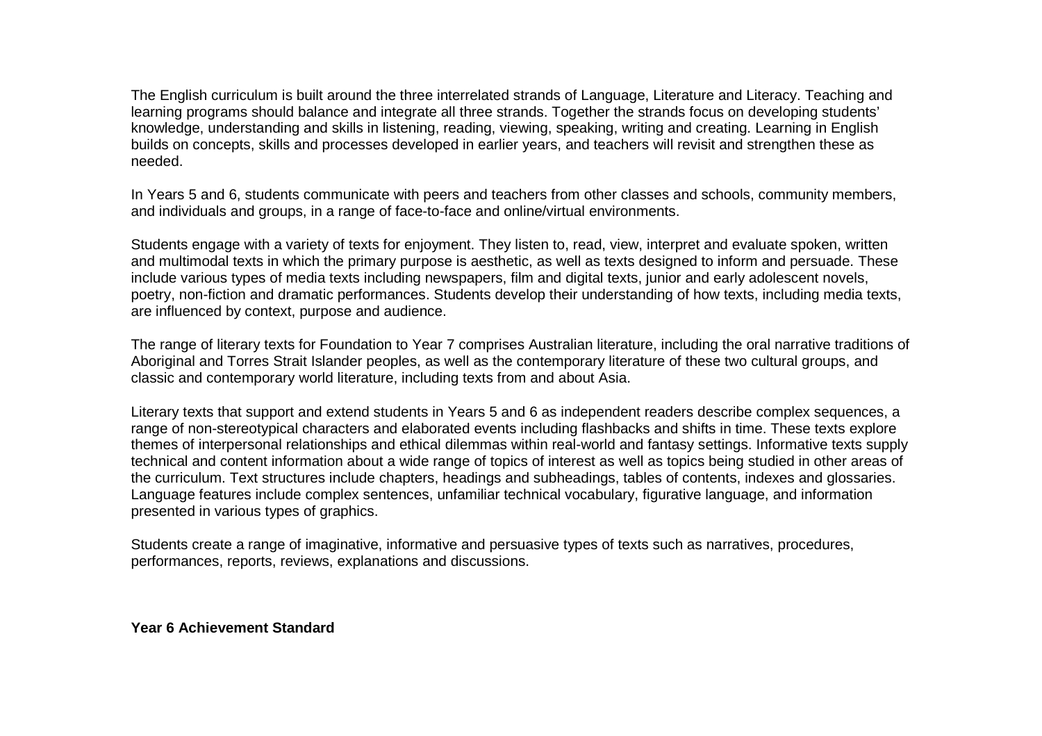The English curriculum is built around the three interrelated strands of Language, Literature and Literacy. Teaching and learning programs should balance and integrate all three strands. Together the strands focus on developing students' knowledge, understanding and skills in listening, reading, viewing, speaking, writing and creating. Learning in English builds on concepts, skills and processes developed in earlier years, and teachers will revisit and strengthen these as needed.

In Years 5 and 6, students communicate with peers and teachers from other classes and schools, community members, and individuals and groups, in a range of face-to-face and online/virtual environments.

Students engage with a variety of texts for enjoyment. They listen to, read, view, interpret and evaluate spoken, written and multimodal texts in which the primary purpose is aesthetic, as well as texts designed to inform and persuade. These include various types of media texts including newspapers, film and digital texts, junior and early adolescent novels, poetry, non-fiction and dramatic performances. Students develop their understanding of how texts, including media texts, are influenced by context, purpose and audience.

The range of literary texts for Foundation to Year 7 comprises Australian literature, including the oral narrative traditions of Aboriginal and Torres Strait Islander peoples, as well as the contemporary literature of these two cultural groups, and classic and contemporary world literature, including texts from and about Asia.

Literary texts that support and extend students in Years 5 and 6 as independent readers describe complex sequences, a range of non-stereotypical characters and elaborated events including flashbacks and shifts in time. These texts explore themes of interpersonal relationships and ethical dilemmas within real-world and fantasy settings. Informative texts supply technical and content information about a wide range of topics of interest as well as topics being studied in other areas of the curriculum. Text structures include chapters, headings and subheadings, tables of contents, indexes and glossaries. Language features include complex sentences, unfamiliar technical vocabulary, figurative language, and information presented in various types of graphics.

Students create a range of imaginative, informative and persuasive types of texts such as narratives, procedures, performances, reports, reviews, explanations and discussions.

**Year 6 Achievement Standard**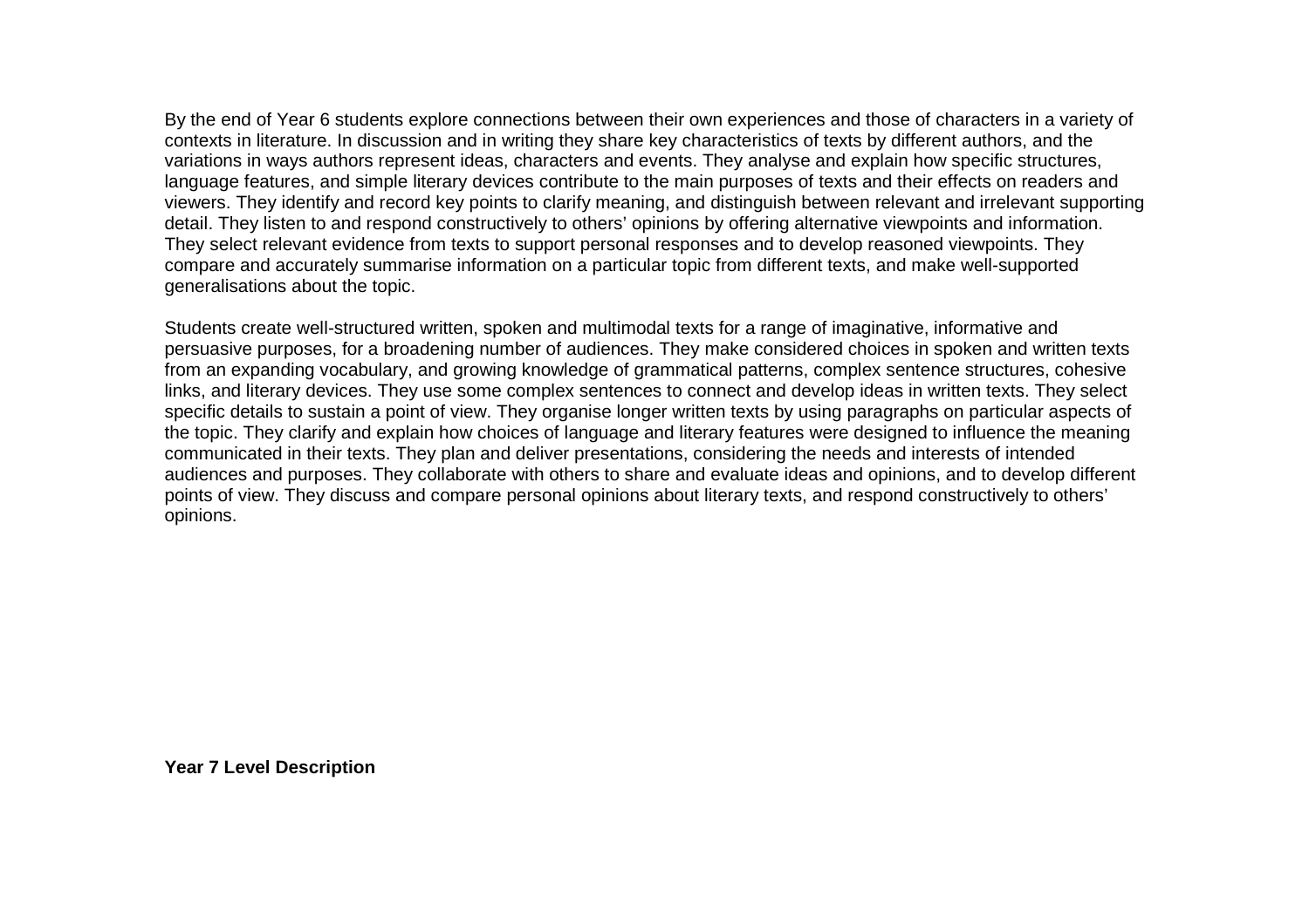By the end of Year 6 students explore connections between their own experiences and those of characters in a variety of contexts in literature. In discussion and in writing they share key characteristics of texts by different authors, and the variations in ways authors represent ideas, characters and events. They analyse and explain how specific structures, language features, and simple literary devices contribute to the main purposes of texts and their effects on readers and viewers. They identify and record key points to clarify meaning, and distinguish between relevant and irrelevant supporting detail. They listen to and respond constructively to others' opinions by offering alternative viewpoints and information. They select relevant evidence from texts to support personal responses and to develop reasoned viewpoints. They compare and accurately summarise information on a particular topic from different texts, and make well-supported generalisations about the topic.

Students create well-structured written, spoken and multimodal texts for a range of imaginative, informative and persuasive purposes, for a broadening number of audiences. They make considered choices in spoken and written texts from an expanding vocabulary, and growing knowledge of grammatical patterns, complex sentence structures, cohesive links, and literary devices. They use some complex sentences to connect and develop ideas in written texts. They select specific details to sustain a point of view. They organise longer written texts by using paragraphs on particular aspects of the topic. They clarify and explain how choices of language and literary features were designed to influence the meaning communicated in their texts. They plan and deliver presentations, considering the needs and interests of intended audiences and purposes. They collaborate with others to share and evaluate ideas and opinions, and to develop different points of view. They discuss and compare personal opinions about literary texts, and respond constructively to others' opinions.

**Year 7 Level Description**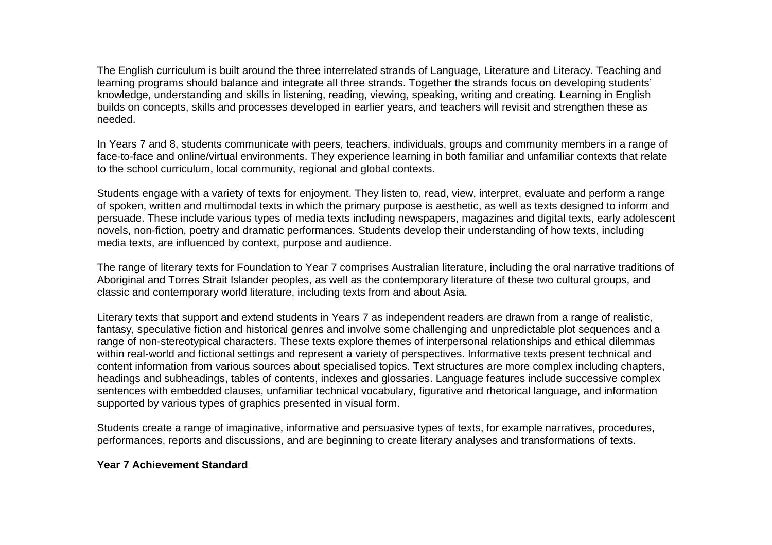The English curriculum is built around the three interrelated strands of Language, Literature and Literacy. Teaching and learning programs should balance and integrate all three strands. Together the strands focus on developing students' knowledge, understanding and skills in listening, reading, viewing, speaking, writing and creating. Learning in English builds on concepts, skills and processes developed in earlier years, and teachers will revisit and strengthen these as needed.

In Years 7 and 8, students communicate with peers, teachers, individuals, groups and community members in a range of face-to-face and online/virtual environments. They experience learning in both familiar and unfamiliar contexts that relate to the school curriculum, local community, regional and global contexts.

Students engage with a variety of texts for enjoyment. They listen to, read, view, interpret, evaluate and perform a range of spoken, written and multimodal texts in which the primary purpose is aesthetic, as well as texts designed to inform and persuade. These include various types of media texts including newspapers, magazines and digital texts, early adolescent novels, non-fiction, poetry and dramatic performances. Students develop their understanding of how texts, including media texts, are influenced by context, purpose and audience.

The range of literary texts for Foundation to Year 7 comprises Australian literature, including the oral narrative traditions of Aboriginal and Torres Strait Islander peoples, as well as the contemporary literature of these two cultural groups, and classic and contemporary world literature, including texts from and about Asia.

Literary texts that support and extend students in Years 7 as independent readers are drawn from a range of realistic, fantasy, speculative fiction and historical genres and involve some challenging and unpredictable plot sequences and a range of non-stereotypical characters. These texts explore themes of interpersonal relationships and ethical dilemmas within real-world and fictional settings and represent a variety of perspectives. Informative texts present technical and content information from various sources about specialised topics. Text structures are more complex including chapters, headings and subheadings, tables of contents, indexes and glossaries. Language features include successive complex sentences with embedded clauses, unfamiliar technical vocabulary, figurative and rhetorical language, and information supported by various types of graphics presented in visual form.

Students create a range of imaginative, informative and persuasive types of texts, for example narratives, procedures, performances, reports and discussions, and are beginning to create literary analyses and transformations of texts.

**Year 7 Achievement Standard**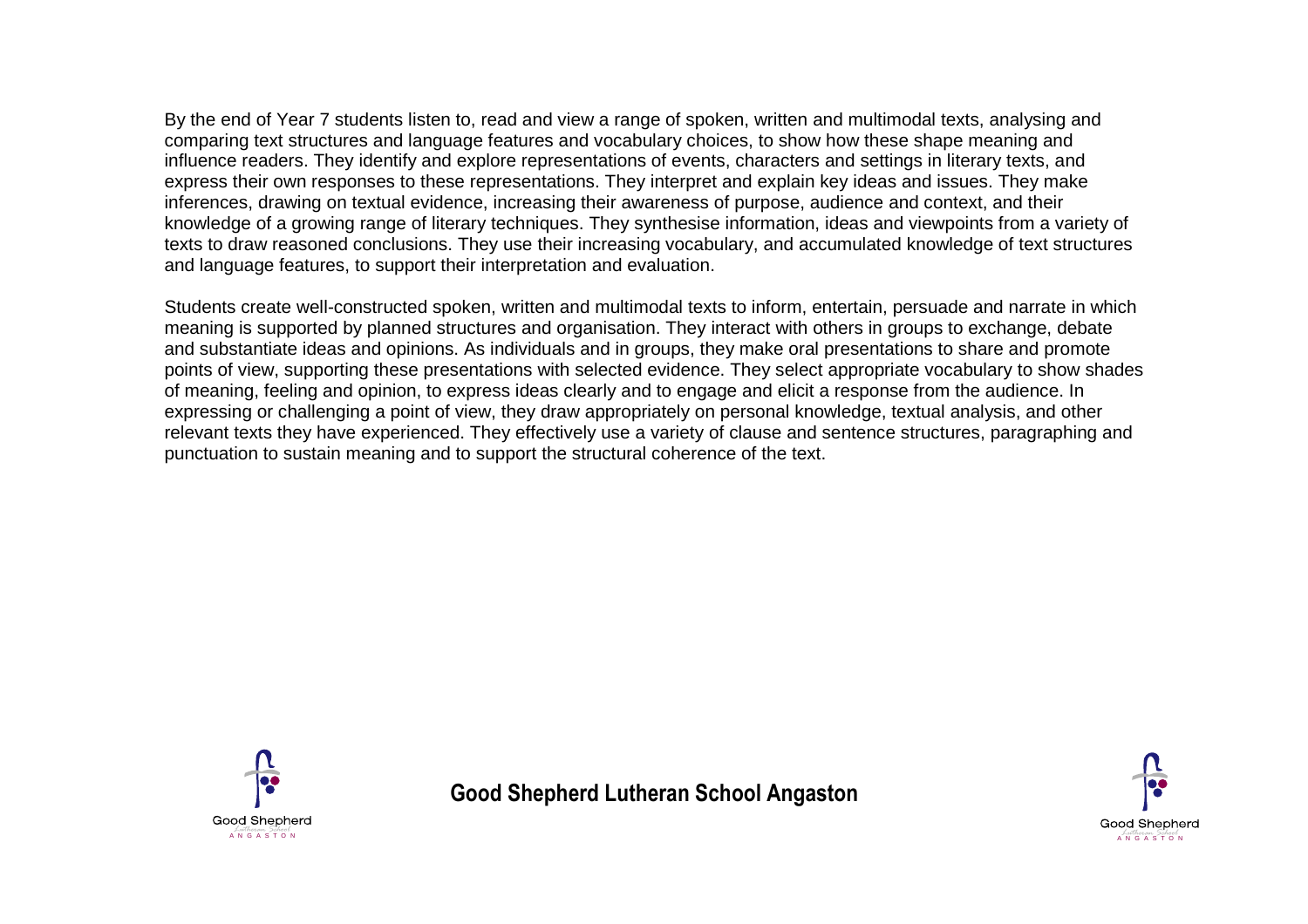By the end of Year 7 students listen to, read and view a range of spoken, written and multimodal texts, analysing and comparing text structures and language features and vocabulary choices, to show how these shape meaning and influence readers. They identify and explore representations of events, characters and settings in literary texts, and express their own responses to these representations. They interpret and explain key ideas and issues. They make inferences, drawing on textual evidence, increasing their awareness of purpose, audience and context, and their knowledge of a growing range of literary techniques. They synthesise information, ideas and viewpoints from a variety of texts to draw reasoned conclusions. They use their increasing vocabulary, and accumulated knowledge of text structures and language features, to support their interpretation and evaluation.

Students create well-constructed spoken, written and multimodal texts to inform, entertain, persuade and narrate in which meaning is supported by planned structures and organisation. They interact with others in groups to exchange, debate and substantiate ideas and opinions. As individuals and in groups, they make oral presentations to share and promote points of view, supporting these presentations with selected evidence. They select appropriate vocabulary to show shades of meaning, feeling and opinion, to express ideas clearly and to engage and elicit a response from the audience. In expressing or challenging a point of view, they draw appropriately on personal knowledge, textual analysis, and other relevant texts they have experienced. They effectively use a variety of clause and sentence structures, paragraphing and punctuation to sustain meaning and to support the structural coherence of the text.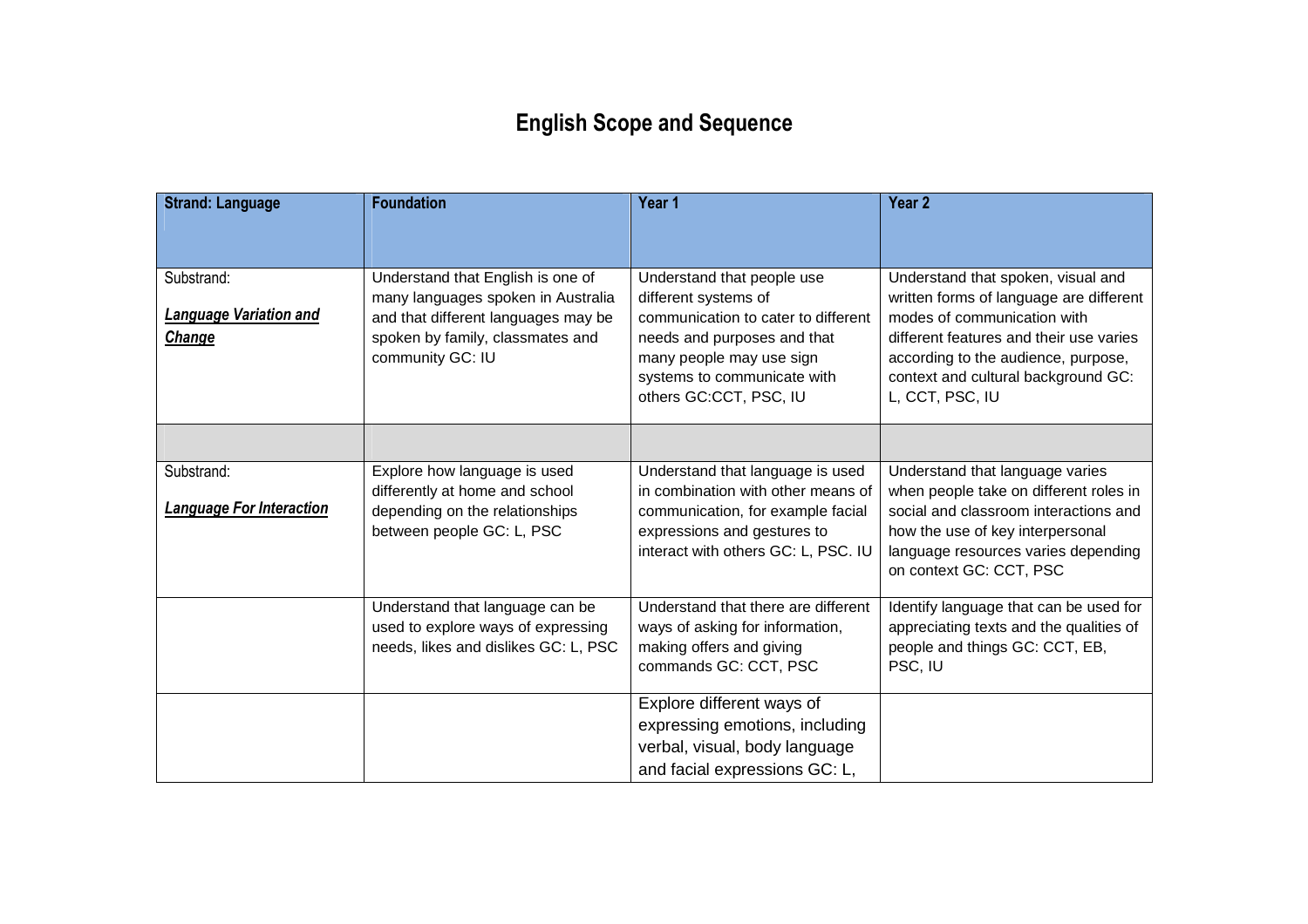# English Scope and Sequence

| Strand: Language | Foundation | Year 1 | Year 2 |
|---|---|---|---|
| Substrand: ***Language Variation and Change*** | Understand that English is one of many languages spoken in Australia and that different languages may be spoken by family, classmates and community GC: IU | Understand that people use different systems of communication to cater to different needs and purposes and that many people may use sign systems to communicate with others GC:CCT, PSC, IU | Understand that spoken, visual and written forms of language are different modes of communication with different features and their use varies according to the audience, purpose, context and cultural background GC: L, CCT, PSC, IU |
| | | | |
| Substrand: ***Language For Interaction*** | Explore how language is used differently at home and school depending on the relationships between people GC: L, PSC | Understand that language is used in combination with other means of communication, for example facial expressions and gestures to interact with others GC: L, PSC. IU | Understand that language varies when people take on different roles in social and classroom interactions and how the use of key interpersonal language resources varies depending on context GC: CCT, PSC |
| | Understand that language can be used to explore ways of expressing needs, likes and dislikes GC: L, PSC | Understand that there are different ways of asking for information, making offers and giving commands GC: CCT, PSC | Identify language that can be used for appreciating texts and the qualities of people and things GC: CCT, EB, PSC, IU |
| | | Explore different ways of expressing emotions, including verbal, visual, body language and facial expressions GC: L, | |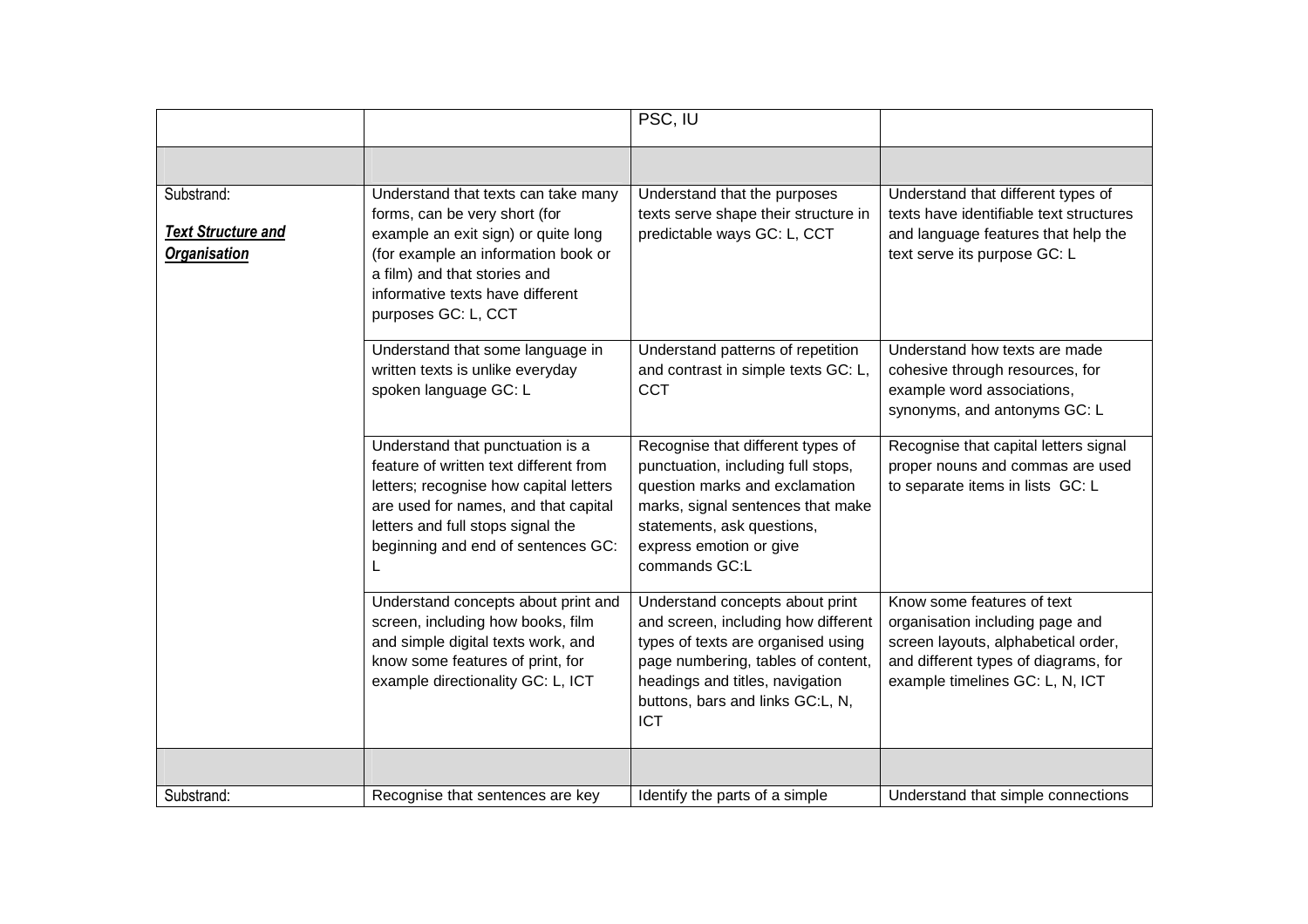| | | | |
|---|---|---|---|
| | | PSC, IU | |
| | | | |
| Substrand: ***Text Structure and Organisation*** | Understand that texts can take many forms, can be very short (for example an exit sign) or quite long (for example an information book or a film) and that stories and informative texts have different purposes GC: L, CCT | Understand that the purposes texts serve shape their structure in predictable ways GC: L, CCT | Understand that different types of texts have identifiable text structures and language features that help the text serve its purpose GC: L |
| | Understand that some language in written texts is unlike everyday spoken language GC: L | Understand patterns of repetition and contrast in simple texts GC: L, CCT | Understand how texts are made cohesive through resources, for example word associations, synonyms, and antonyms GC: L |
| | Understand that punctuation is a feature of written text different from letters; recognise how capital letters are used for names, and that capital letters and full stops signal the beginning and end of sentences GC: L | Recognise that different types of punctuation, including full stops, question marks and exclamation marks, signal sentences that make statements, ask questions, express emotion or give commands GC:L | Recognise that capital letters signal proper nouns and commas are used to separate items in lists GC: L |
| | Understand concepts about print and screen, including how books, film and simple digital texts work, and know some features of print, for example directionality GC: L, ICT | Understand concepts about print and screen, including how different types of texts are organised using page numbering, tables of content, headings and titles, navigation buttons, bars and links GC:L, N, ICT | Know some features of text organisation including page and screen layouts, alphabetical order, and different types of diagrams, for example timelines GC: L, N, ICT |
| | | | |
| Substrand: | Recognise that sentences are key | Identify the parts of a simple | Understand that simple connections |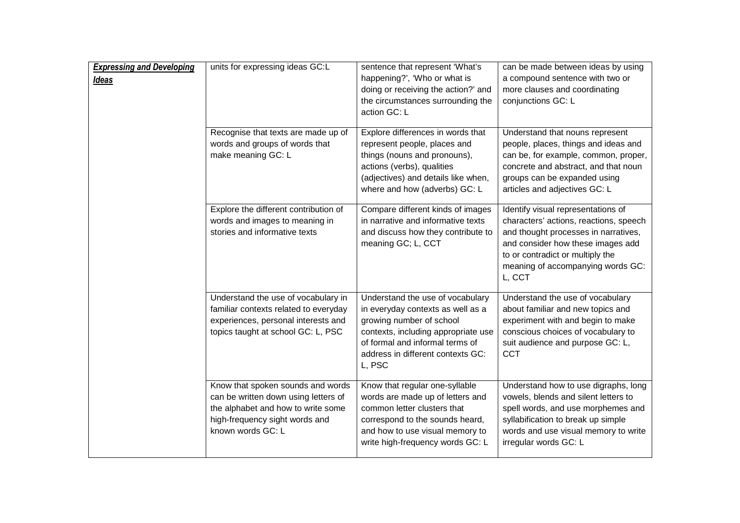| | | | |
|---|---|---|---|
| ***Expressing and Developing Ideas*** | units for expressing ideas GC:L | sentence that represent 'What's happening?', 'Who or what is doing or receiving the action?' and the circumstances surrounding the action GC: L | can be made between ideas by using a compound sentence with two or more clauses and coordinating conjunctions GC: L |
| | Recognise that texts are made up of words and groups of words that make meaning GC: L | Explore differences in words that represent people, places and things (nouns and pronouns), actions (verbs), qualities (adjectives) and details like when, where and how (adverbs) GC: L | Understand that nouns represent people, places, things and ideas and can be, for example, common, proper, concrete and abstract, and that noun groups can be expanded using articles and adjectives GC: L |
| | Explore the different contribution of words and images to meaning in stories and informative texts | Compare different kinds of images in narrative and informative texts and discuss how they contribute to meaning GC; L, CCT | Identify visual representations of characters' actions, reactions, speech and thought processes in narratives, and consider how these images add to or contradict or multiply the meaning of accompanying words GC: L, CCT |
| | Understand the use of vocabulary in familiar contexts related to everyday experiences, personal interests and topics taught at school GC: L, PSC | Understand the use of vocabulary in everyday contexts as well as a growing number of school contexts, including appropriate use of formal and informal terms of address in different contexts GC: L, PSC | Understand the use of vocabulary about familiar and new topics and experiment with and begin to make conscious choices of vocabulary to suit audience and purpose GC: L, CCT |
| | Know that spoken sounds and words can be written down using letters of the alphabet and how to write some high-frequency sight words and known words GC: L | Know that regular one-syllable words are made up of letters and common letter clusters that correspond to the sounds heard, and how to use visual memory to write high-frequency words GC: L | Understand how to use digraphs, long vowels, blends and silent letters to spell words, and use morphemes and syllabification to break up simple words and use visual memory to write irregular words GC: L |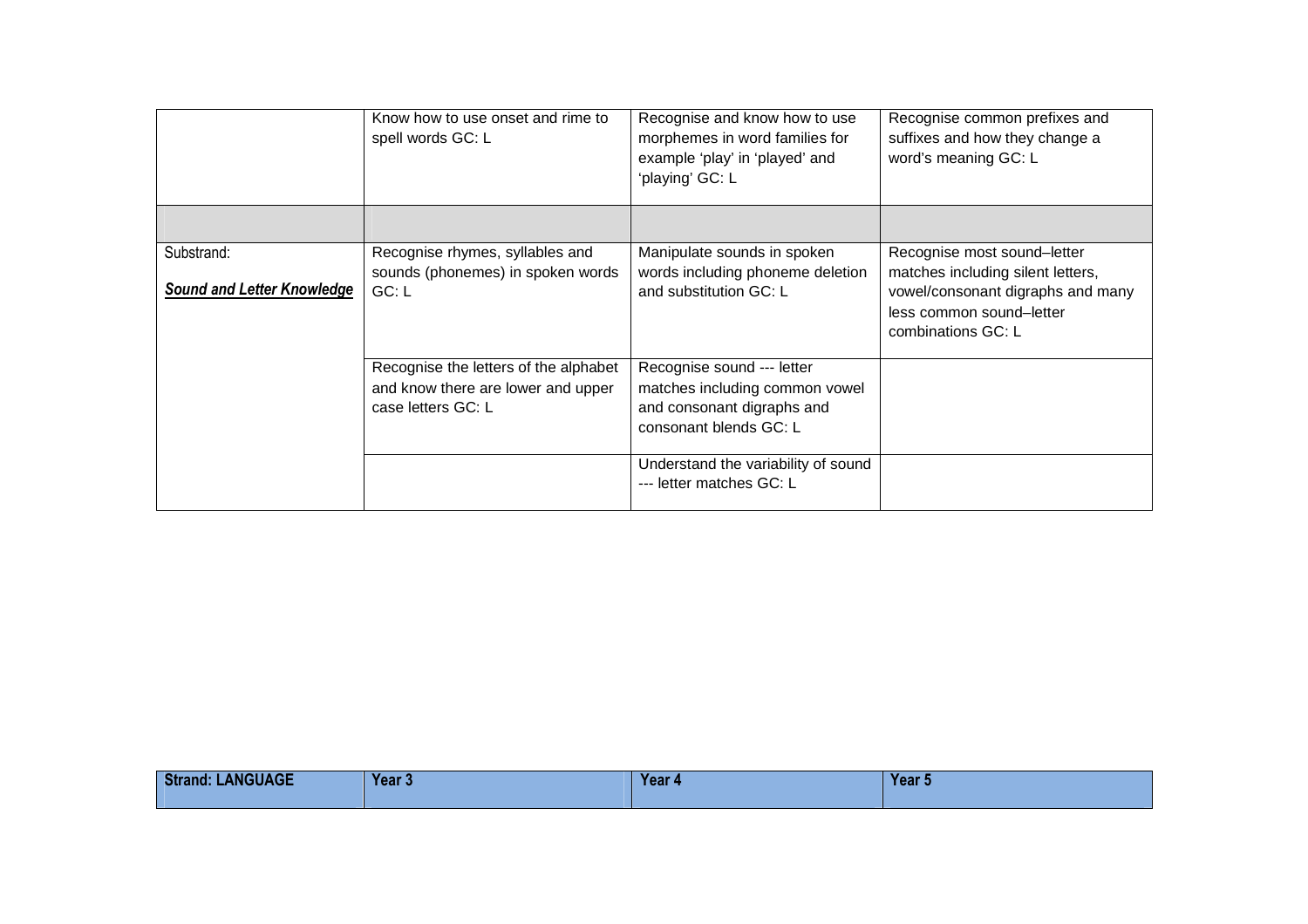|  |  |  |  |
| --- | --- | --- | --- |
|  | Know how to use onset and rime to spell words GC: L | Recognise and know how to use morphemes in word families for example 'play' in 'played' and 'playing' GC: L | Recognise common prefixes and suffixes and how they change a word's meaning GC: L |
|  |  |  |  |
| Substrand: ***Sound and Letter Knowledge*** | Recognise rhymes, syllables and sounds (phonemes) in spoken words GC: L | Manipulate sounds in spoken words including phoneme deletion and substitution GC: L | Recognise most sound–letter matches including silent letters, vowel/consonant digraphs and many less common sound–letter combinations GC: L |
|  | Recognise the letters of the alphabet and know there are lower and upper case letters GC: L | Recognise sound --- letter matches including common vowel and consonant digraphs and consonant blends GC: L |  |
|  |  | Understand the variability of sound --- letter matches GC: L |  |

| **Strand: LANGUAGE** | **Year 3** | **Year 4** | **Year 5** |
| --- | --- | --- | --- |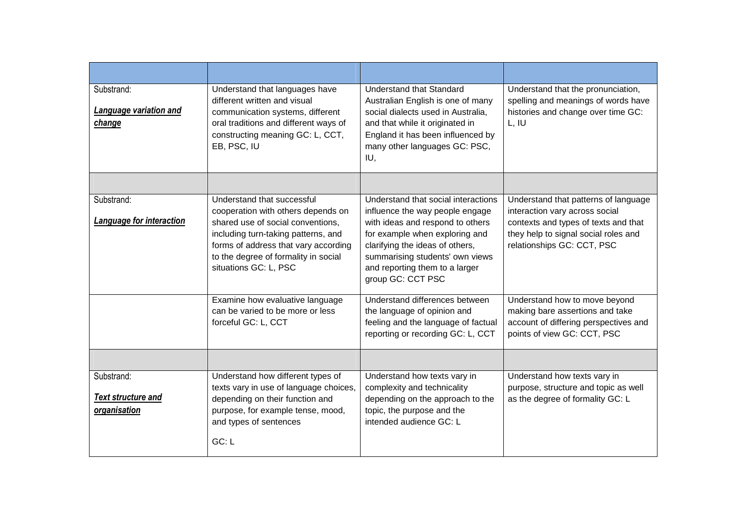| | | | |
|---|---|---|---|
| Substrand: ***Language variation and change*** | Understand that languages have different written and visual communication systems, different oral traditions and different ways of constructing meaning GC: L, CCT, EB, PSC, IU | Understand that Standard Australian English is one of many social dialects used in Australia, and that while it originated in England it has been influenced by many other languages GC: PSC, IU, | Understand that the pronunciation, spelling and meanings of words have histories and change over time GC: L, IU |
| | | | |
| Substrand: ***Language for interaction*** | Understand that successful cooperation with others depends on shared use of social conventions, including turn-taking patterns, and forms of address that vary according to the degree of formality in social situations GC: L, PSC | Understand that social interactions influence the way people engage with ideas and respond to others for example when exploring and clarifying the ideas of others, summarising students' own views and reporting them to a larger group GC: CCT PSC | Understand that patterns of language interaction vary across social contexts and types of texts and that they help to signal social roles and relationships GC: CCT, PSC |
| | Examine how evaluative language can be varied to be more or less forceful GC: L, CCT | Understand differences between the language of opinion and feeling and the language of factual reporting or recording GC: L, CCT | Understand how to move beyond making bare assertions and take account of differing perspectives and points of view GC: CCT, PSC |
| | | | |
| Substrand: ***Text structure and organisation*** | Understand how different types of texts vary in use of language choices, depending on their function and purpose, for example tense, mood, and types of sentences GC: L | Understand how texts vary in complexity and technicality depending on the approach to the topic, the purpose and the intended audience GC: L | Understand how texts vary in purpose, structure and topic as well as the degree of formality GC: L |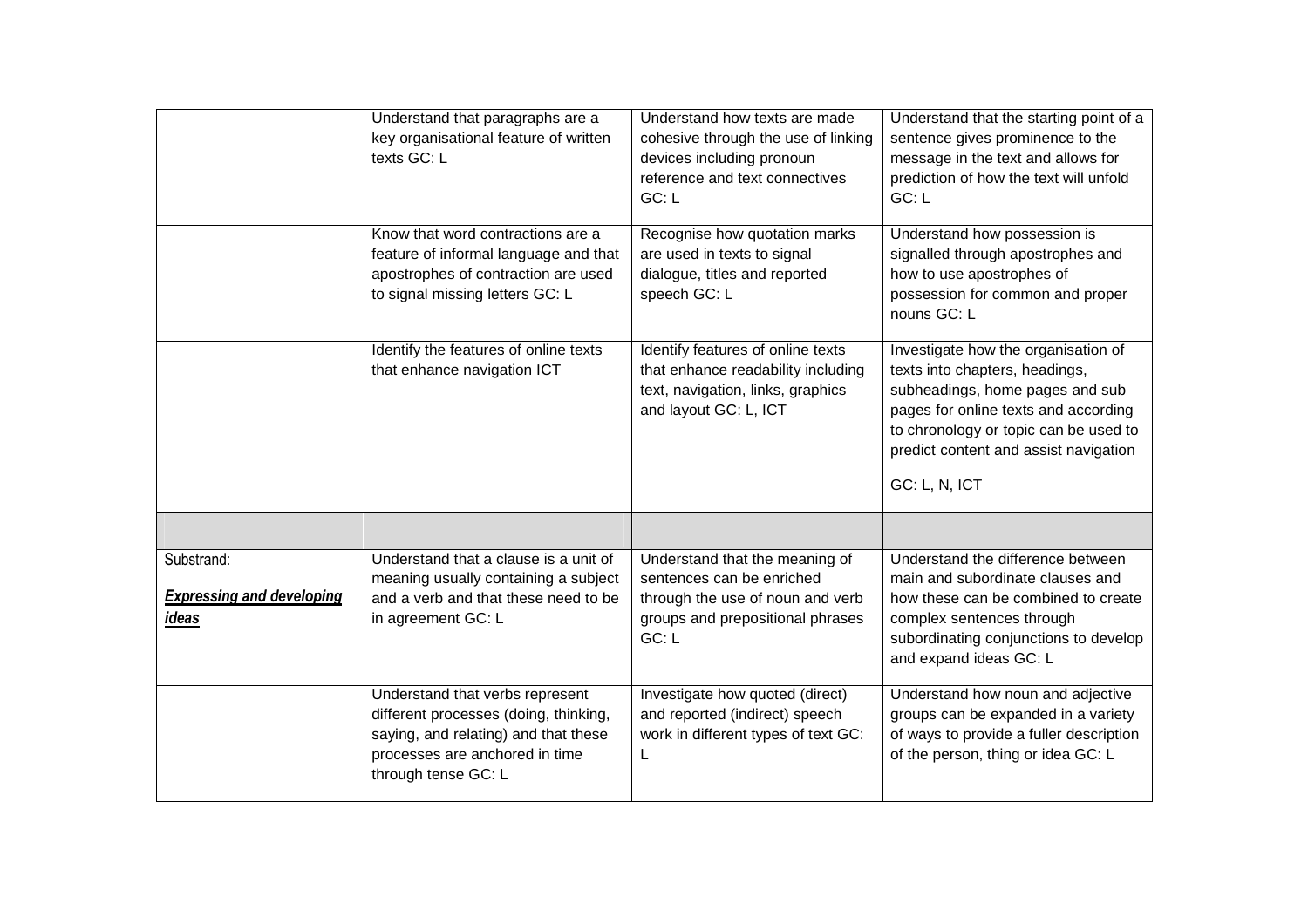| | | | |
|---|---|---|---|
| | Understand that paragraphs are a key organisational feature of written texts GC: L | Understand how texts are made cohesive through the use of linking devices including pronoun reference and text connectives GC: L | Understand that the starting point of a sentence gives prominence to the message in the text and allows for prediction of how the text will unfold GC: L |
| | Know that word contractions are a feature of informal language and that apostrophes of contraction are used to signal missing letters GC: L | Recognise how quotation marks are used in texts to signal dialogue, titles and reported speech GC: L | Understand how possession is signalled through apostrophes and how to use apostrophes of possession for common and proper nouns GC: L |
| | Identify the features of online texts that enhance navigation ICT | Identify features of online texts that enhance readability including text, navigation, links, graphics and layout GC: L, ICT | Investigate how the organisation of texts into chapters, headings, subheadings, home pages and sub pages for online texts and according to chronology or topic can be used to predict content and assist navigation<br><br>GC: L, N, ICT |
| | | | |
| Substrand:<br><br>***Expressing and developing ideas*** | Understand that a clause is a unit of meaning usually containing a subject and a verb and that these need to be in agreement GC: L | Understand that the meaning of sentences can be enriched through the use of noun and verb groups and prepositional phrases GC: L | Understand the difference between main and subordinate clauses and how these can be combined to create complex sentences through subordinating conjunctions to develop and expand ideas GC: L |
| | Understand that verbs represent different processes (doing, thinking, saying, and relating) and that these processes are anchored in time through tense GC: L | Investigate how quoted (direct) and reported (indirect) speech work in different types of text GC: L | Understand how noun and adjective groups can be expanded in a variety of ways to provide a fuller description of the person, thing or idea GC: L |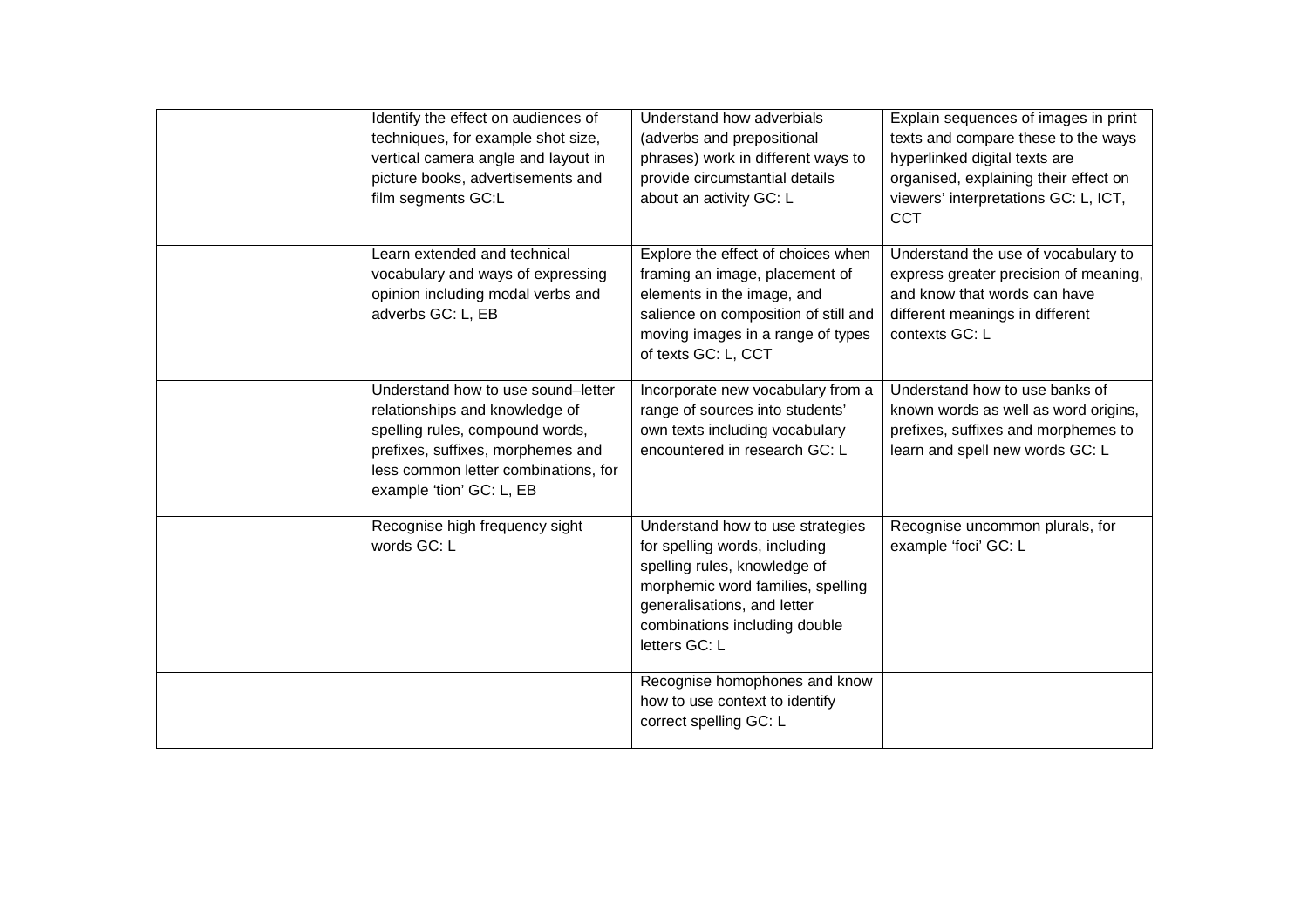| | | | |
|---|---|---|---|
| | Identify the effect on audiences of techniques, for example shot size, vertical camera angle and layout in picture books, advertisements and film segments GC:L | Understand how adverbials (adverbs and prepositional phrases) work in different ways to provide circumstantial details about an activity GC: L | Explain sequences of images in print texts and compare these to the ways hyperlinked digital texts are organised, explaining their effect on viewers' interpretations GC: L, ICT, CCT |
| | Learn extended and technical vocabulary and ways of expressing opinion including modal verbs and adverbs GC: L, EB | Explore the effect of choices when framing an image, placement of elements in the image, and salience on composition of still and moving images in a range of types of texts GC: L, CCT | Understand the use of vocabulary to express greater precision of meaning, and know that words can have different meanings in different contexts GC: L |
| | Understand how to use sound–letter relationships and knowledge of spelling rules, compound words, prefixes, suffixes, morphemes and less common letter combinations, for example 'tion' GC: L, EB | Incorporate new vocabulary from a range of sources into students' own texts including vocabulary encountered in research GC: L | Understand how to use banks of known words as well as word origins, prefixes, suffixes and morphemes to learn and spell new words GC: L |
| | Recognise high frequency sight words GC: L | Understand how to use strategies for spelling words, including spelling rules, knowledge of morphemic word families, spelling generalisations, and letter combinations including double letters GC: L | Recognise uncommon plurals, for example 'foci' GC: L |
| | | Recognise homophones and know how to use context to identify correct spelling GC: L | |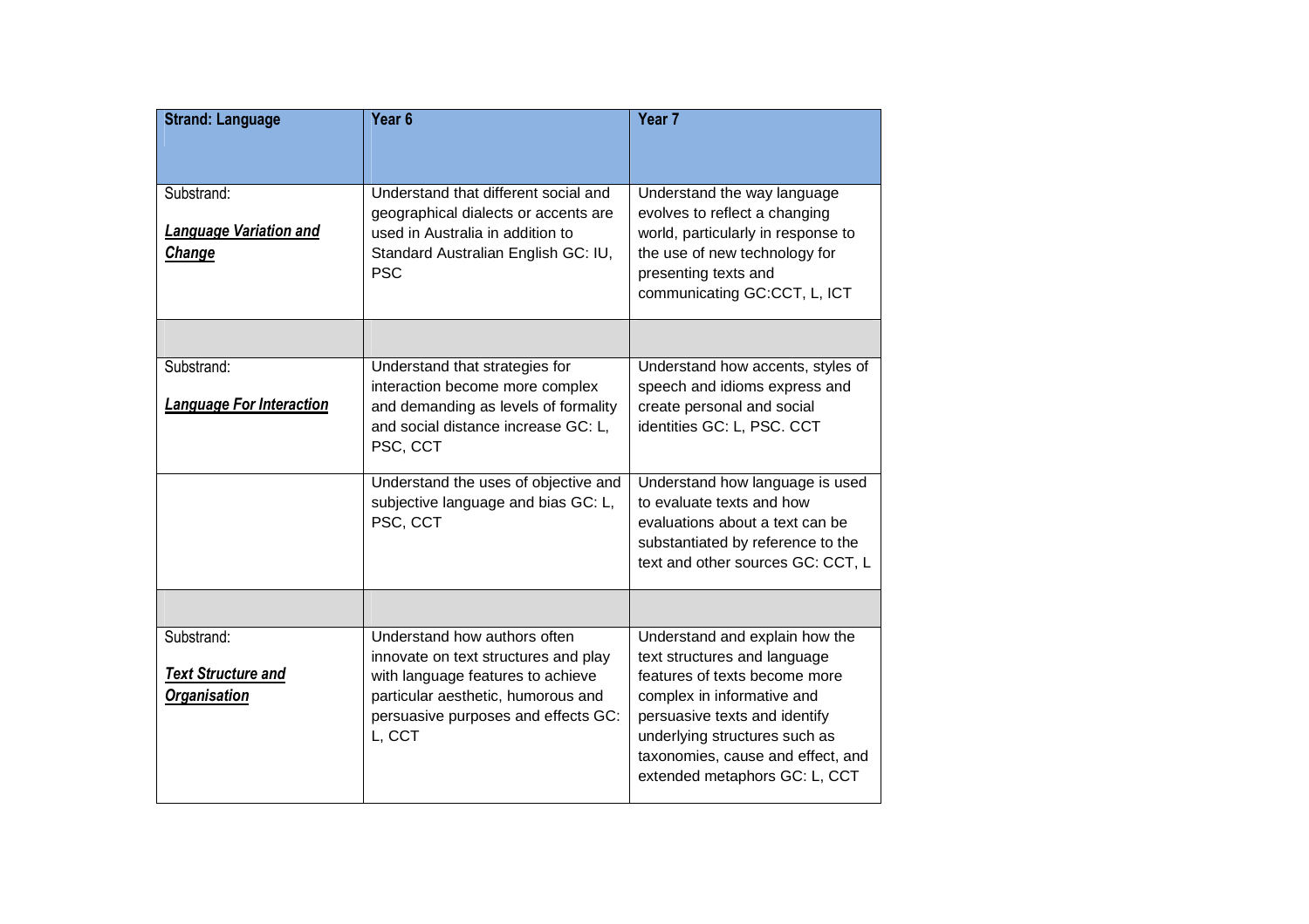| **Strand: Language** | **Year 6** | **Year 7** |
|---|---|---|
| Substrand: ***Language Variation and Change*** | Understand that different social and geographical dialects or accents are used in Australia in addition to Standard Australian English GC: IU, PSC | Understand the way language evolves to reflect a changing world, particularly in response to the use of new technology for presenting texts and communicating GC:CCT, L, ICT |
| | | |
| Substrand: ***Language For Interaction*** | Understand that strategies for interaction become more complex and demanding as levels of formality and social distance increase GC: L, PSC, CCT | Understand how accents, styles of speech and idioms express and create personal and social identities GC: L, PSC. CCT |
| | Understand the uses of objective and subjective language and bias GC: L, PSC, CCT | Understand how language is used to evaluate texts and how evaluations about a text can be substantiated by reference to the text and other sources GC: CCT, L |
| | | |
| Substrand: ***Text Structure and Organisation*** | Understand how authors often innovate on text structures and play with language features to achieve particular aesthetic, humorous and persuasive purposes and effects GC: L, CCT | Understand and explain how the text structures and language features of texts become more complex in informative and persuasive texts and identify underlying structures such as taxonomies, cause and effect, and extended metaphors GC: L, CCT |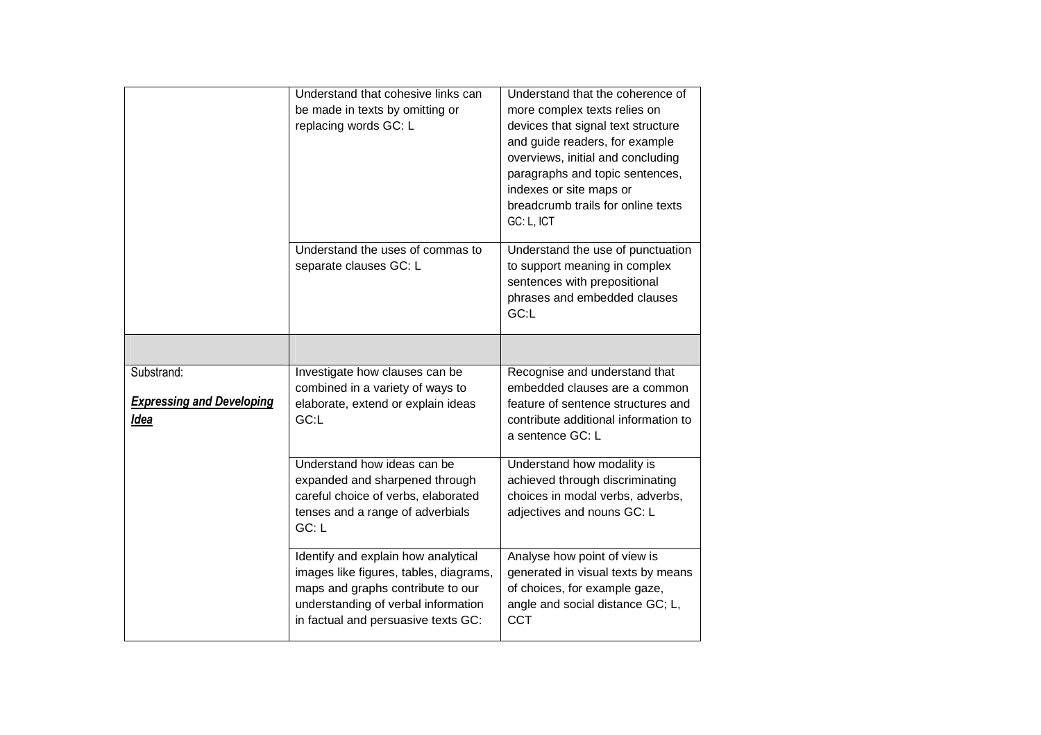| | | |
|---|---|---|
| | Understand that cohesive links can be made in texts by omitting or replacing words GC: L | Understand that the coherence of more complex texts relies on devices that signal text structure and guide readers, for example overviews, initial and concluding paragraphs and topic sentences, indexes or site maps or breadcrumb trails for online texts GC: L, ICT |
| | Understand the uses of commas to separate clauses GC: L | Understand the use of punctuation to support meaning in complex sentences with prepositional phrases and embedded clauses GC:L |
| | | |
| Substrand: ***Expressing and Developing Idea*** | Investigate how clauses can be combined in a variety of ways to elaborate, extend or explain ideas GC:L | Recognise and understand that embedded clauses are a common feature of sentence structures and contribute additional information to a sentence GC: L |
| | Understand how ideas can be expanded and sharpened through careful choice of verbs, elaborated tenses and a range of adverbials GC: L | Understand how modality is achieved through discriminating choices in modal verbs, adverbs, adjectives and nouns GC: L |
| | Identify and explain how analytical images like figures, tables, diagrams, maps and graphs contribute to our understanding of verbal information in factual and persuasive texts GC: | Analyse how point of view is generated in visual texts by means of choices, for example gaze, angle and social distance GC; L, CCT |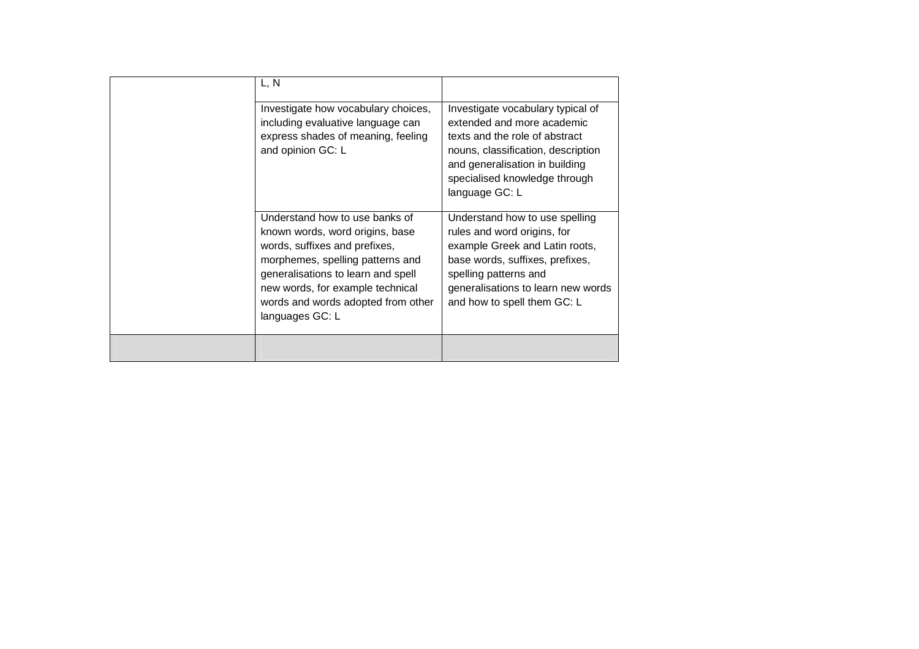| | | |
|---|---|---|
| | L, N | |
| | Investigate how vocabulary choices, including evaluative language can express shades of meaning, feeling and opinion GC: L | Investigate vocabulary typical of extended and more academic texts and the role of abstract nouns, classification, description and generalisation in building specialised knowledge through language GC: L |
| | Understand how to use banks of known words, word origins, base words, suffixes and prefixes, morphemes, spelling patterns and generalisations to learn and spell new words, for example technical words and words adopted from other languages GC: L | Understand how to use spelling rules and word origins, for example Greek and Latin roots, base words, suffixes, prefixes, spelling patterns and generalisations to learn new words and how to spell them GC: L |
| | | |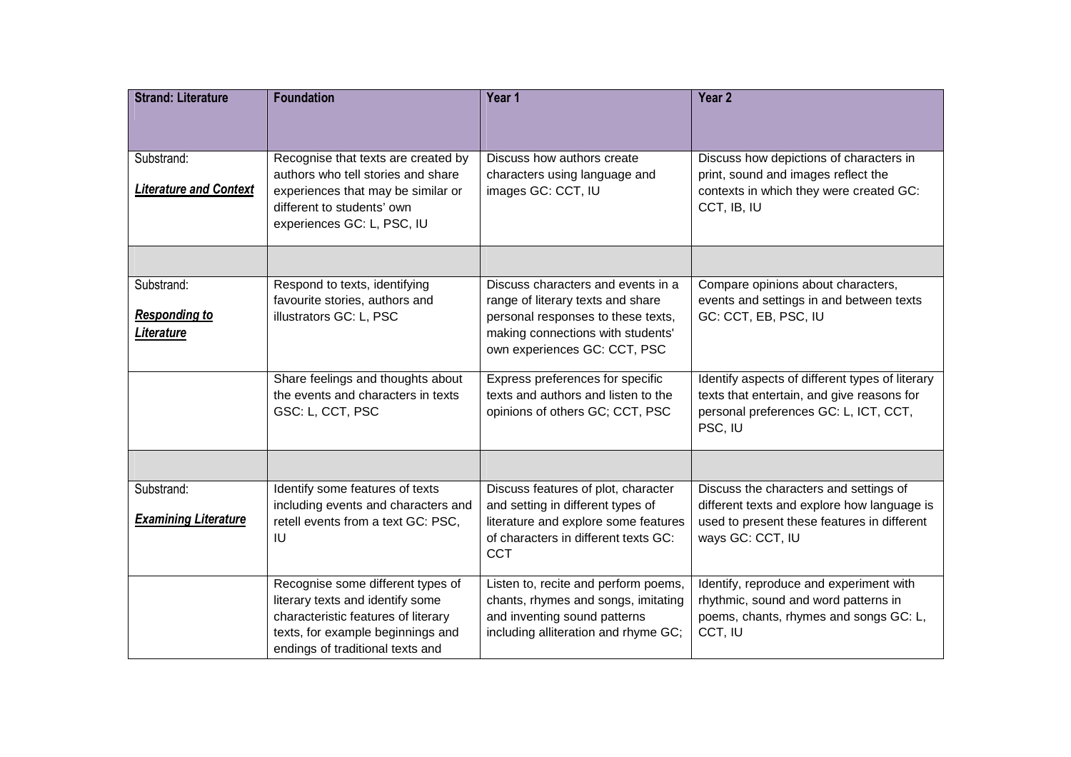| Strand: Literature | Foundation | Year 1 | Year 2 |
|---|---|---|---|
| Substrand: ***Literature and Context*** | Recognise that texts are created by authors who tell stories and share experiences that may be similar or different to students' own experiences GC: L, PSC, IU | Discuss how authors create characters using language and images GC: CCT, IU | Discuss how depictions of characters in print, sound and images reflect the contexts in which they were created GC: CCT, IB, IU |
| | | | |
| Substrand: ***Responding to Literature*** | Respond to texts, identifying favourite stories, authors and illustrators GC: L, PSC | Discuss characters and events in a range of literary texts and share personal responses to these texts, making connections with students' own experiences GC: CCT, PSC | Compare opinions about characters, events and settings in and between texts GC: CCT, EB, PSC, IU |
| | Share feelings and thoughts about the events and characters in texts GSC: L, CCT, PSC | Express preferences for specific texts and authors and listen to the opinions of others GC; CCT, PSC | Identify aspects of different types of literary texts that entertain, and give reasons for personal preferences GC: L, ICT, CCT, PSC, IU |
| | | | |
| Substrand: ***Examining Literature*** | Identify some features of texts including events and characters and retell events from a text GC: PSC, IU | Discuss features of plot, character and setting in different types of literature and explore some features of characters in different texts GC: CCT | Discuss the characters and settings of different texts and explore how language is used to present these features in different ways GC: CCT, IU |
| | Recognise some different types of literary texts and identify some characteristic features of literary texts, for example beginnings and endings of traditional texts and | Listen to, recite and perform poems, chants, rhymes and songs, imitating and inventing sound patterns including alliteration and rhyme GC; | Identify, reproduce and experiment with rhythmic, sound and word patterns in poems, chants, rhymes and songs GC: L, CCT, IU |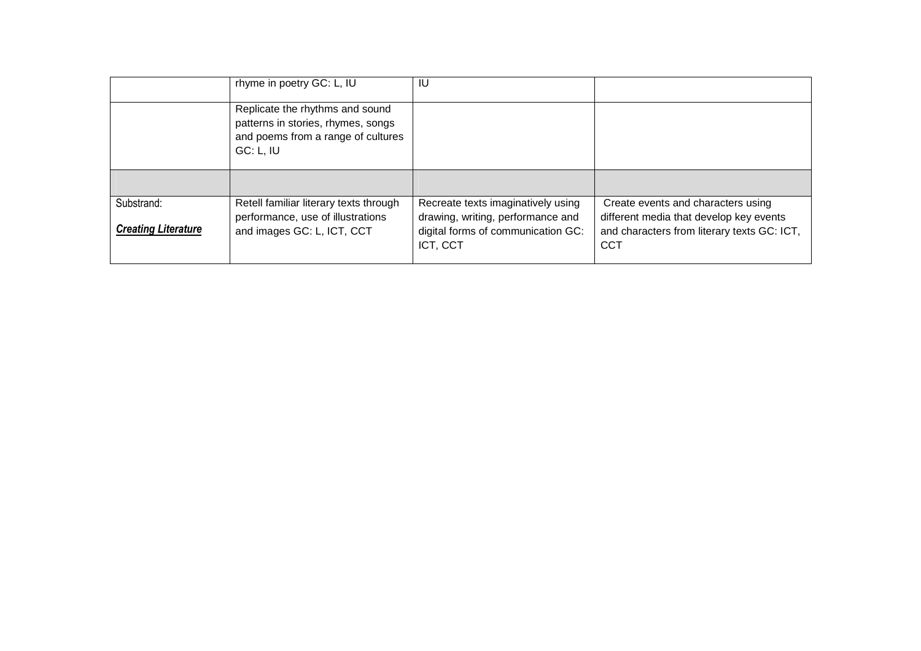|  |  |  |  |
|---|---|---|---|
|  | rhyme in poetry GC: L, IU | IU |  |
|  | Replicate the rhythms and sound patterns in stories, rhymes, songs and poems from a range of cultures GC: L, IU |  |  |
|  |  |  |  |
| Substrand:<br><br>***Creating Literature*** | Retell familiar literary texts through performance, use of illustrations and images GC: L, ICT, CCT | Recreate texts imaginatively using drawing, writing, performance and digital forms of communication GC: ICT, CCT | Create events and characters using different media that develop key events and characters from literary texts GC: ICT, CCT |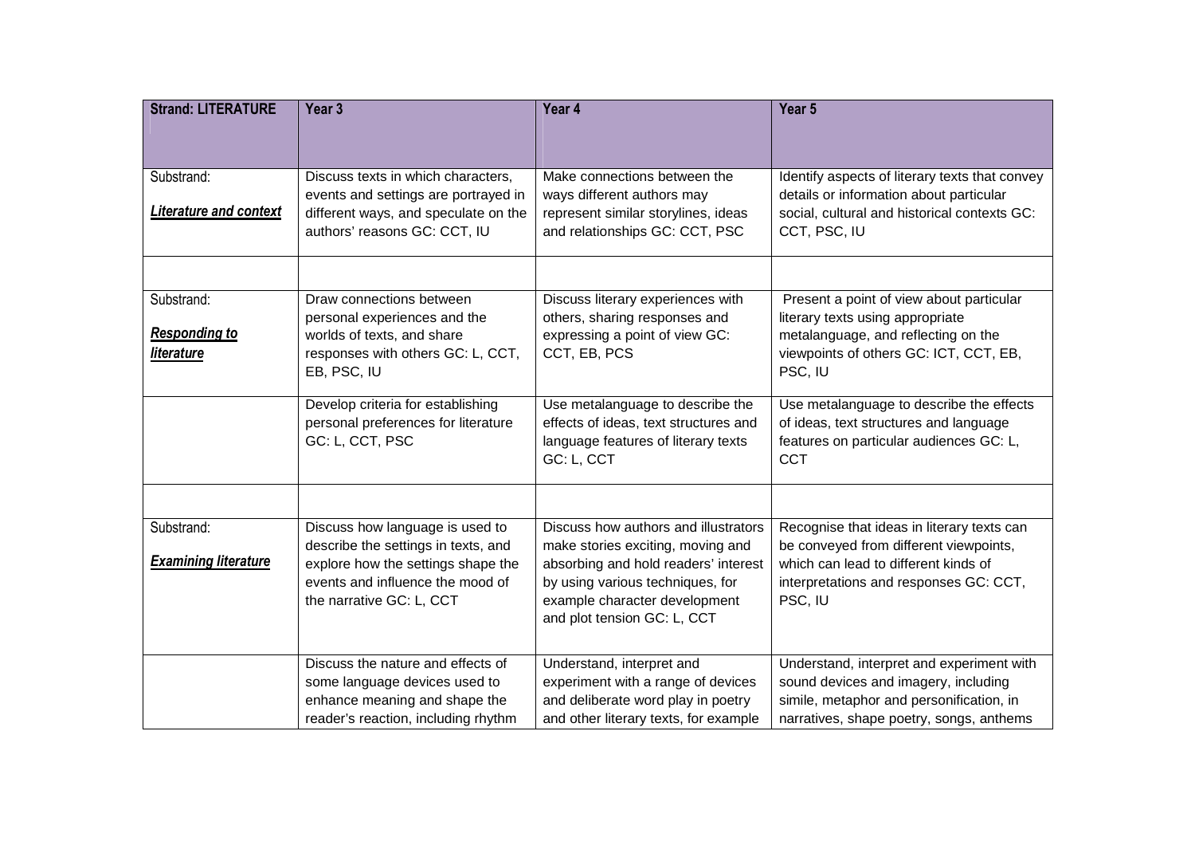| **Strand: LITERATURE** | **Year 3** | **Year 4** | **Year 5** |
|---|---|---|---|
| Substrand: ***Literature and context*** | Discuss texts in which characters, events and settings are portrayed in different ways, and speculate on the authors' reasons GC: CCT, IU | Make connections between the ways different authors may represent similar storylines, ideas and relationships GC: CCT, PSC | Identify aspects of literary texts that convey details or information about particular social, cultural and historical contexts GC: CCT, PSC, IU |
| | | | |
| Substrand: ***Responding to literature*** | Draw connections between personal experiences and the worlds of texts, and share responses with others GC: L, CCT, EB, PSC, IU | Discuss literary experiences with others, sharing responses and expressing a point of view GC: CCT, EB, PCS | Present a point of view about particular literary texts using appropriate metalanguage, and reflecting on the viewpoints of others GC: ICT, CCT, EB, PSC, IU |
| | Develop criteria for establishing personal preferences for literature GC: L, CCT, PSC | Use metalanguage to describe the effects of ideas, text structures and language features of literary texts GC: L, CCT | Use metalanguage to describe the effects of ideas, text structures and language features on particular audiences GC: L, CCT |
| | | | |
| Substrand: ***Examining literature*** | Discuss how language is used to describe the settings in texts, and explore how the settings shape the events and influence the mood of the narrative GC: L, CCT | Discuss how authors and illustrators make stories exciting, moving and absorbing and hold readers' interest by using various techniques, for example character development and plot tension GC: L, CCT | Recognise that ideas in literary texts can be conveyed from different viewpoints, which can lead to different kinds of interpretations and responses GC: CCT, PSC, IU |
| | Discuss the nature and effects of some language devices used to enhance meaning and shape the reader's reaction, including rhythm | Understand, interpret and experiment with a range of devices and deliberate word play in poetry and other literary texts, for example | Understand, interpret and experiment with sound devices and imagery, including simile, metaphor and personification, in narratives, shape poetry, songs, anthems |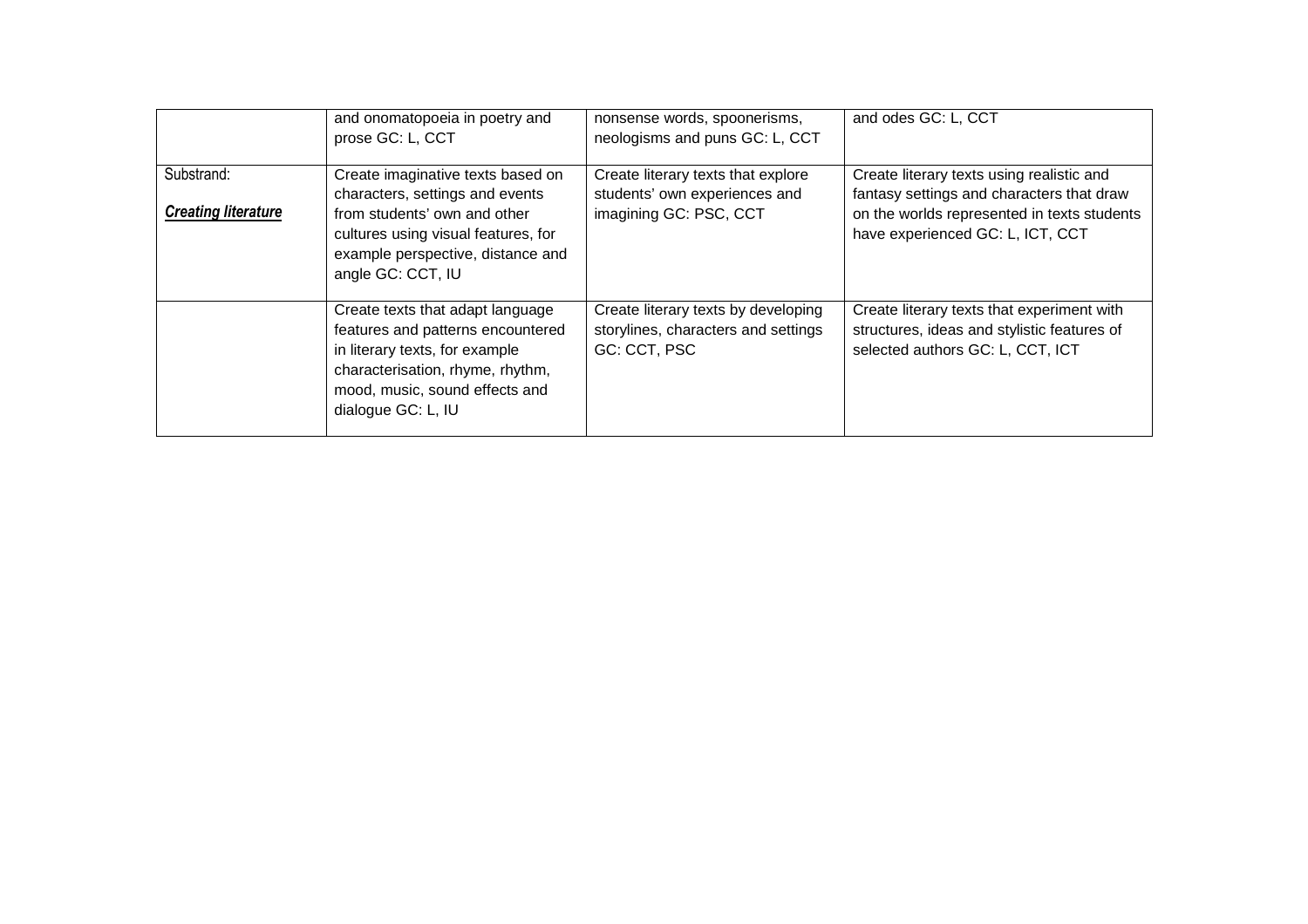| | | | |
|---|---|---|---|
| | and onomatopoeia in poetry and prose GC: L, CCT | nonsense words, spoonerisms, neologisms and puns GC: L, CCT | and odes GC: L, CCT |
| Substrand: ***Creating literature*** | Create imaginative texts based on characters, settings and events from students' own and other cultures using visual features, for example perspective, distance and angle GC: CCT, IU | Create literary texts that explore students' own experiences and imagining GC: PSC, CCT | Create literary texts using realistic and fantasy settings and characters that draw on the worlds represented in texts students have experienced GC: L, ICT, CCT |
| | Create texts that adapt language features and patterns encountered in literary texts, for example characterisation, rhyme, rhythm, mood, music, sound effects and dialogue GC: L, IU | Create literary texts by developing storylines, characters and settings GC: CCT, PSC | Create literary texts that experiment with structures, ideas and stylistic features of selected authors GC: L, CCT, ICT |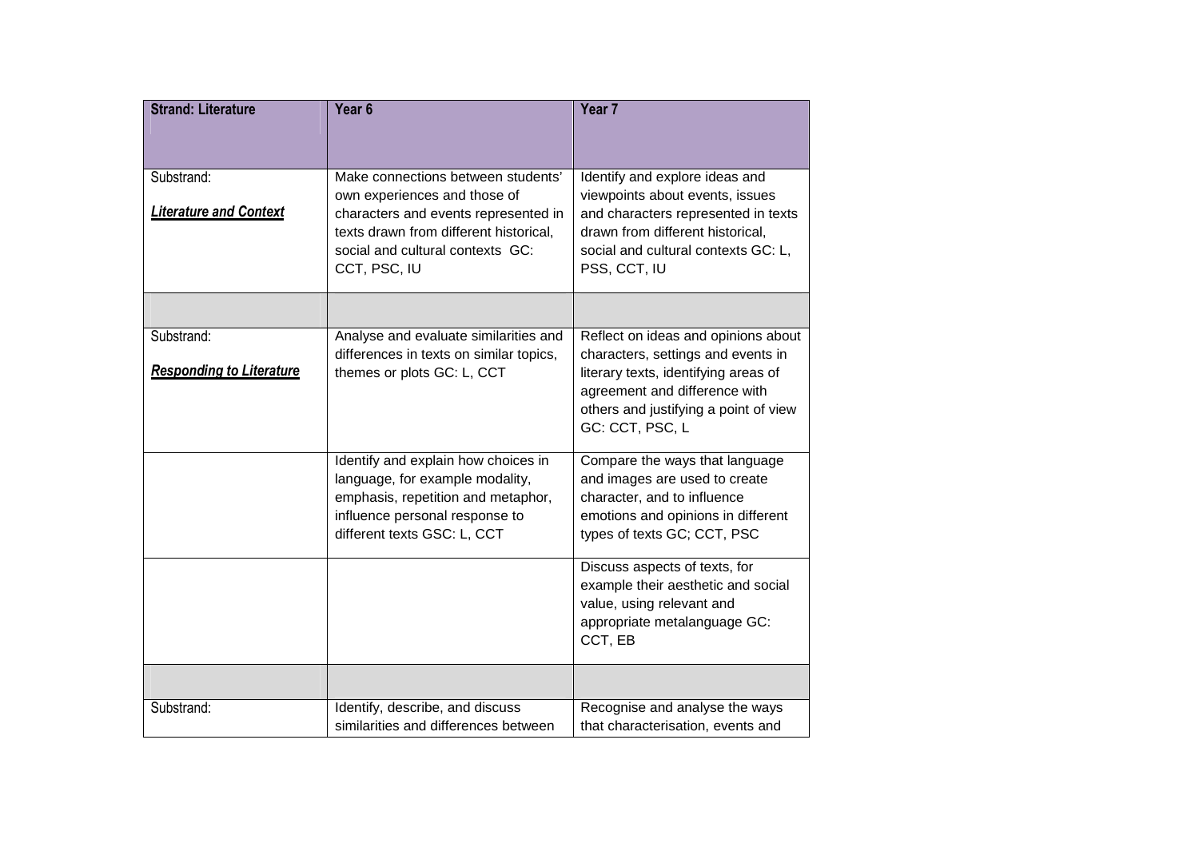| **Strand: Literature** | **Year 6** | **Year 7** |
| --- | --- | --- |
| Substrand: ***Literature and Context*** | Make connections between students' own experiences and those of characters and events represented in texts drawn from different historical, social and cultural contexts GC: CCT, PSC, IU | Identify and explore ideas and viewpoints about events, issues and characters represented in texts drawn from different historical, social and cultural contexts GC: L, PSS, CCT, IU |
| | | |
| Substrand: ***Responding to Literature*** | Analyse and evaluate similarities and differences in texts on similar topics, themes or plots GC: L, CCT | Reflect on ideas and opinions about characters, settings and events in literary texts, identifying areas of agreement and difference with others and justifying a point of view GC: CCT, PSC, L |
| | Identify and explain how choices in language, for example modality, emphasis, repetition and metaphor, influence personal response to different texts GSC: L, CCT | Compare the ways that language and images are used to create character, and to influence emotions and opinions in different types of texts GC; CCT, PSC |
| | | Discuss aspects of texts, for example their aesthetic and social value, using relevant and appropriate metalanguage GC: CCT, EB |
| | | |
| Substrand: | Identify, describe, and discuss similarities and differences between | Recognise and analyse the ways that characterisation, events and |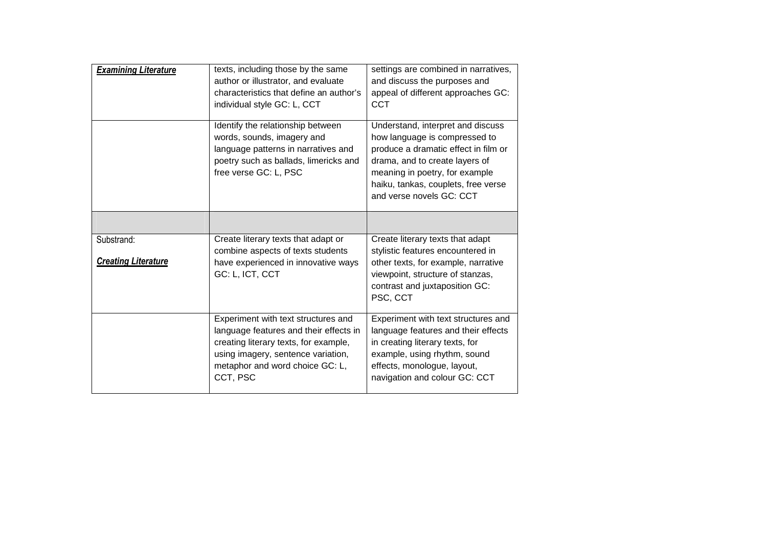| ***Examining Literature*** | texts, including those by the same author or illustrator, and evaluate characteristics that define an author's individual style GC: L, CCT | settings are combined in narratives, and discuss the purposes and appeal of different approaches GC: CCT |
|---|---|---|
| | Identify the relationship between words, sounds, imagery and language patterns in narratives and poetry such as ballads, limericks and free verse GC: L, PSC | Understand, interpret and discuss how language is compressed to produce a dramatic effect in film or drama, and to create layers of meaning in poetry, for example haiku, tankas, couplets, free verse and verse novels GC: CCT |
| | | |
| Substrand: ***Creating Literature*** | Create literary texts that adapt or combine aspects of texts students have experienced in innovative ways GC: L, ICT, CCT | Create literary texts that adapt stylistic features encountered in other texts, for example, narrative viewpoint, structure of stanzas, contrast and juxtaposition GC: PSC, CCT |
| | Experiment with text structures and language features and their effects in creating literary texts, for example, using imagery, sentence variation, metaphor and word choice GC: L, CCT, PSC | Experiment with text structures and language features and their effects in creating literary texts, for example, using rhythm, sound effects, monologue, layout, navigation and colour GC: CCT |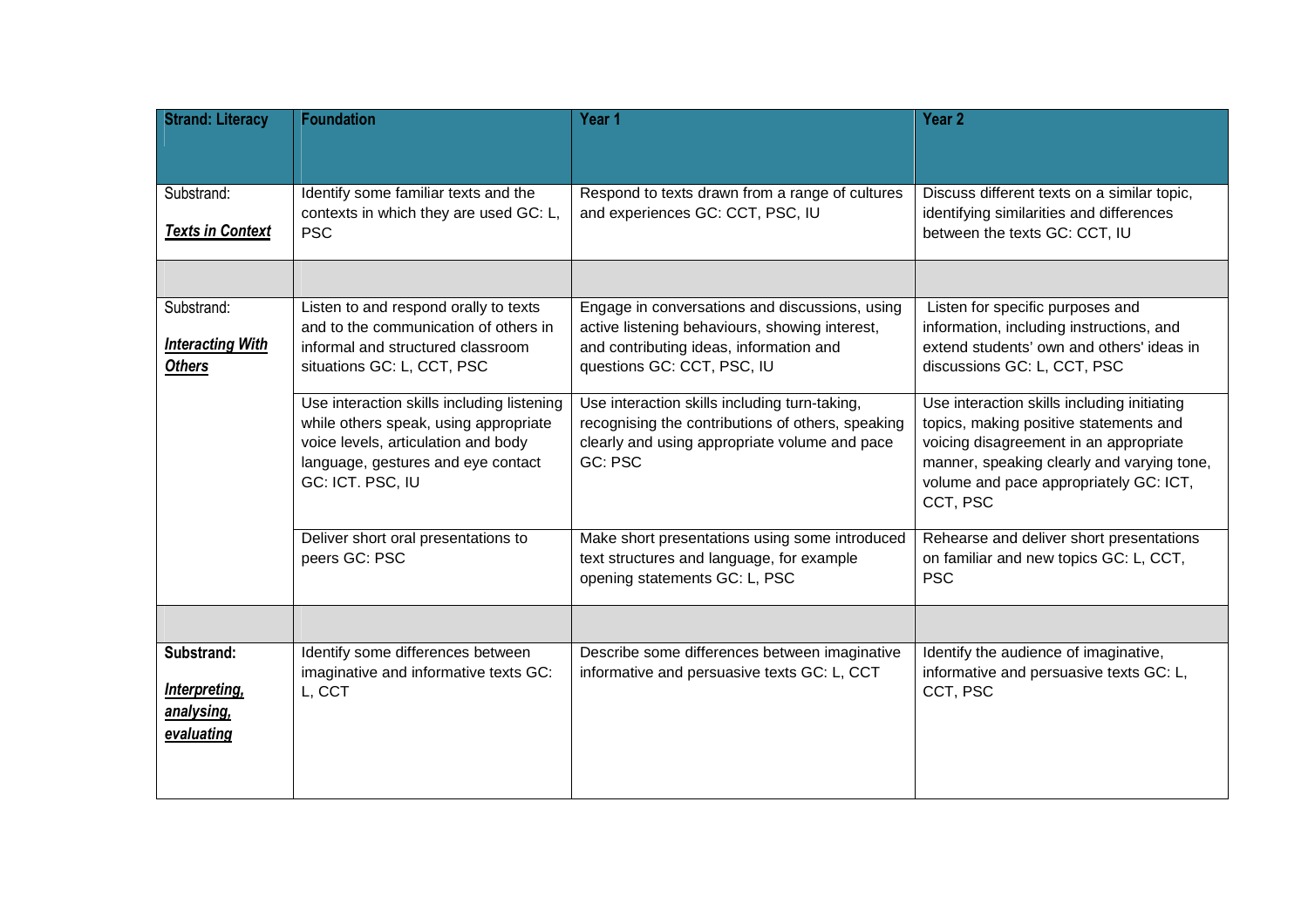| Strand: Literacy | Foundation | Year 1 | Year 2 |
|---|---|---|---|
| Substrand: ***Texts in Context*** | Identify some familiar texts and the contexts in which they are used GC: L, PSC | Respond to texts drawn from a range of cultures and experiences GC: CCT, PSC, IU | Discuss different texts on a similar topic, identifying similarities and differences between the texts GC: CCT, IU |
| | | | |
| Substrand: ***Interacting With Others*** | Listen to and respond orally to texts and to the communication of others in informal and structured classroom situations GC: L, CCT, PSC | Engage in conversations and discussions, using active listening behaviours, showing interest, and contributing ideas, information and questions GC: CCT, PSC, IU | Listen for specific purposes and information, including instructions, and extend students' own and others' ideas in discussions GC: L, CCT, PSC |
| | Use interaction skills including listening while others speak, using appropriate voice levels, articulation and body language, gestures and eye contact GC: ICT. PSC, IU | Use interaction skills including turn-taking, recognising the contributions of others, speaking clearly and using appropriate volume and pace GC: PSC | Use interaction skills including initiating topics, making positive statements and voicing disagreement in an appropriate manner, speaking clearly and varying tone, volume and pace appropriately GC: ICT, CCT, PSC |
| | Deliver short oral presentations to peers GC: PSC | Make short presentations using some introduced text structures and language, for example opening statements GC: L, PSC | Rehearse and deliver short presentations on familiar and new topics GC: L, CCT, PSC |
| | | | |
| **Substrand:** ***Interpreting, analysing, evaluating*** | Identify some differences between imaginative and informative texts GC: L, CCT | Describe some differences between imaginative informative and persuasive texts GC: L, CCT | Identify the audience of imaginative, informative and persuasive texts GC: L, CCT, PSC |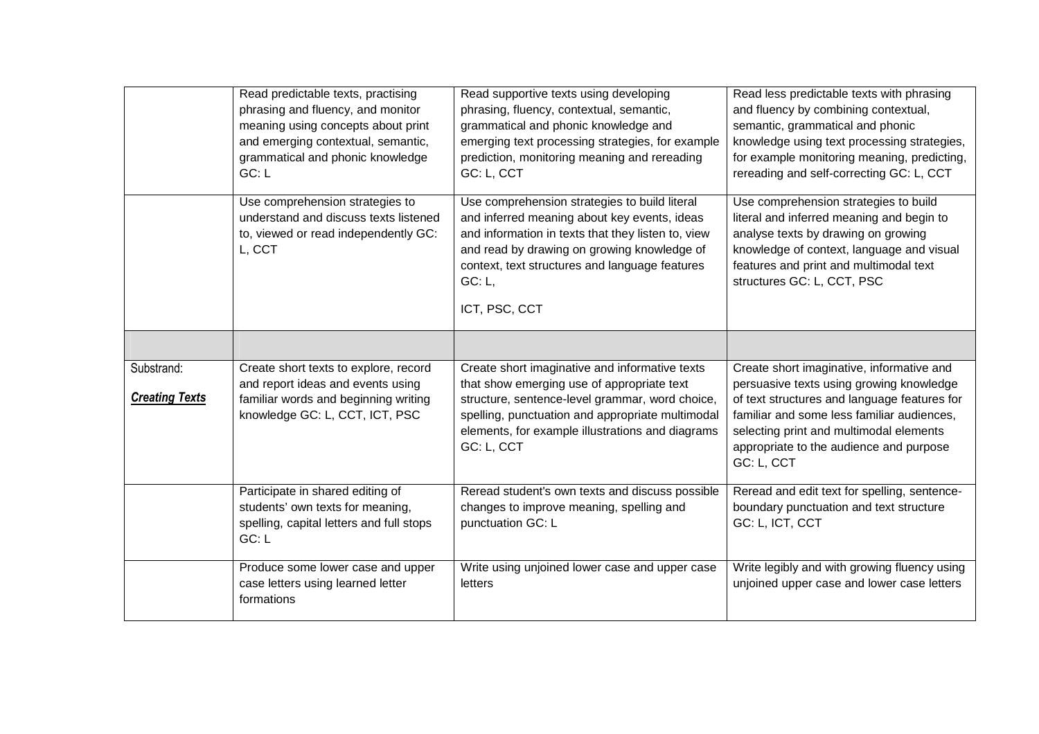| | | | |
|---|---|---|---|
| | Read predictable texts, practising phrasing and fluency, and monitor meaning using concepts about print and emerging contextual, semantic, grammatical and phonic knowledge GC: L | Read supportive texts using developing phrasing, fluency, contextual, semantic, grammatical and phonic knowledge and emerging text processing strategies, for example prediction, monitoring meaning and rereading GC: L, CCT | Read less predictable texts with phrasing and fluency by combining contextual, semantic, grammatical and phonic knowledge using text processing strategies, for example monitoring meaning, predicting, rereading and self-correcting GC: L, CCT |
| | Use comprehension strategies to understand and discuss texts listened to, viewed or read independently GC: L, CCT | Use comprehension strategies to build literal and inferred meaning about key events, ideas and information in texts that they listen to, view and read by drawing on growing knowledge of context, text structures and language features GC: L, ICT, PSC, CCT | Use comprehension strategies to build literal and inferred meaning and begin to analyse texts by drawing on growing knowledge of context, language and visual features and print and multimodal text structures GC: L, CCT, PSC |
| | | | |
| Substrand: ***Creating Texts*** | Create short texts to explore, record and report ideas and events using familiar words and beginning writing knowledge GC: L, CCT, ICT, PSC | Create short imaginative and informative texts that show emerging use of appropriate text structure, sentence-level grammar, word choice, spelling, punctuation and appropriate multimodal elements, for example illustrations and diagrams GC: L, CCT | Create short imaginative, informative and persuasive texts using growing knowledge of text structures and language features for familiar and some less familiar audiences, selecting print and multimodal elements appropriate to the audience and purpose GC: L, CCT |
| | Participate in shared editing of students' own texts for meaning, spelling, capital letters and full stops GC: L | Reread student's own texts and discuss possible changes to improve meaning, spelling and punctuation GC: L | Reread and edit text for spelling, sentence-boundary punctuation and text structure GC: L, ICT, CCT |
| | Produce some lower case and upper case letters using learned letter formations | Write using unjoined lower case and upper case letters | Write legibly and with growing fluency using unjoined upper case and lower case letters |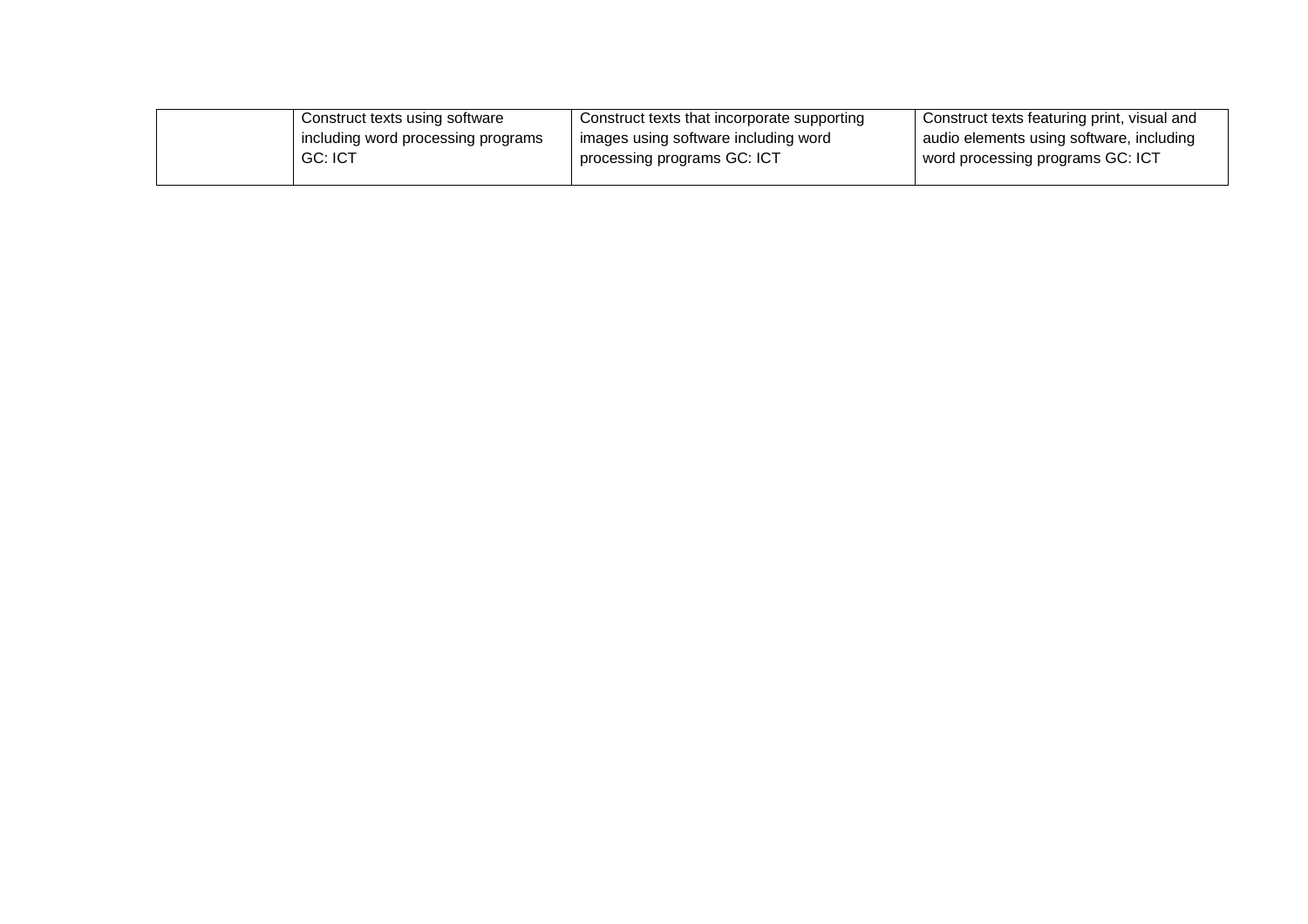| | | | |
|---|---|---|---|
| | Construct texts using software including word processing programs GC: ICT | Construct texts that incorporate supporting images using software including word processing programs GC: ICT | Construct texts featuring print, visual and audio elements using software, including word processing programs GC: ICT |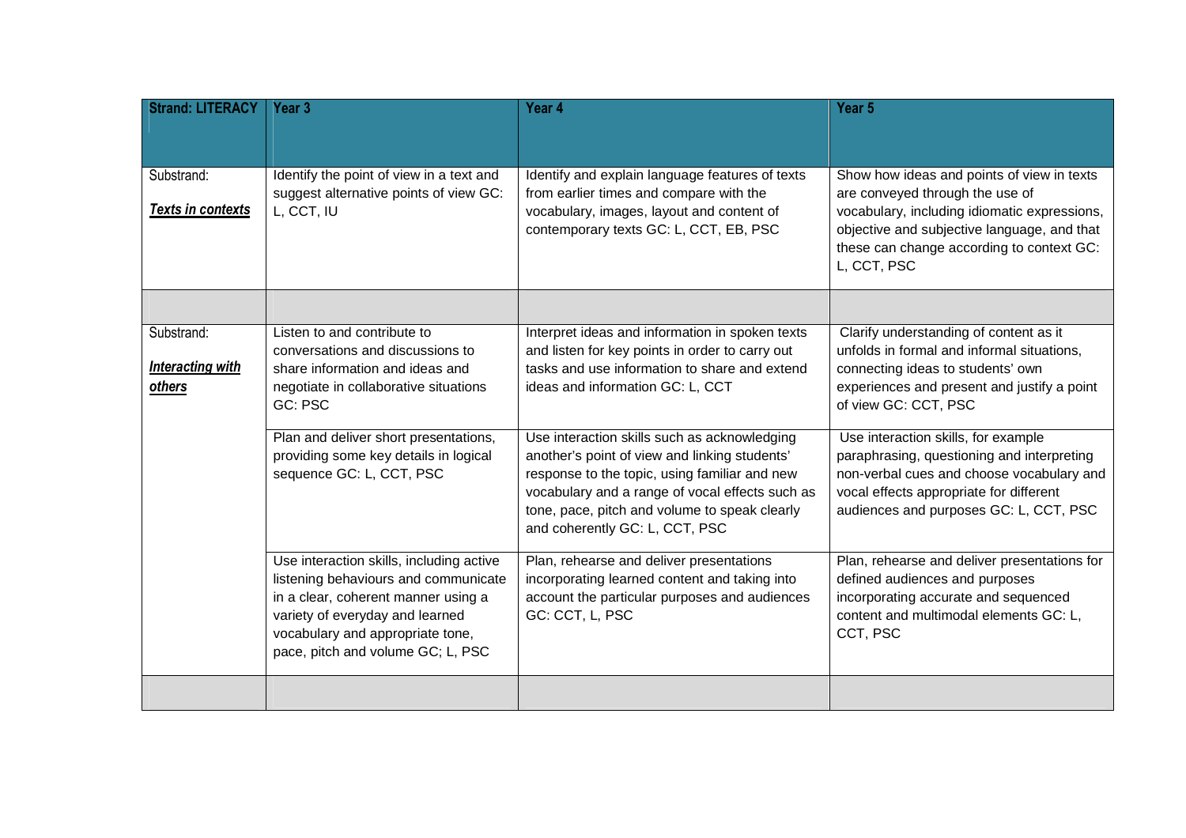| Strand: LITERACY | Year 3 | Year 4 | Year 5 |
|---|---|---|---|
| Substrand: ***Texts in contexts*** | Identify the point of view in a text and suggest alternative points of view GC: L, CCT, IU | Identify and explain language features of texts from earlier times and compare with the vocabulary, images, layout and content of contemporary texts GC: L, CCT, EB, PSC | Show how ideas and points of view in texts are conveyed through the use of vocabulary, including idiomatic expressions, objective and subjective language, and that these can change according to context GC: L, CCT, PSC |
| | | | |
| Substrand: ***Interacting with others*** | Listen to and contribute to conversations and discussions to share information and ideas and negotiate in collaborative situations GC: PSC | Interpret ideas and information in spoken texts and listen for key points in order to carry out tasks and use information to share and extend ideas and information GC: L, CCT | Clarify understanding of content as it unfolds in formal and informal situations, connecting ideas to students' own experiences and present and justify a point of view GC: CCT, PSC |
| | Plan and deliver short presentations, providing some key details in logical sequence GC: L, CCT, PSC | Use interaction skills such as acknowledging another's point of view and linking students' response to the topic, using familiar and new vocabulary and a range of vocal effects such as tone, pace, pitch and volume to speak clearly and coherently GC: L, CCT, PSC | Use interaction skills, for example paraphrasing, questioning and interpreting non-verbal cues and choose vocabulary and vocal effects appropriate for different audiences and purposes GC: L, CCT, PSC |
| | Use interaction skills, including active listening behaviours and communicate in a clear, coherent manner using a variety of everyday and learned vocabulary and appropriate tone, pace, pitch and volume GC; L, PSC | Plan, rehearse and deliver presentations incorporating learned content and taking into account the particular purposes and audiences GC: CCT, L, PSC | Plan, rehearse and deliver presentations for defined audiences and purposes incorporating accurate and sequenced content and multimodal elements GC: L, CCT, PSC |
| | | | |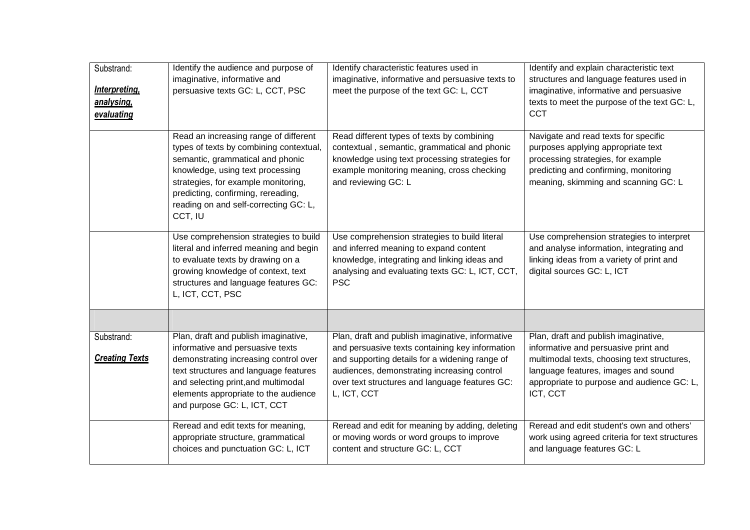| | | | |
|---|---|---|---|
| Substrand: ***Interpreting, analysing, evaluating*** | Identify the audience and purpose of imaginative, informative and persuasive texts GC: L, CCT, PSC | Identify characteristic features used in imaginative, informative and persuasive texts to meet the purpose of the text GC: L, CCT | Identify and explain characteristic text structures and language features used in imaginative, informative and persuasive texts to meet the purpose of the text GC: L, CCT |
| | Read an increasing range of different types of texts by combining contextual, semantic, grammatical and phonic knowledge, using text processing strategies, for example monitoring, predicting, confirming, rereading, reading on and self-correcting GC: L, CCT, IU | Read different types of texts by combining contextual , semantic, grammatical and phonic knowledge using text processing strategies for example monitoring meaning, cross checking and reviewing GC: L | Navigate and read texts for specific purposes applying appropriate text processing strategies, for example predicting and confirming, monitoring meaning, skimming and scanning GC: L |
| | Use comprehension strategies to build literal and inferred meaning and begin to evaluate texts by drawing on a growing knowledge of context, text structures and language features GC: L, ICT, CCT, PSC | Use comprehension strategies to build literal and inferred meaning to expand content knowledge, integrating and linking ideas and analysing and evaluating texts GC: L, ICT, CCT, PSC | Use comprehension strategies to interpret and analyse information, integrating and linking ideas from a variety of print and digital sources GC: L, ICT |
| | | | |
| Substrand: ***Creating Texts*** | Plan, draft and publish imaginative, informative and persuasive texts demonstrating increasing control over text structures and language features and selecting print,and multimodal elements appropriate to the audience and purpose GC: L, ICT, CCT | Plan, draft and publish imaginative, informative and persuasive texts containing key information and supporting details for a widening range of audiences, demonstrating increasing control over text structures and language features GC: L, ICT, CCT | Plan, draft and publish imaginative, informative and persuasive print and multimodal texts, choosing text structures, language features, images and sound appropriate to purpose and audience GC: L, ICT, CCT |
| | Reread and edit texts for meaning, appropriate structure, grammatical choices and punctuation GC: L, ICT | Reread and edit for meaning by adding, deleting or moving words or word groups to improve content and structure GC: L, CCT | Reread and edit student's own and others' work using agreed criteria for text structures and language features GC: L |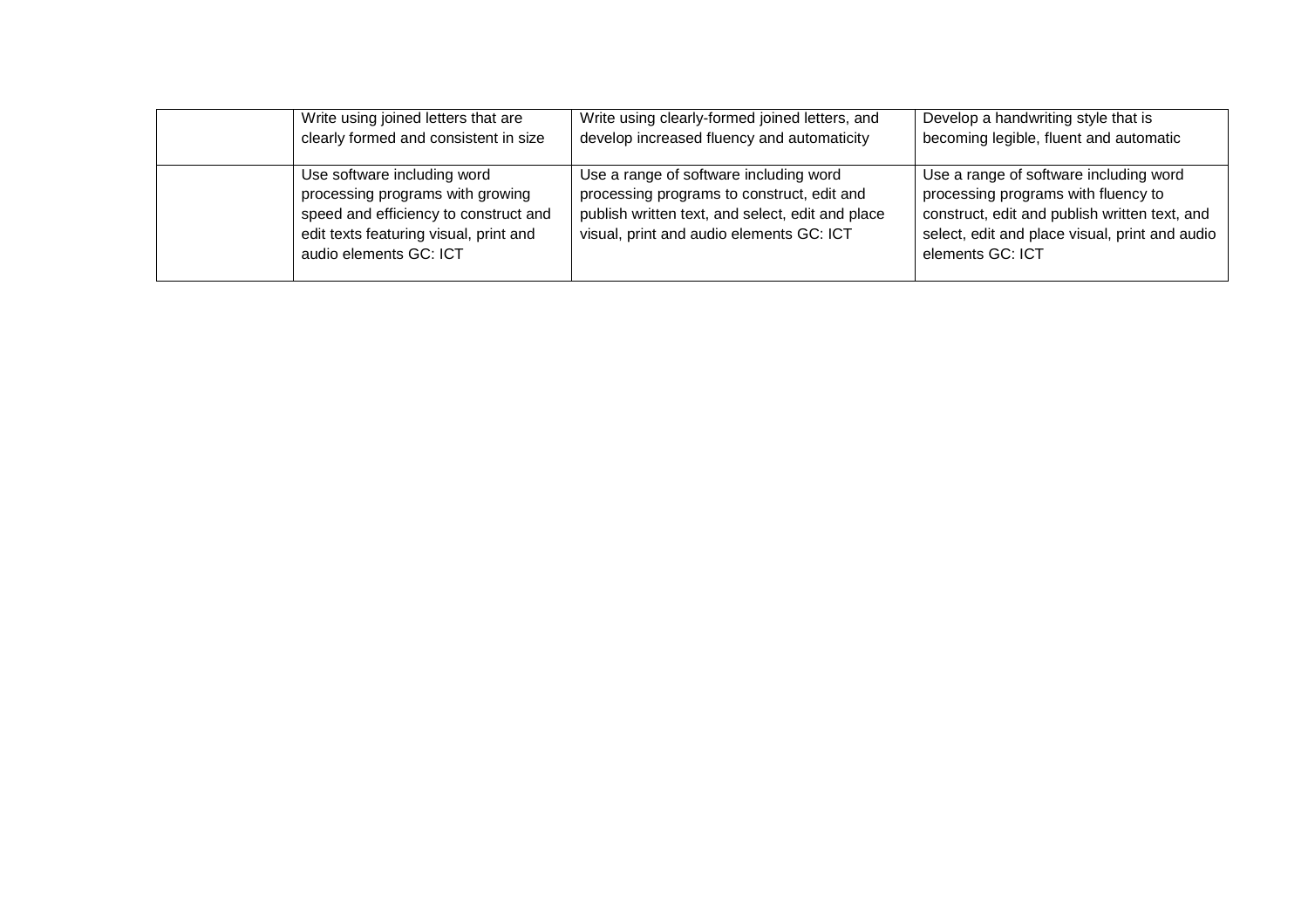| | | | |
|---|---|---|---|
| | Write using joined letters that are clearly formed and consistent in size | Write using clearly-formed joined letters, and develop increased fluency and automaticity | Develop a handwriting style that is becoming legible, fluent and automatic |
| | Use software including word processing programs with growing speed and efficiency to construct and edit texts featuring visual, print and audio elements GC: ICT | Use a range of software including word processing programs to construct, edit and publish written text, and select, edit and place visual, print and audio elements GC: ICT | Use a range of software including word processing programs with fluency to construct, edit and publish written text, and select, edit and place visual, print and audio elements GC: ICT |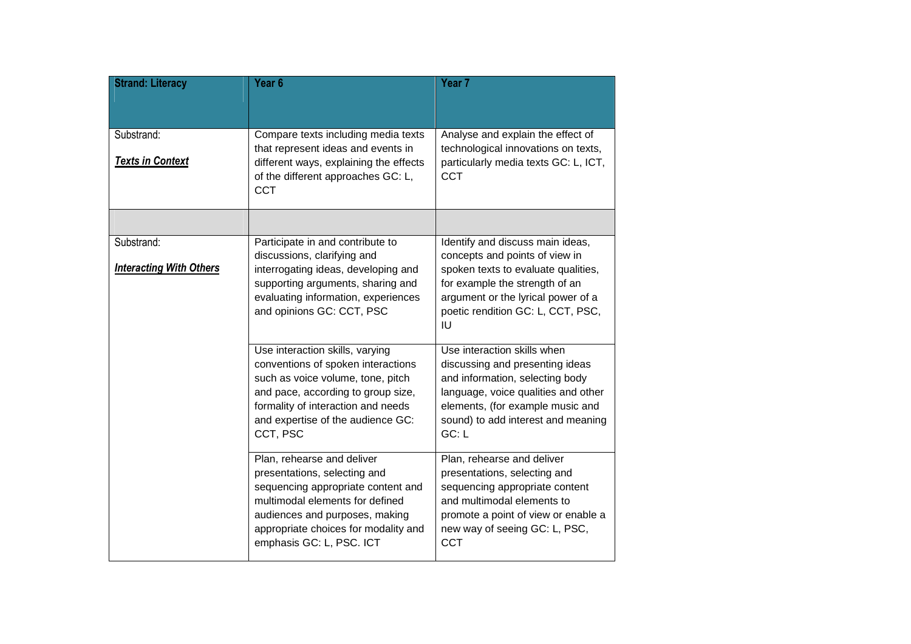| **Strand: Literacy** | **Year 6** | **Year 7** |
|---|---|---|
| Substrand: ***Texts in Context*** | Compare texts including media texts that represent ideas and events in different ways, explaining the effects of the different approaches GC: L, CCT | Analyse and explain the effect of technological innovations on texts, particularly media texts GC: L, ICT, CCT |
| | | |
| Substrand: ***Interacting With Others*** | Participate in and contribute to discussions, clarifying and interrogating ideas, developing and supporting arguments, sharing and evaluating information, experiences and opinions GC: CCT, PSC | Identify and discuss main ideas, concepts and points of view in spoken texts to evaluate qualities, for example the strength of an argument or the lyrical power of a poetic rendition GC: L, CCT, PSC, IU |
| | Use interaction skills, varying conventions of spoken interactions such as voice volume, tone, pitch and pace, according to group size, formality of interaction and needs and expertise of the audience GC: CCT, PSC | Use interaction skills when discussing and presenting ideas and information, selecting body language, voice qualities and other elements, (for example music and sound) to add interest and meaning GC: L |
| | Plan, rehearse and deliver presentations, selecting and sequencing appropriate content and multimodal elements for defined audiences and purposes, making appropriate choices for modality and emphasis GC: L, PSC. ICT | Plan, rehearse and deliver presentations, selecting and sequencing appropriate content and multimodal elements to promote a point of view or enable a new way of seeing GC: L, PSC, CCT |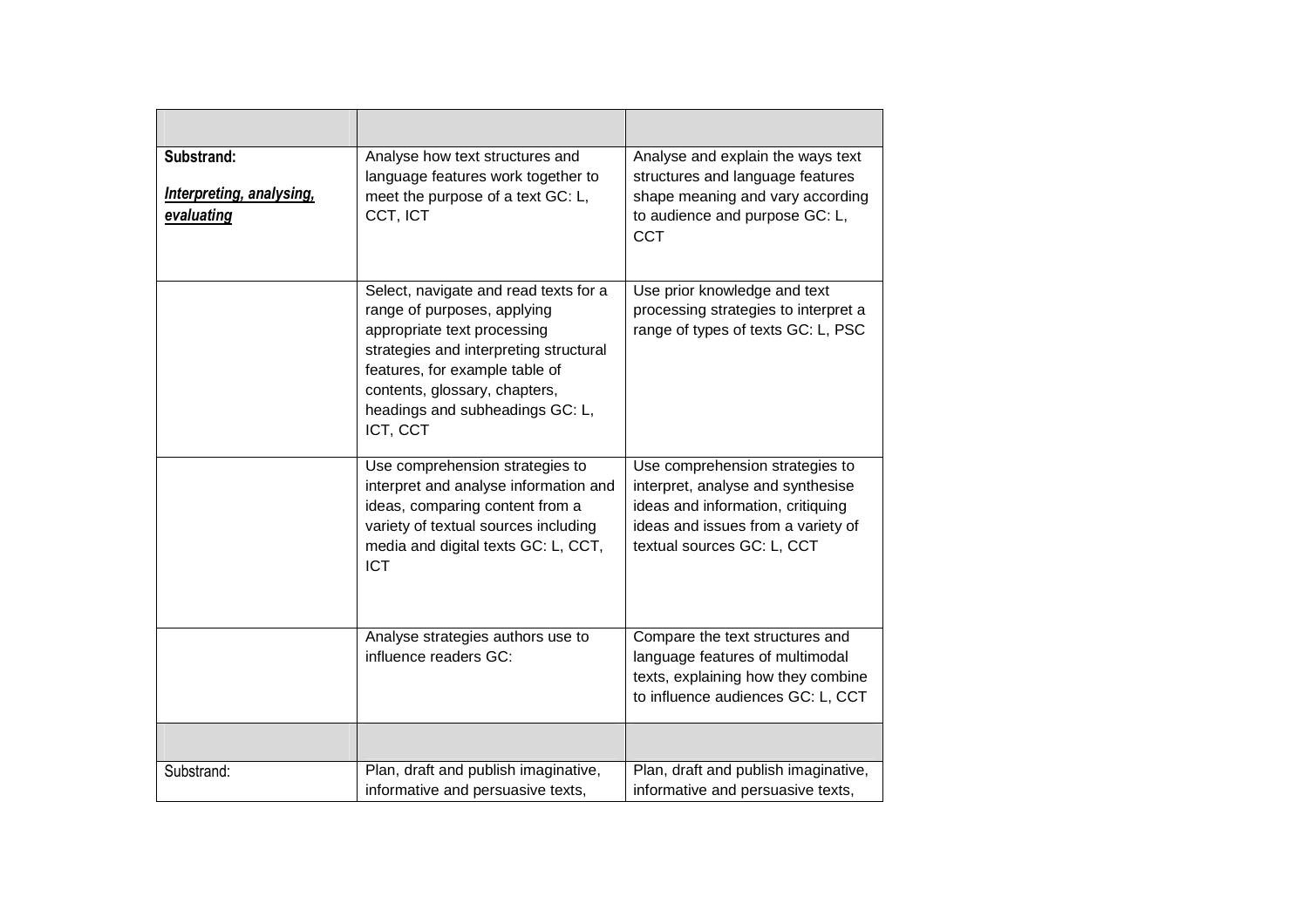| | | |
|---|---|---|
| **Substrand:** <br><br> ***Interpreting, analysing, evaluating*** | Analyse how text structures and language features work together to meet the purpose of a text GC: L, CCT, ICT | Analyse and explain the ways text structures and language features shape meaning and vary according to audience and purpose GC: L, CCT |
| | Select, navigate and read texts for a range of purposes, applying appropriate text processing strategies and interpreting structural features, for example table of contents, glossary, chapters, headings and subheadings GC: L, ICT, CCT | Use prior knowledge and text processing strategies to interpret a range of types of texts GC: L, PSC |
| | Use comprehension strategies to interpret and analyse information and ideas, comparing content from a variety of textual sources including media and digital texts GC: L, CCT, ICT | Use comprehension strategies to interpret, analyse and synthesise ideas and information, critiquing ideas and issues from a variety of textual sources GC: L, CCT |
| | Analyse strategies authors use to influence readers GC: | Compare the text structures and language features of multimodal texts, explaining how they combine to influence audiences GC: L, CCT |
| | | |
| Substrand: | Plan, draft and publish imaginative, informative and persuasive texts, | Plan, draft and publish imaginative, informative and persuasive texts, |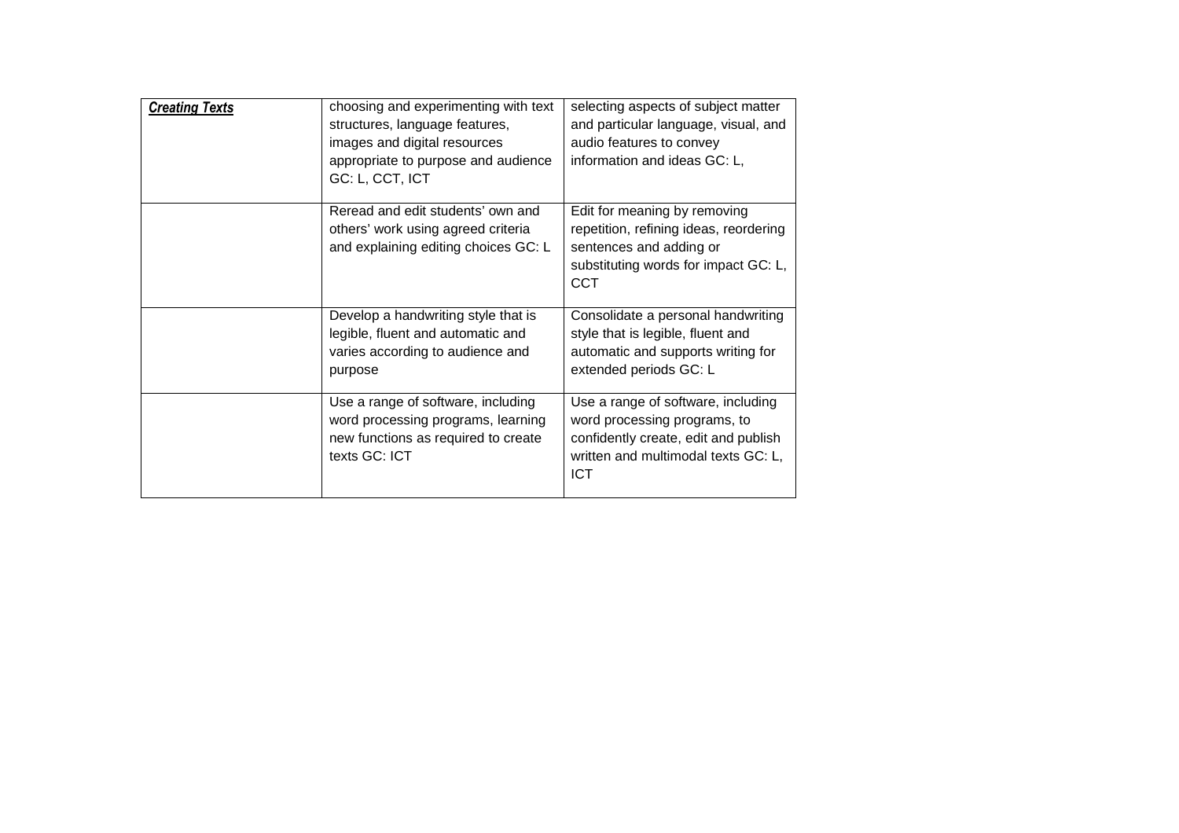| ***Creating Texts*** | choosing and experimenting with text structures, language features, images and digital resources appropriate to purpose and audience GC: L, CCT, ICT | selecting aspects of subject matter and particular language, visual, and audio features to convey information and ideas GC: L, |
|---|---|---|
| | Reread and edit students' own and others' work using agreed criteria and explaining editing choices GC: L | Edit for meaning by removing repetition, refining ideas, reordering sentences and adding or substituting words for impact GC: L, CCT |
| | Develop a handwriting style that is legible, fluent and automatic and varies according to audience and purpose | Consolidate a personal handwriting style that is legible, fluent and automatic and supports writing for extended periods GC: L |
| | Use a range of software, including word processing programs, learning new functions as required to create texts GC: ICT | Use a range of software, including word processing programs, to confidently create, edit and publish written and multimodal texts GC: L, ICT |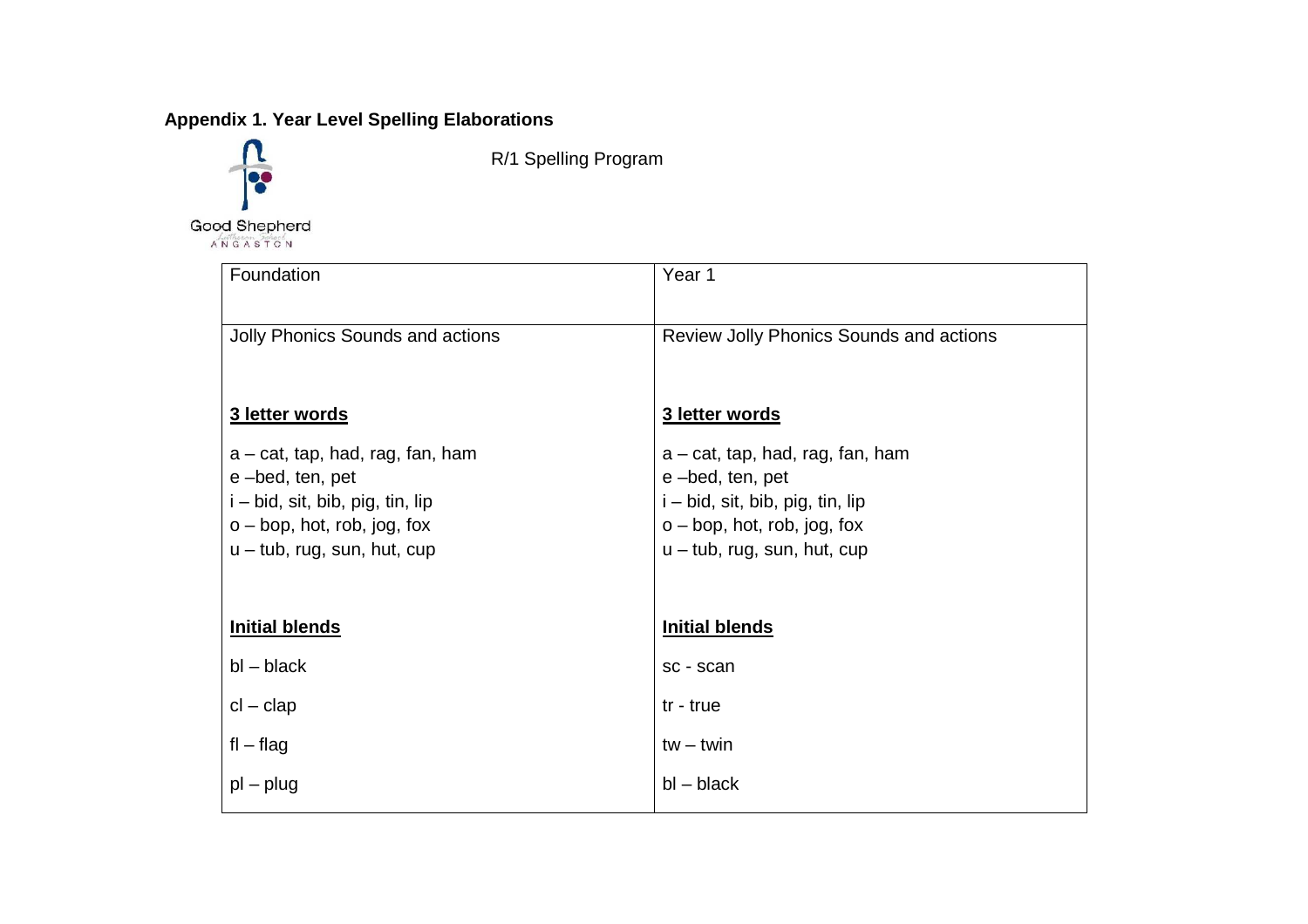**Appendix 1. Year Level Spelling Elaborations**

Good Shepherd Lutheran School ANGASTON

R/1 Spelling Program

| Foundation | Year 1 |
|---|---|
| Jolly Phonics Sounds and actions<br><br>**3 letter words**<br><br>a – cat, tap, had, rag, fan, ham<br>e –bed, ten, pet<br>i – bid, sit, bib, pig, tin, lip<br>o – bop, hot, rob, jog, fox<br>u – tub, rug, sun, hut, cup<br><br>**Initial blends**<br><br>bl – black<br><br>cl – clap<br><br>fl – flag<br><br>pl – plug | Review Jolly Phonics Sounds and actions<br><br>**3 letter words**<br><br>a – cat, tap, had, rag, fan, ham<br>e –bed, ten, pet<br>i – bid, sit, bib, pig, tin, lip<br>o – bop, hot, rob, jog, fox<br>u – tub, rug, sun, hut, cup<br><br>**Initial blends**<br><br>sc - scan<br><br>tr - true<br><br>tw – twin<br><br>bl – black |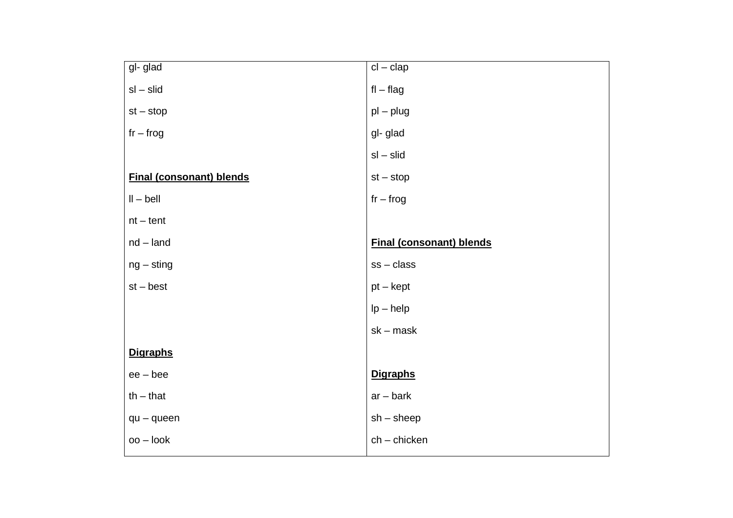| gl- glad<br><br>sl – slid<br><br>st – stop<br><br>fr – frog<br><br><br>**<u>Final (consonant) blends</u>**<br><br>ll – bell<br><br>nt – tent<br><br>nd – land<br><br>ng – sting<br><br>st – best<br><br><br><br>**<u>Digraphs</u>**<br><br>ee – bee<br><br>th – that<br><br>qu – queen<br><br>oo – look | cl – clap<br><br>fl – flag<br><br>pl – plug<br><br>gl- glad<br><br>sl – slid<br><br>st – stop<br><br>fr – frog<br><br><br>**<u>Final (consonant) blends</u>**<br><br>ss – class<br><br>pt – kept<br><br>lp – help<br><br>sk – mask<br><br><br>**<u>Digraphs</u>**<br><br>ar – bark<br><br>sh – sheep<br><br>ch – chicken |
|---|---|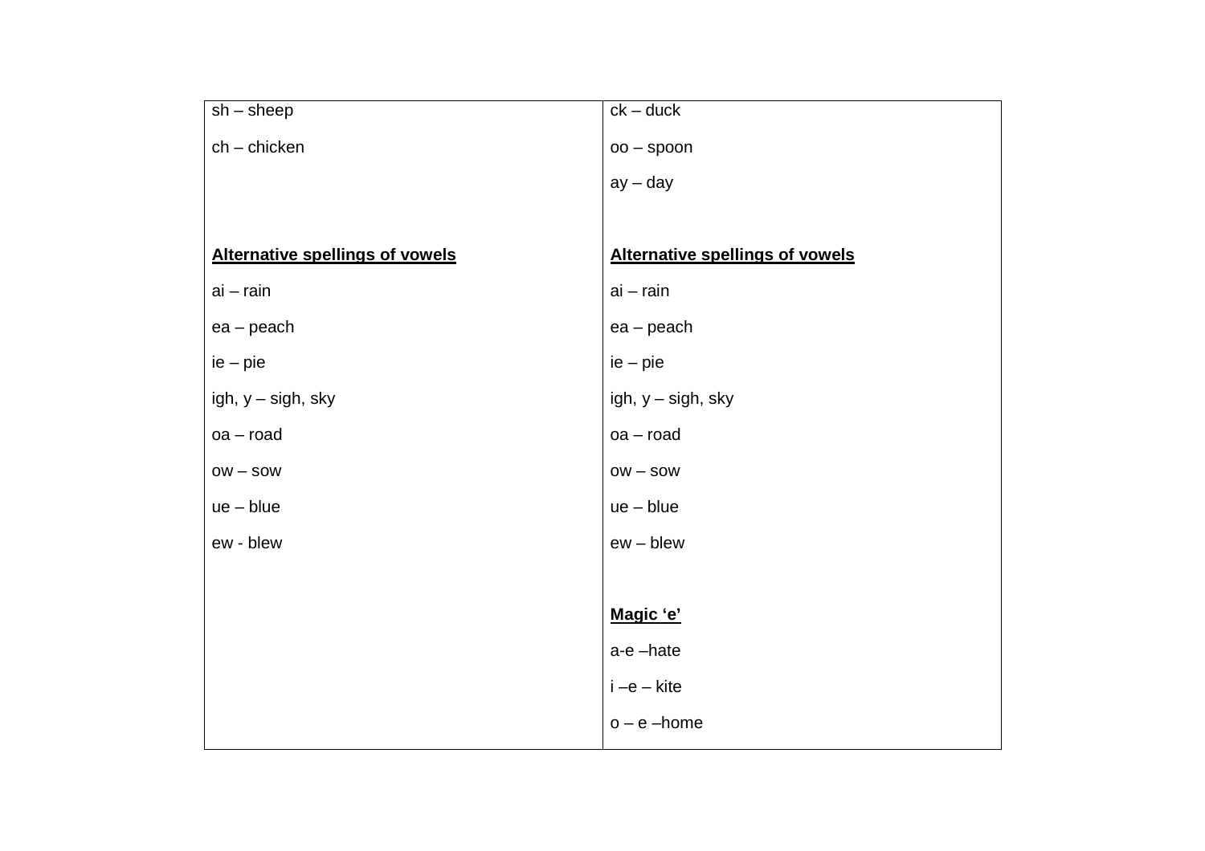| | |
|---|---|
| sh – sheep<br><br>ch – chicken<br><br><br><br>**<u>Alternative spellings of vowels</u>**<br><br>ai – rain<br><br>ea – peach<br><br>ie – pie<br><br>igh, y – sigh, sky<br><br>oa – road<br><br>ow – sow<br><br>ue – blue<br><br>ew - blew | ck – duck<br><br>oo – spoon<br><br>ay – day<br><br><br>**<u>Alternative spellings of vowels</u>**<br><br>ai – rain<br><br>ea – peach<br><br>ie – pie<br><br>igh, y – sigh, sky<br><br>oa – road<br><br>ow – sow<br><br>ue – blue<br><br>ew – blew<br><br><br>**<u>Magic ‘e’</u>**<br><br>a-e –hate<br><br>i –e – kite<br><br>o – e –home |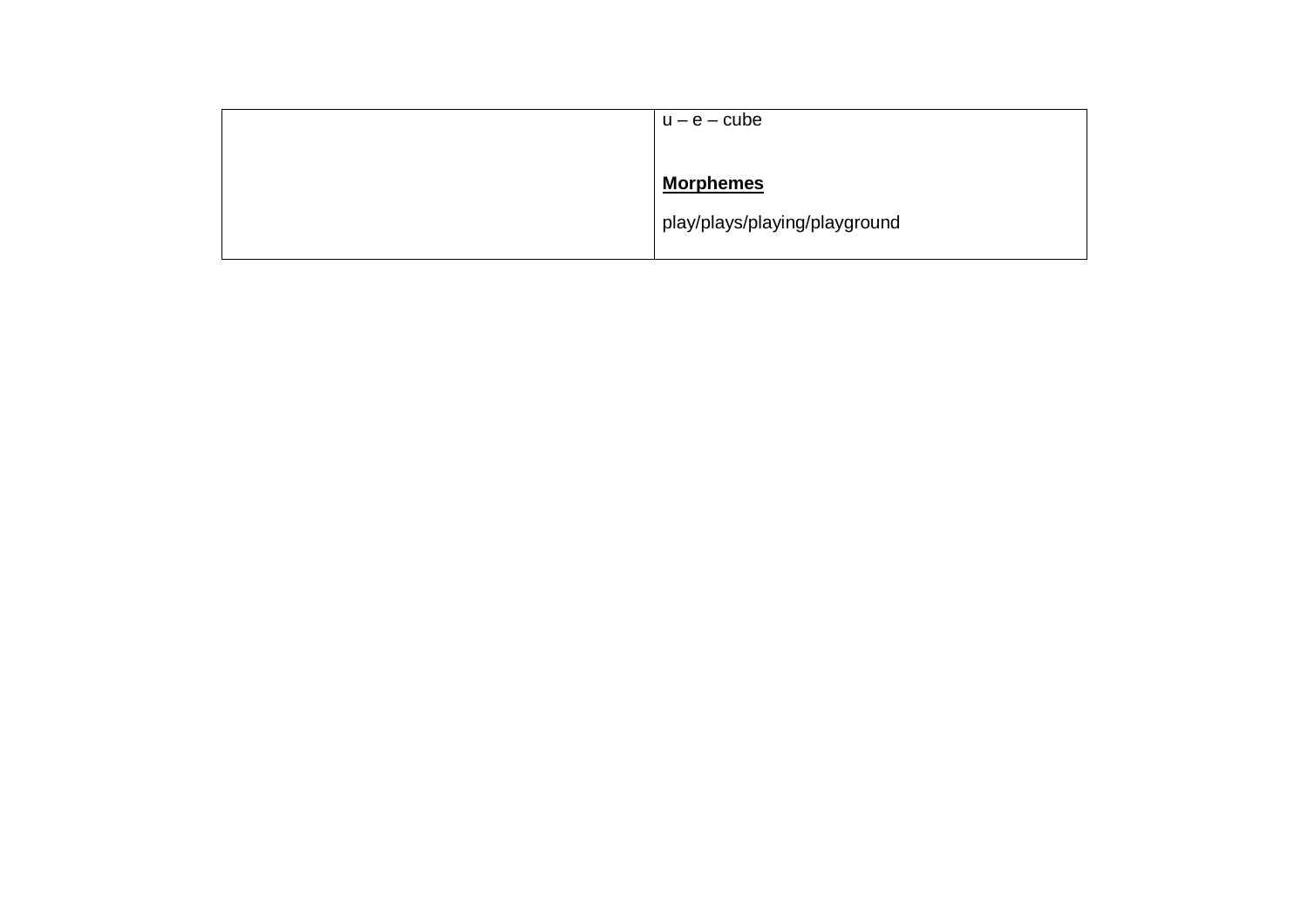| | u – e – cube<br><br>**Morphemes**<br><br>play/plays/playing/playground |
|---|---|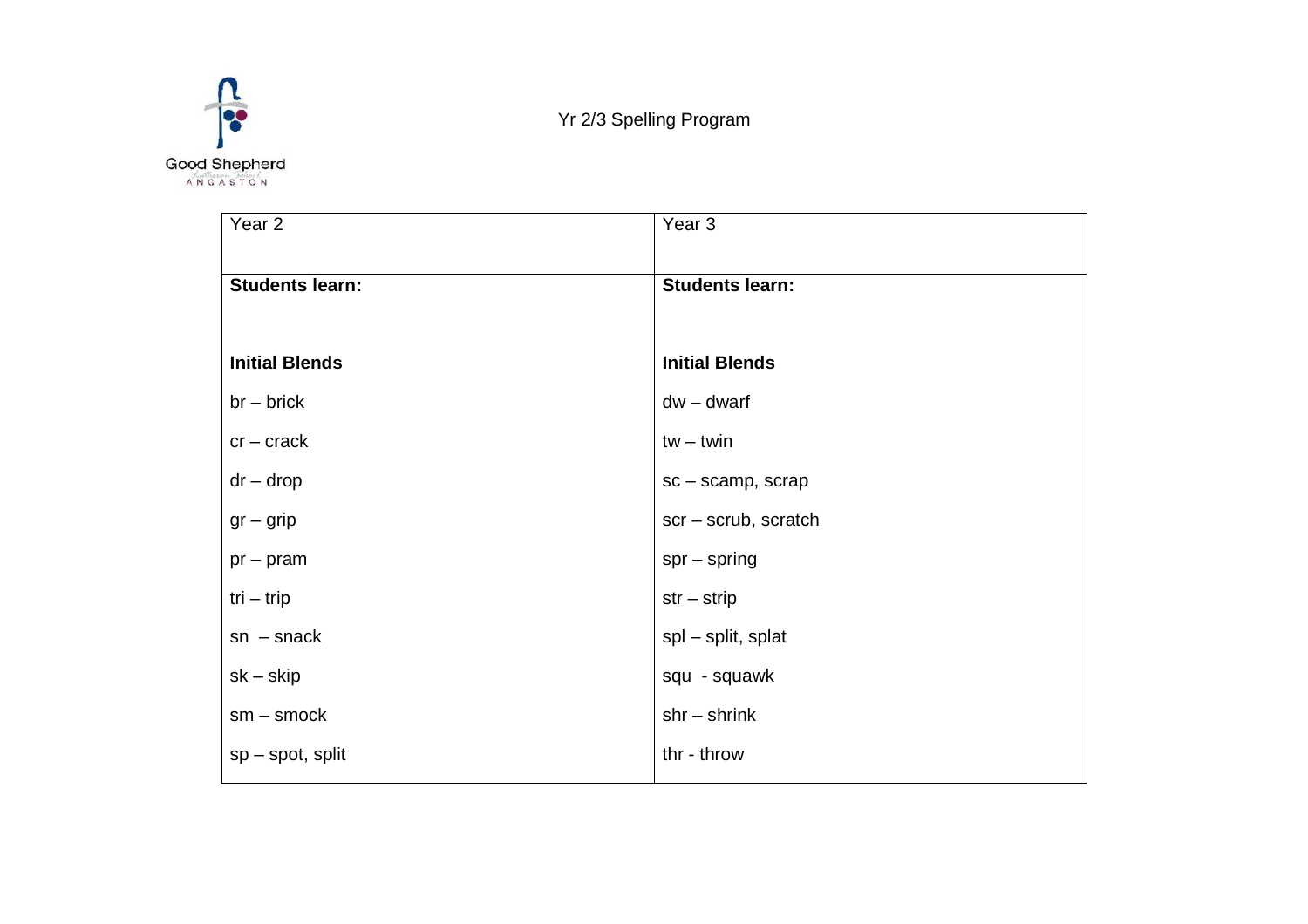Good Shepherd Lutheran School ANGASTON

Yr 2/3 Spelling Program

| Year 2 | Year 3 |
|---|---|
| **Students learn:** | **Students learn:** |
| **Initial Blends** | **Initial Blends** |
| br – brick | dw – dwarf |
| cr – crack | tw – twin |
| dr – drop | sc – scamp, scrap |
| gr – grip | scr – scrub, scratch |
| pr – pram | spr – spring |
| tri – trip | str – strip |
| sn – snack | spl – split, splat |
| sk – skip | squ - squawk |
| sm – smock | shr – shrink |
| sp – spot, split | thr - throw |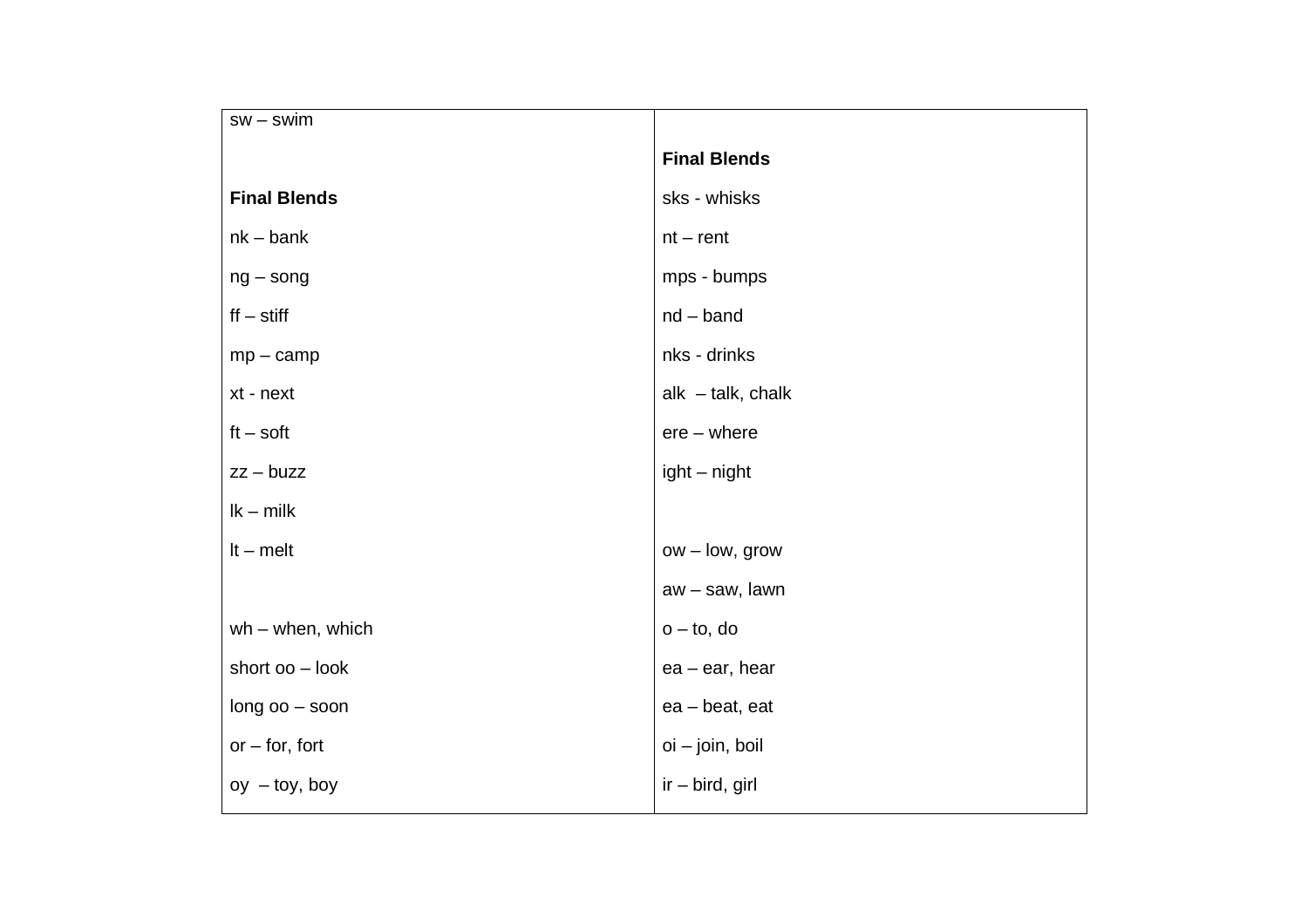| sw – swim<br><br>**Final Blends**<br>nk – bank<br>ng – song<br>ff – stiff<br>mp – camp<br>xt - next<br>ft – soft<br>zz – buzz<br>lk – milk<br>lt – melt<br><br>wh – when, which<br>short oo – look<br>long oo – soon<br>or – for, fort<br>oy – toy, boy | <br>**Final Blends**<br>sks - whisks<br>nt – rent<br>mps - bumps<br>nd – band<br>nks - drinks<br>alk – talk, chalk<br>ere – where<br>ight – night<br><br>ow – low, grow<br>aw – saw, lawn<br>o – to, do<br>ea – ear, hear<br>ea – beat, eat<br>oi – join, boil<br>ir – bird, girl |
|---|---|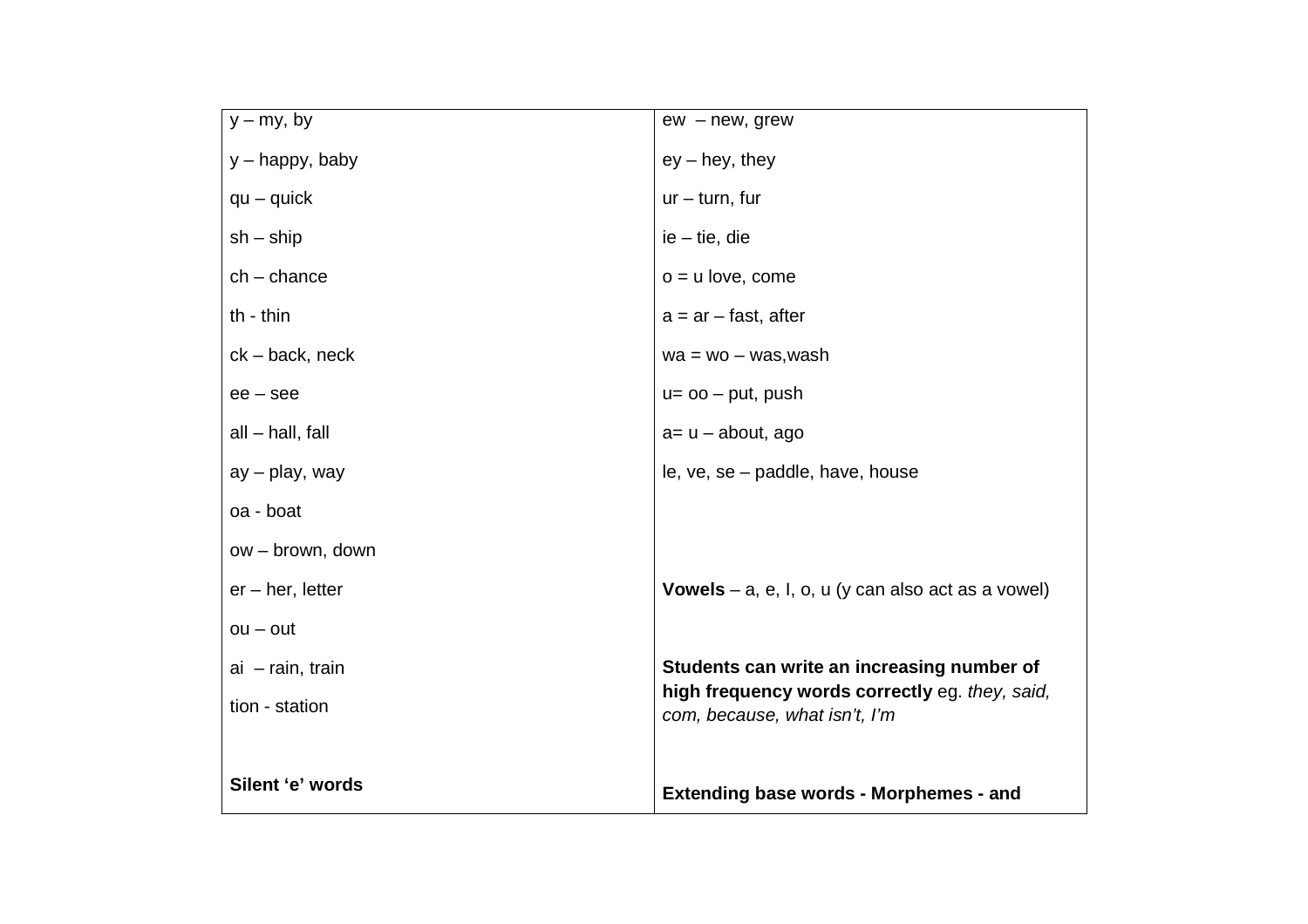| | |
|---|---|
| y – my, by | ew – new, grew |
| y – happy, baby | ey – hey, they |
| qu – quick | ur – turn, fur |
| sh – ship | ie – tie, die |
| ch – chance | o = u love, come |
| th - thin | a = ar – fast, after |
| ck – back, neck | wa = wo – was,wash |
| ee – see | u= oo – put, push |
| all – hall, fall | a= u – about, ago |
| ay – play, way | le, ve, se – paddle, have, house |
| oa - boat | |
| ow – brown, down | |
| er – her, letter | **Vowels** – a, e, I, o, u (y can also act as a vowel) |
| ou – out | |
| ai – rain, train | **Students can write an increasing number of high frequency words correctly** eg. *they, said, com, because, what isn't, I'm* |
| tion - station | |
| **Silent 'e' words** | **Extending base words - Morphemes - and** |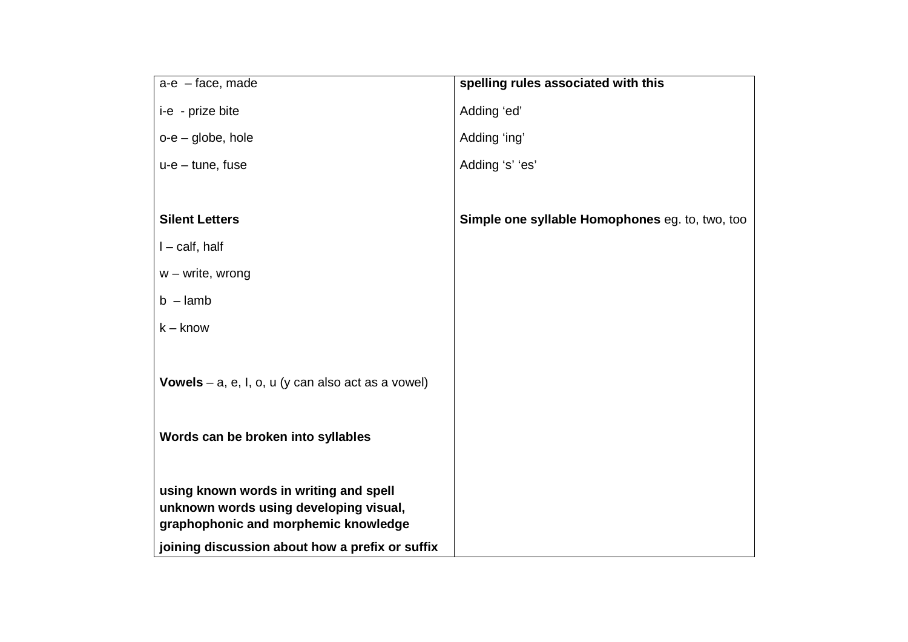| a-e – face, made<br><br>i-e - prize bite<br><br>o-e – globe, hole<br><br>u-e – tune, fuse<br><br><br>**Silent Letters**<br><br>l – calf, half<br><br>w – write, wrong<br><br>b – lamb<br><br>k – know<br><br><br>**Vowels** – a, e, I, o, u (y can also act as a vowel)<br><br><br>**Words can be broken into syllables**<br><br><br>**using known words in writing and spell unknown words using developing visual, graphophonic and morphemic knowledge**<br><br>**joining discussion about how a prefix or suffix** | **spelling rules associated with this**<br><br>Adding 'ed'<br><br>Adding 'ing'<br><br>Adding 's' 'es'<br><br><br>**Simple one syllable Homophones** eg. to, two, too |
|---|---|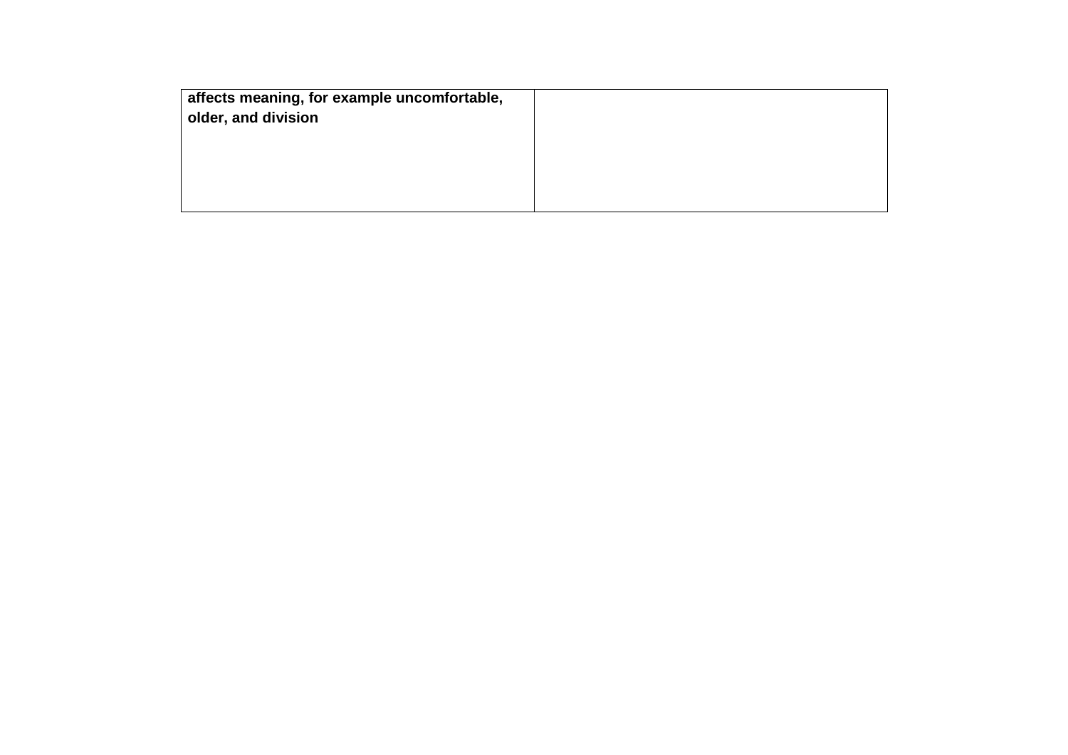| **affects meaning, for example uncomfortable, older, and division** | |
|---|---|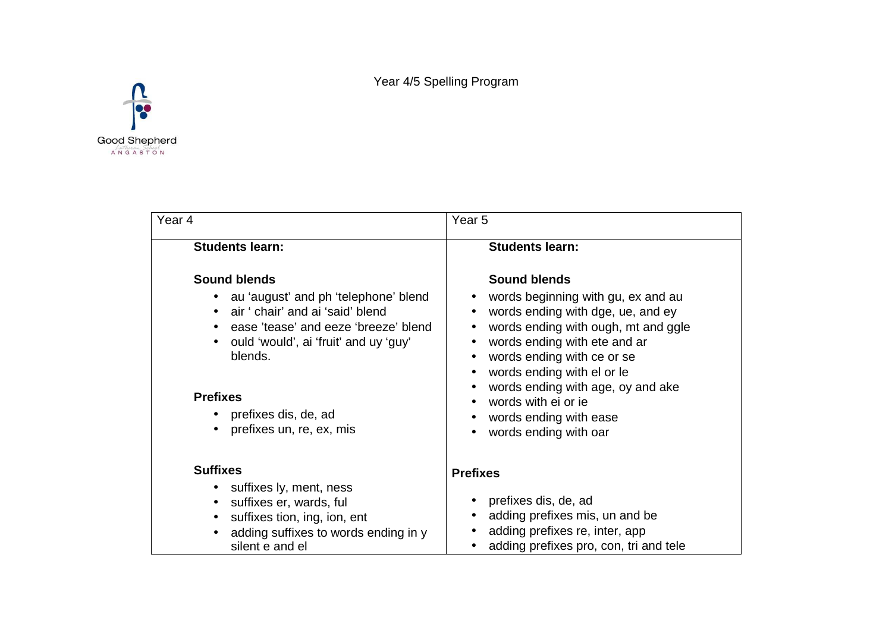Good Shepherd Lutheran School ANGASTON

# Year 4/5 Spelling Program

| Year 4 | Year 5 |
|---|---|
| **Students learn:**<br><br>**Sound blends**<br>• au 'august' and ph 'telephone' blend<br>• air ' chair' and ai 'said' blend<br>• ease 'tease' and eeze 'breeze' blend<br>• ould 'would', ai 'fruit' and uy 'guy' blends.<br><br>**Prefixes**<br>• prefixes dis, de, ad<br>• prefixes un, re, ex, mis<br><br>**Suffixes**<br>• suffixes ly, ment, ness<br>• suffixes er, wards, ful<br>• suffixes tion, ing, ion, ent<br>• adding suffixes to words ending in y silent e and el | **Students learn:**<br><br>**Sound blends**<br>• words beginning with gu, ex and au<br>• words ending with dge, ue, and ey<br>• words ending with ough, mt and ggle<br>• words ending with ete and ar<br>• words ending with ce or se<br>• words ending with el or le<br>• words ending with age, oy and ake<br>• words with ei or ie<br>• words ending with ease<br>• words ending with oar<br><br>**Prefixes**<br>• prefixes dis, de, ad<br>• adding prefixes mis, un and be<br>• adding prefixes re, inter, app<br>• adding prefixes pro, con, tri and tele |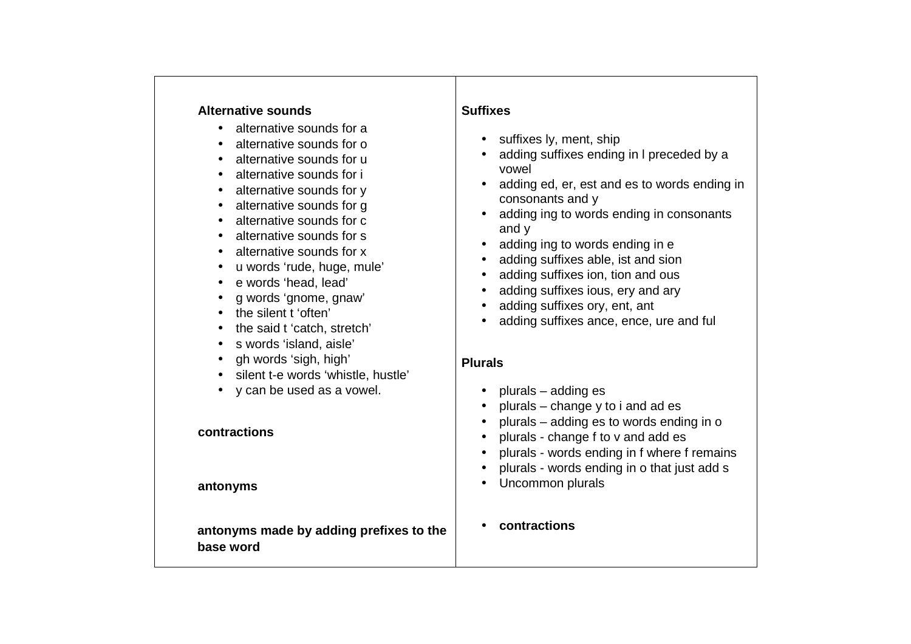**Alternative sounds**

- alternative sounds for a
- alternative sounds for o
- alternative sounds for u
- alternative sounds for i
- alternative sounds for y
- alternative sounds for g
- alternative sounds for c
- alternative sounds for s
- alternative sounds for x
- u words ‘rude, huge, mule’
- e words ‘head, lead’
- g words ‘gnome, gnaw’
- the silent t ‘often’
- the said t ‘catch, stretch’
- s words ‘island, aisle’
- gh words ‘sigh, high’
- silent t-e words ‘whistle, hustle’
- y can be used as a vowel.

**contractions**

**antonyms**

**antonyms made by adding prefixes to the base word**

**Suffixes**

- suffixes ly, ment, ship
- adding suffixes ending in l preceded by a vowel
- adding ed, er, est and es to words ending in consonants and y
- adding ing to words ending in consonants and y
- adding ing to words ending in e
- adding suffixes able, ist and sion
- adding suffixes ion, tion and ous
- adding suffixes ious, ery and ary
- adding suffixes ory, ent, ant
- adding suffixes ance, ence, ure and ful

**Plurals**

- plurals – adding es
- plurals – change y to i and ad es
- plurals – adding es to words ending in o
- plurals - change f to v and add es
- plurals - words ending in f where f remains
- plurals - words ending in o that just add s
- Uncommon plurals

- **contractions**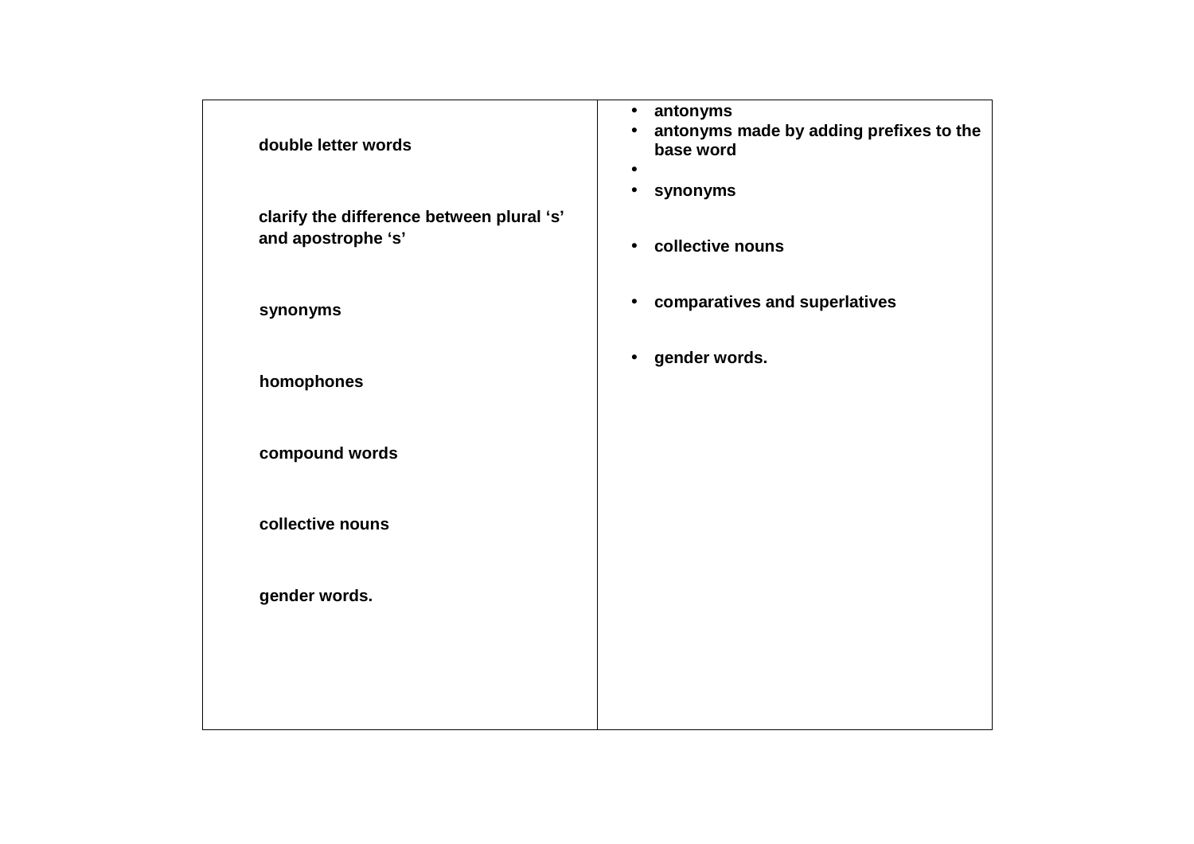| | |
|---|---|
| **double letter words**<br><br>**clarify the difference between plural ‘s’ and apostrophe ‘s’**<br><br>**synonyms**<br><br>**homophones**<br><br>**compound words**<br><br>**collective nouns**<br><br>**gender words.** | • **antonyms**<br>• **antonyms made by adding prefixes to the base word**<br>•<br>• **synonyms**<br><br>• **collective nouns**<br><br>• **comparatives and superlatives**<br><br>• **gender words.** |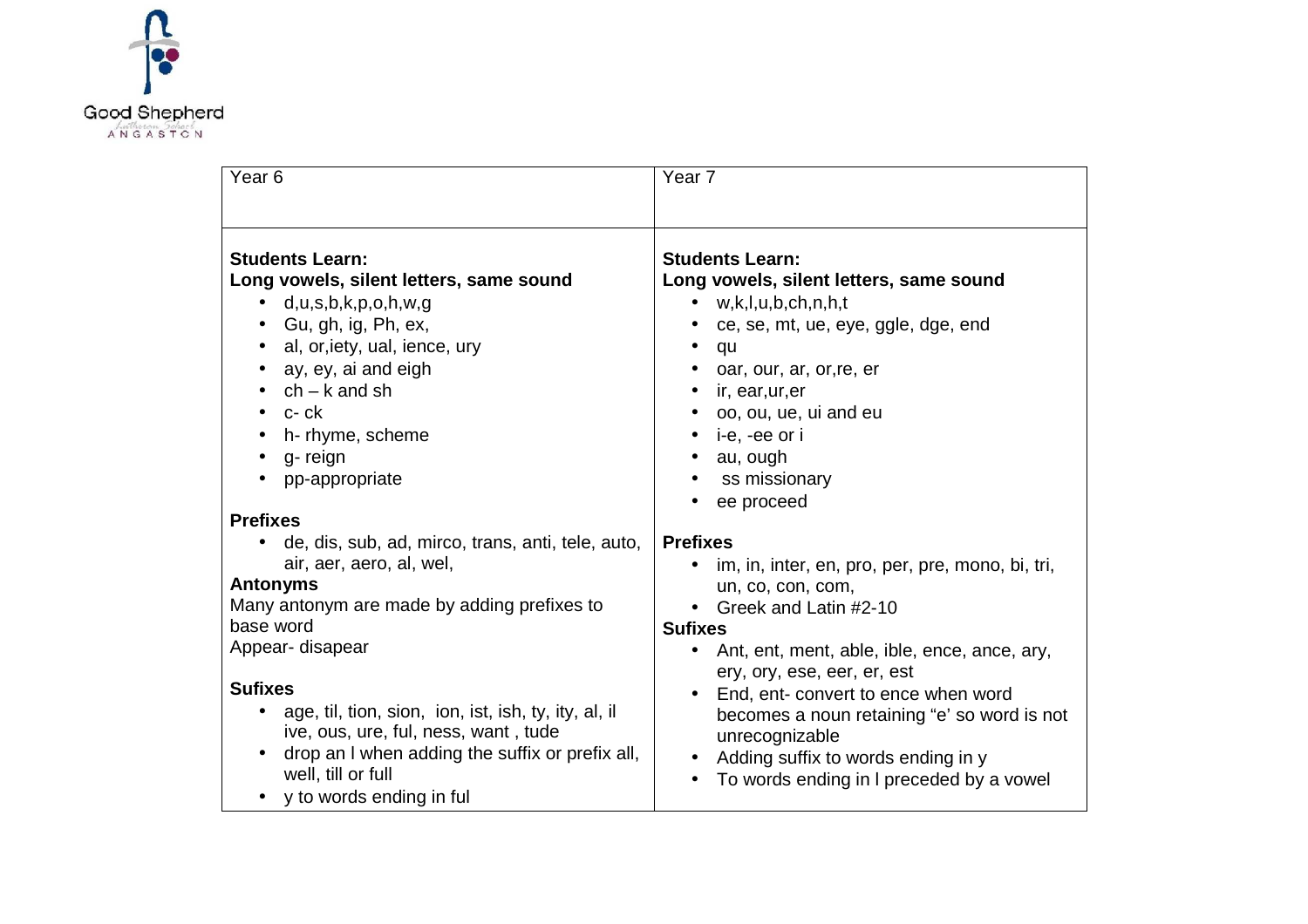Good Shepherd
Lutheran School
ANGASTON

<table>
<tr>
<th>Year 6</th>
<th>Year 7</th>
</tr>
<tr>
<td>

**Students Learn:**
**Long vowels, silent letters, same sound**

- d,u,s,b,k,p,o,h,w,g
- Gu, gh, ig, Ph, ex,
- al, or,iety, ual, ience, ury
- ay, ey, ai and eigh
- ch – k and sh
- c- ck
- h- rhyme, scheme
- g- reign
- pp-appropriate

**Prefixes**

- de, dis, sub, ad, mirco, trans, anti, tele, auto, air, aer, aero, al, wel,

**Antonyms**
Many antonym are made by adding prefixes to base word
Appear- disapear

**Sufixes**

- age, til, tion, sion, ion, ist, ish, ty, ity, al, il ive, ous, ure, ful, ness, want , tude
- drop an l when adding the suffix or prefix all, well, till or full
- y to words ending in ful

</td>
<td>

**Students Learn:**
**Long vowels, silent letters, same sound**

- w,k,l,u,b,ch,n,h,t
- ce, se, mt, ue, eye, ggle, dge, end
- qu
- oar, our, ar, or,re, er
- ir, ear,ur,er
- oo, ou, ue, ui and eu
- i-e, -ee or i
- au, ough
- ss missionary
- ee proceed

**Prefixes**

- im, in, inter, en, pro, per, pre, mono, bi, tri, un, co, con, com,
- Greek and Latin #2-10

**Sufixes**

- Ant, ent, ment, able, ible, ence, ance, ary, ery, ory, ese, eer, er, est
- End, ent- convert to ence when word becomes a noun retaining "e' so word is not unrecognizable
- Adding suffix to words ending in y
- To words ending in l preceded by a vowel

</td>
</tr>
</table>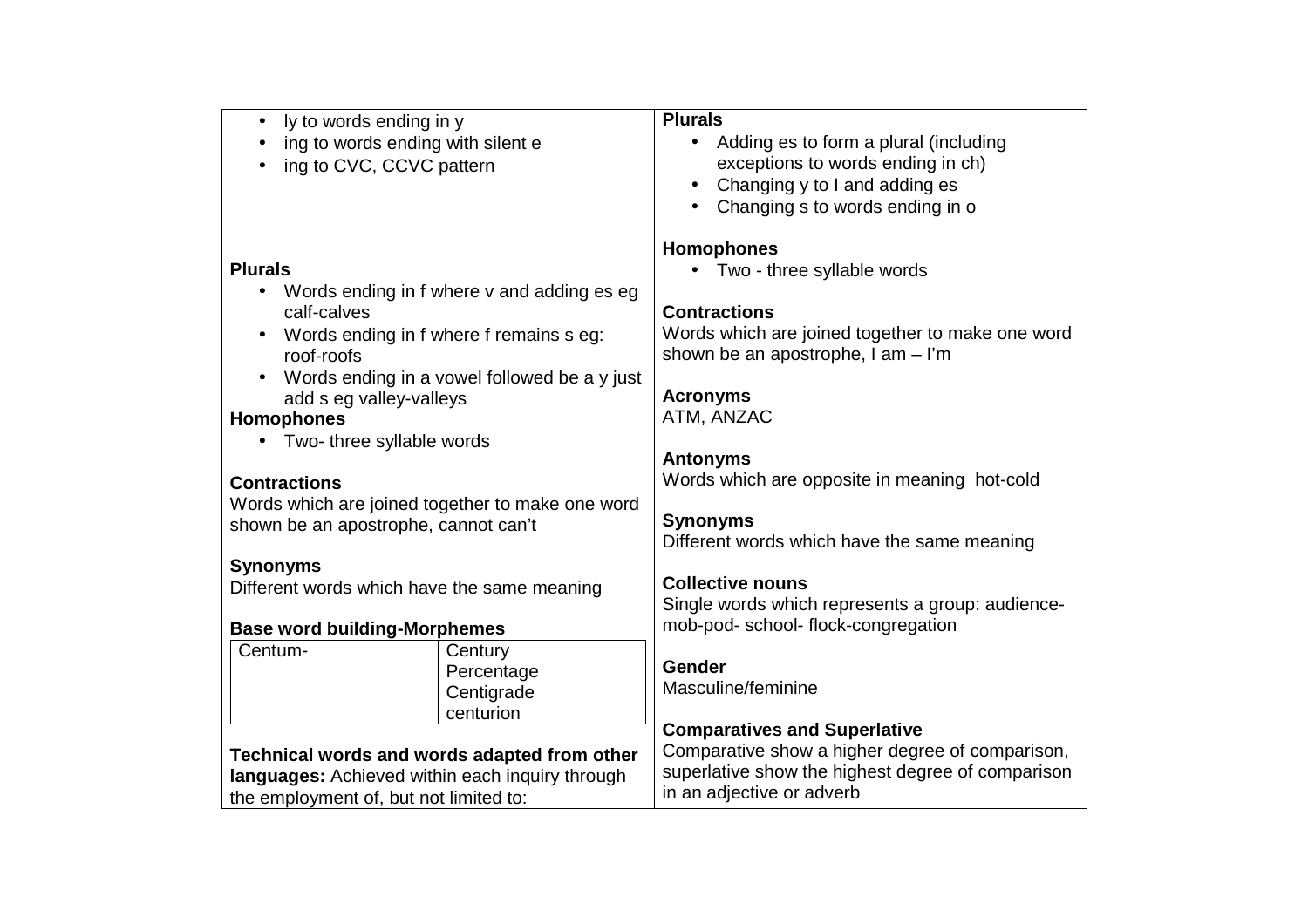- ly to words ending in y
- ing to words ending with silent e
- ing to CVC, CCVC pattern

**Plurals**

- Words ending in f where v and adding es eg calf-calves
- Words ending in f where f remains s eg: roof-roofs
- Words ending in a vowel followed be a y just add s eg valley-valleys

**Homophones**

- Two- three syllable words

**Contractions**

Words which are joined together to make one word shown be an apostrophe, cannot can't

**Synonyms**

Different words which have the same meaning

**Base word building-Morphemes**

| Centum- | Century<br>Percentage<br>Centigrade<br>centurion |
|---|---|

**Technical words and words adapted from other languages:** Achieved within each inquiry through the employment of, but not limited to:

**Plurals**

- Adding es to form a plural (including exceptions to words ending in ch)
- Changing y to I and adding es
- Changing s to words ending in o

**Homophones**

- Two - three syllable words

**Contractions**

Words which are joined together to make one word shown be an apostrophe, I am – I'm

**Acronyms**

ATM, ANZAC

**Antonyms**

Words which are opposite in meaning hot-cold

**Synonyms**

Different words which have the same meaning

**Collective nouns**

Single words which represents a group: audience-mob-pod- school- flock-congregation

**Gender**

Masculine/feminine

**Comparatives and Superlative**

Comparative show a higher degree of comparison, superlative show the highest degree of comparison in an adjective or adverb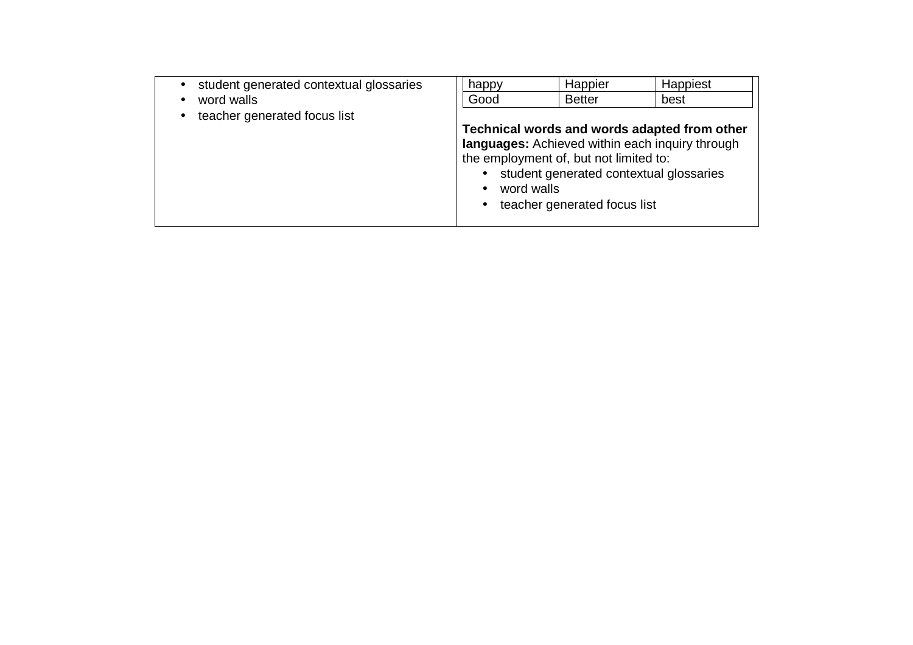| | |
|---|---|
| • student generated contextual glossaries<br>• word walls<br>• teacher generated focus list | <table><tr><td>happy</td><td>Happier</td><td>Happiest</td></tr><tr><td>Good</td><td>Better</td><td>best</td></tr></table><br>**Technical words and words adapted from other languages:** Achieved within each inquiry through the employment of, but not limited to:<br>• student generated contextual glossaries<br>• word walls<br>• teacher generated focus list |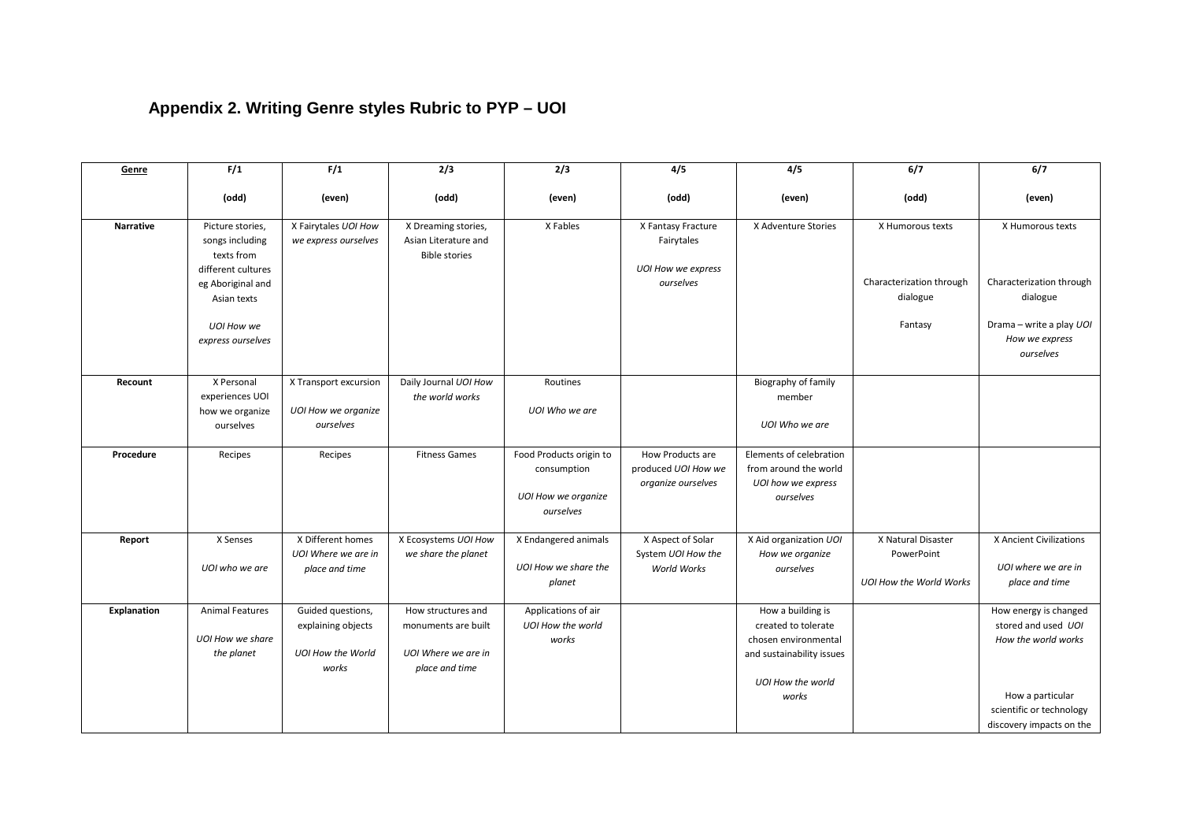## Appendix 2. Writing Genre styles Rubric to PYP – UOI

| <u>Genre</u> | F/1 (odd) | F/1 (even) | 2/3 (odd) | 2/3 (even) | 4/5 (odd) | 4/5 (even) | 6/7 (odd) | 6/7 (even) |
|---|---|---|---|---|---|---|---|---|
| **Narrative** | Picture stories, songs including texts from different cultures eg Aboriginal and Asian texts *UOI How we express ourselves* | X Fairytales *UOI How we express ourselves* | X Dreaming stories, Asian Literature and Bible stories | X Fables | X Fantasy Fracture Fairytales *UOI How we express ourselves* | X Adventure Stories | X Humorous texts Characterization through dialogue Fantasy | X Humorous texts Characterization through dialogue Drama – write a play *UOI How we express ourselves* |
| **Recount** | X Personal experiences UOI how we organize ourselves | X Transport excursion *UOI How we organize ourselves* | Daily Journal *UOI How the world works* | Routines *UOI Who we are* | | Biography of family member *UOI Who we are* | | |
| **Procedure** | Recipes | Recipes | Fitness Games | Food Products origin to consumption *UOI How we organize ourselves* | How Products are produced *UOI How we organize ourselves* | Elements of celebration from around the world *UOI how we express ourselves* | | |
| **Report** | X Senses *UOI who we are* | X Different homes *UOI Where we are in place and time* | X Ecosystems *UOI How we share the planet* | X Endangered animals *UOI How we share the planet* | X Aspect of Solar System *UOI How the World Works* | X Aid organization *UOI How we organize ourselves* | X Natural Disaster PowerPoint *UOI How the World Works* | X Ancient Civilizations *UOI where we are in place and time* |
| **Explanation** | Animal Features *UOI How we share the planet* | Guided questions, explaining objects *UOI How the World works* | How structures and monuments are built *UOI Where we are in place and time* | Applications of air *UOI How the world works* | | How a building is created to tolerate chosen environmental and sustainability issues *UOI How the world works* | | How energy is changed stored and used *UOI How the world works* How a particular scientific or technology discovery impacts on the |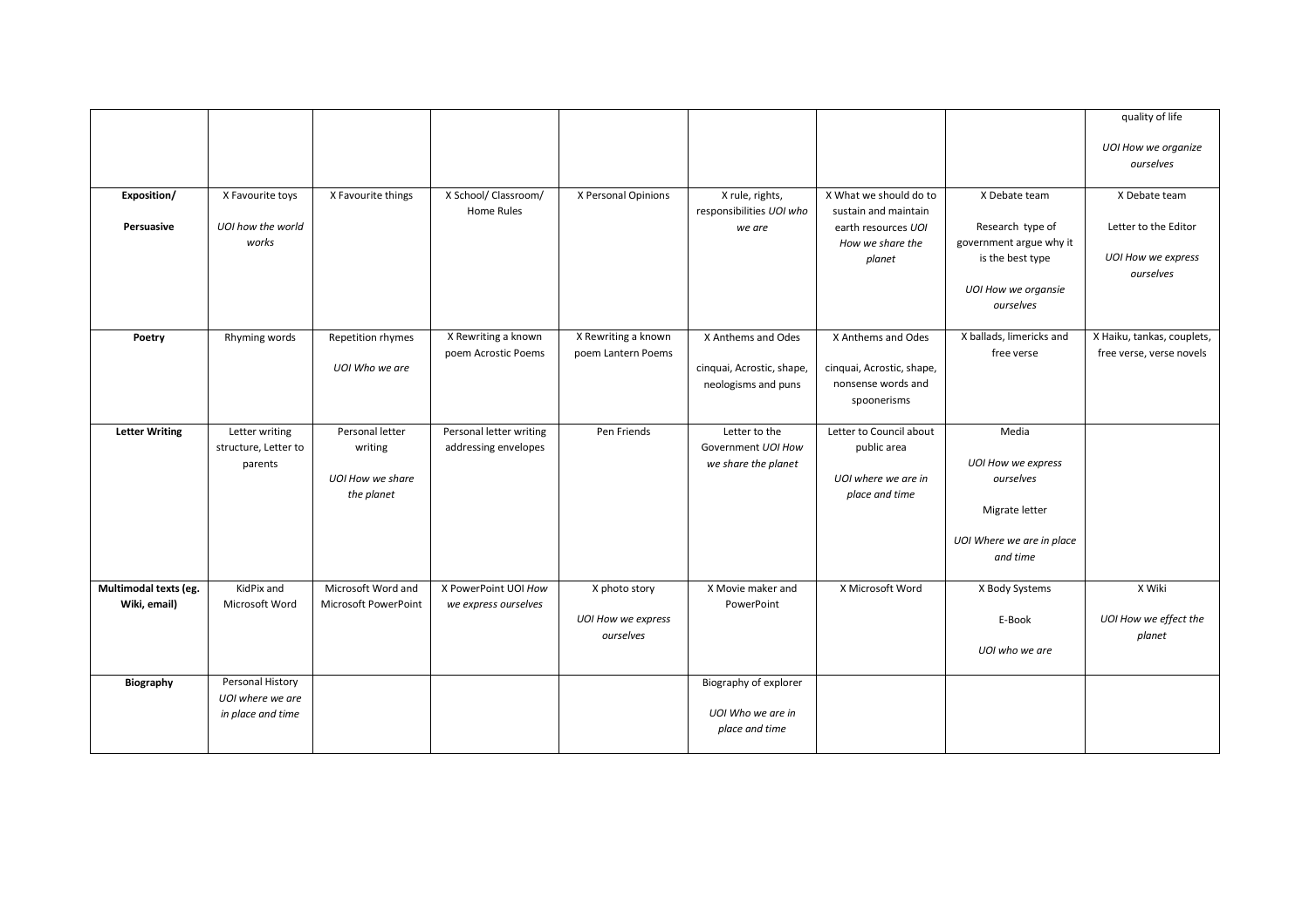| | | | | | | | | |
|---|---|---|---|---|---|---|---|---|
| | | | | | | | | quality of life *UOI How we organize ourselves* |
| **Exposition/ Persuasive** | X Favourite toys *UOI how the world works* | X Favourite things | X School/ Classroom/ Home Rules | X Personal Opinions | X rule, rights, responsibilities *UOI who we are* | X What we should do to sustain and maintain earth resources *UOI How we share the planet* | X Debate team Research type of government argue why it is the best type *UOI How we organsie ourselves* | X Debate team Letter to the Editor *UOI How we express ourselves* |
| **Poetry** | Rhyming words | Repetition rhymes *UOI Who we are* | X Rewriting a known poem Acrostic Poems | X Rewriting a known poem Lantern Poems | X Anthems and Odes cinquai, Acrostic, shape, neologisms and puns | X Anthems and Odes cinquai, Acrostic, shape, nonsense words and spoonerisms | X ballads, limericks and free verse | X Haiku, tankas, couplets, free verse, verse novels |
| **Letter Writing** | Letter writing structure, Letter to parents | Personal letter writing *UOI How we share the planet* | Personal letter writing addressing envelopes | Pen Friends | Letter to the Government *UOI How we share the planet* | Letter to Council about public area *UOI where we are in place and time* | Media *UOI How we express ourselves* Migrate letter *UOI Where we are in place and time* | |
| **Multimodal texts (eg. Wiki, email)** | KidPix and Microsoft Word | Microsoft Word and Microsoft PowerPoint | X PowerPoint UOI *How we express ourselves* | X photo story *UOI How we express ourselves* | X Movie maker and PowerPoint | X Microsoft Word | X Body Systems E-Book *UOI who we are* | X Wiki *UOI How we effect the planet* |
| **Biography** | Personal History *UOI where we are in place and time* | | | | Biography of explorer *UOI Who we are in place and time* | | | |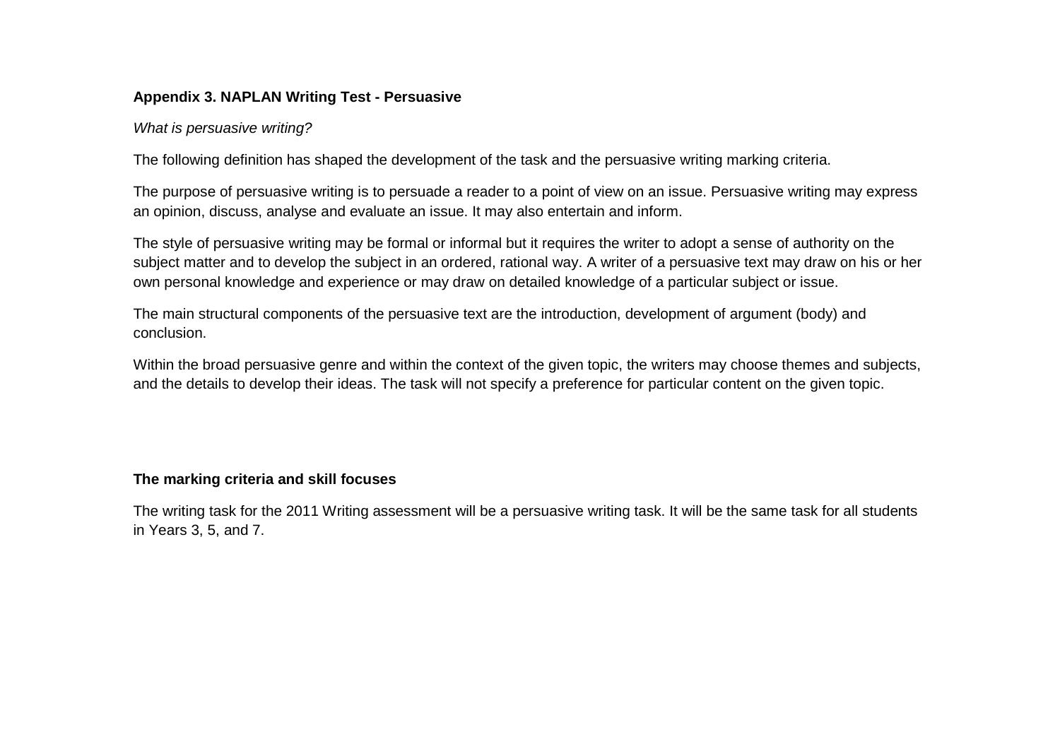## Appendix 3. NAPLAN Writing Test - Persuasive

*What is persuasive writing?*

The following definition has shaped the development of the task and the persuasive writing marking criteria.

The purpose of persuasive writing is to persuade a reader to a point of view on an issue. Persuasive writing may express an opinion, discuss, analyse and evaluate an issue. It may also entertain and inform.

The style of persuasive writing may be formal or informal but it requires the writer to adopt a sense of authority on the subject matter and to develop the subject in an ordered, rational way. A writer of a persuasive text may draw on his or her own personal knowledge and experience or may draw on detailed knowledge of a particular subject or issue.

The main structural components of the persuasive text are the introduction, development of argument (body) and conclusion.

Within the broad persuasive genre and within the context of the given topic, the writers may choose themes and subjects, and the details to develop their ideas. The task will not specify a preference for particular content on the given topic.

### The marking criteria and skill focuses

The writing task for the 2011 Writing assessment will be a persuasive writing task. It will be the same task for all students in Years 3, 5, and 7.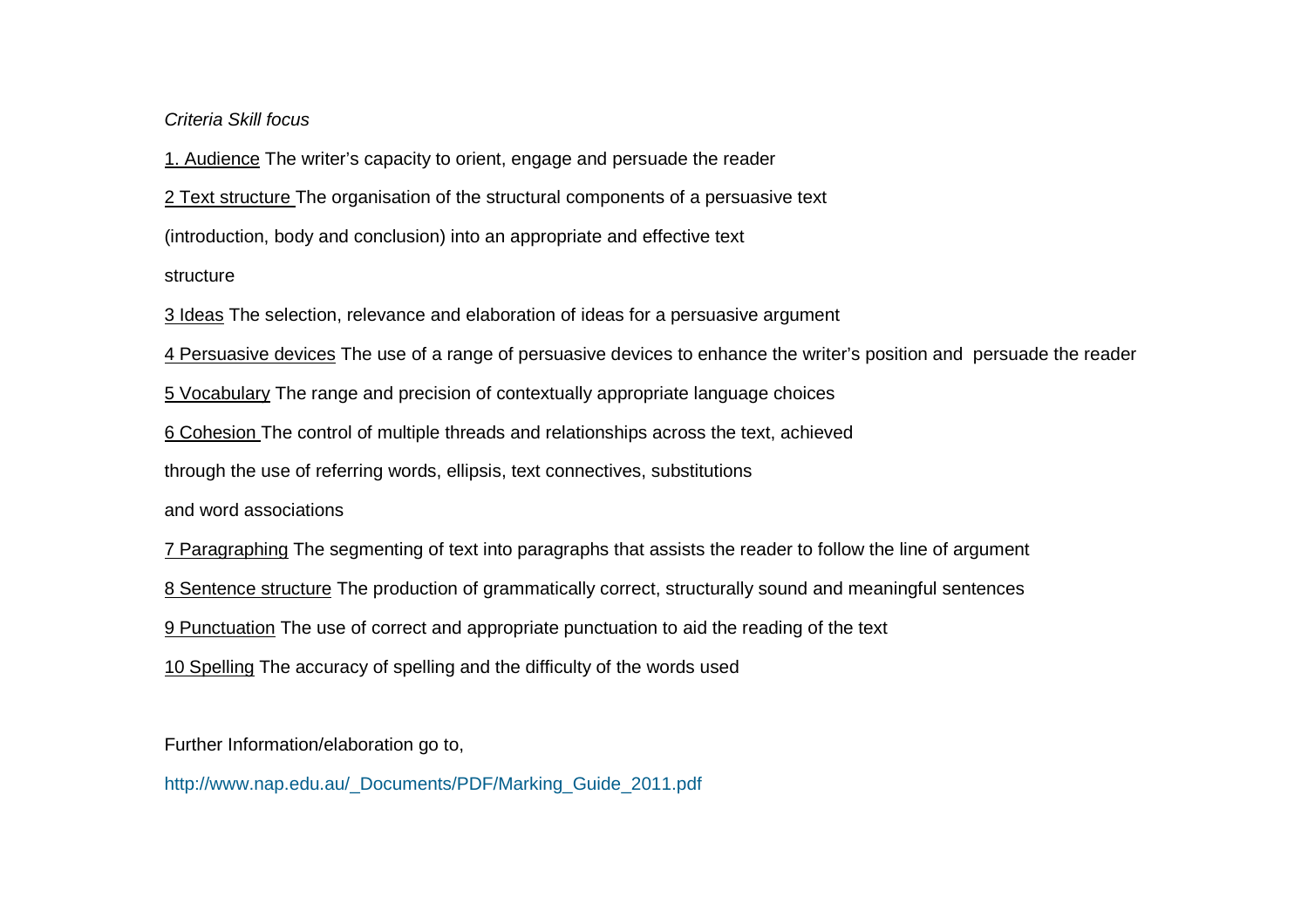*Criteria Skill focus*

1. Audience The writer's capacity to orient, engage and persuade the reader

2 Text structure The organisation of the structural components of a persuasive text (introduction, body and conclusion) into an appropriate and effective text structure

3 Ideas The selection, relevance and elaboration of ideas for a persuasive argument

4 Persuasive devices The use of a range of persuasive devices to enhance the writer's position and persuade the reader

5 Vocabulary The range and precision of contextually appropriate language choices

6 Cohesion The control of multiple threads and relationships across the text, achieved through the use of referring words, ellipsis, text connectives, substitutions and word associations

7 Paragraphing The segmenting of text into paragraphs that assists the reader to follow the line of argument

8 Sentence structure The production of grammatically correct, structurally sound and meaningful sentences

9 Punctuation The use of correct and appropriate punctuation to aid the reading of the text

10 Spelling The accuracy of spelling and the difficulty of the words used

Further Information/elaboration go to,

http://www.nap.edu.au/_Documents/PDF/Marking_Guide_2011.pdf